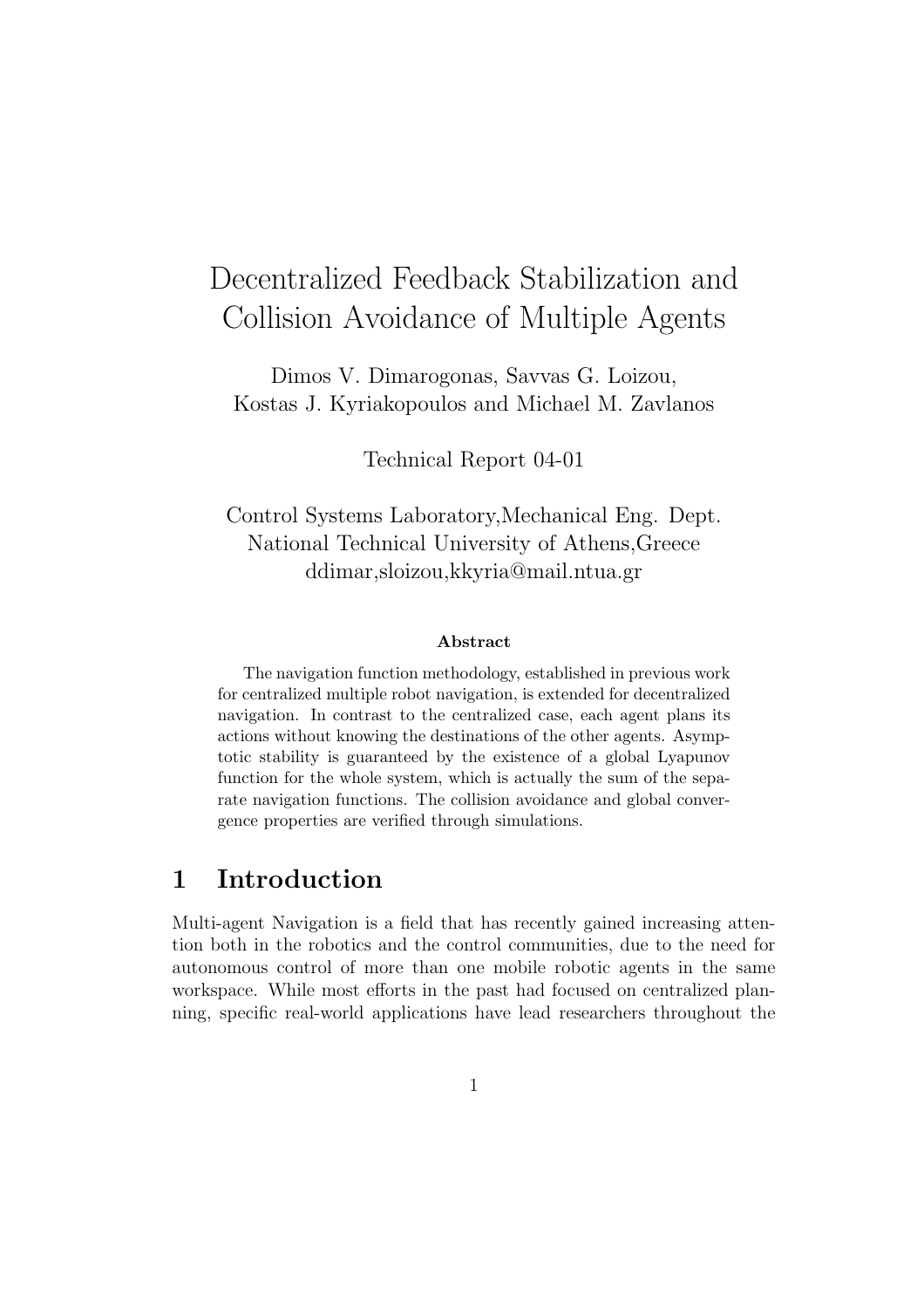# Decentralized Feedback Stabilization and Collision Avoidance of Multiple Agents

Dimos V. Dimarogonas, Savvas G. Loizou,
Kostas J. Kyriakopoulos and Michael M. Zavlanos

Technical Report 04-01

Control Systems Laboratory,Mechanical Eng. Dept.
National Technical University of Athens,Greece
ddimar,sloizou,kkyria@mail.ntua.gr

**Abstract**

The navigation function methodology, established in previous work for centralized multiple robot navigation, is extended for decentralized navigation. In contrast to the centralized case, each agent plans its actions without knowing the destinations of the other agents. Asymptotic stability is guaranteed by the existence of a global Lyapunov function for the whole system, which is actually the sum of the separate navigation functions. The collision avoidance and global convergence properties are verified through simulations.

## 1 Introduction

Multi-agent Navigation is a field that has recently gained increasing attention both in the robotics and the control communities, due to the need for autonomous control of more than one mobile robotic agents in the same workspace. While most efforts in the past had focused on centralized planning, specific real-world applications have lead researchers throughout the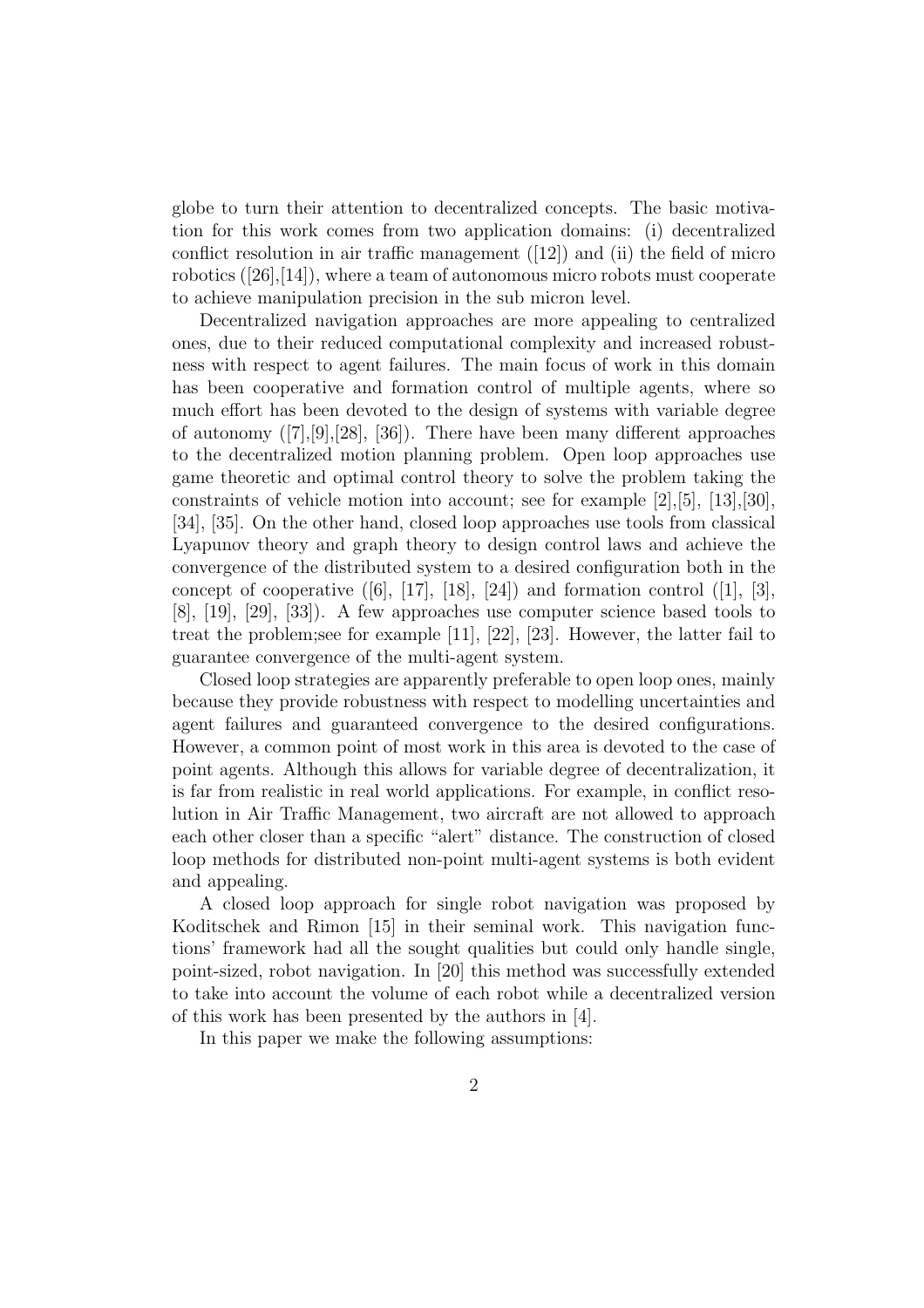globe to turn their attention to decentralized concepts. The basic motivation for this work comes from two application domains: (i) decentralized conflict resolution in air traffic management ([12]) and (ii) the field of micro robotics ([26],[14]), where a team of autonomous micro robots must cooperate to achieve manipulation precision in the sub micron level.

Decentralized navigation approaches are more appealing to centralized ones, due to their reduced computational complexity and increased robustness with respect to agent failures. The main focus of work in this domain has been cooperative and formation control of multiple agents, where so much effort has been devoted to the design of systems with variable degree of autonomy ([7],[9],[28], [36]). There have been many different approaches to the decentralized motion planning problem. Open loop approaches use game theoretic and optimal control theory to solve the problem taking the constraints of vehicle motion into account; see for example [2],[5], [13],[30], [34], [35]. On the other hand, closed loop approaches use tools from classical Lyapunov theory and graph theory to design control laws and achieve the convergence of the distributed system to a desired configuration both in the concept of cooperative ([6], [17], [18], [24]) and formation control ([1], [3], [8], [19], [29], [33]). A few approaches use computer science based tools to treat the problem;see for example [11], [22], [23]. However, the latter fail to guarantee convergence of the multi-agent system.

Closed loop strategies are apparently preferable to open loop ones, mainly because they provide robustness with respect to modelling uncertainties and agent failures and guaranteed convergence to the desired configurations. However, a common point of most work in this area is devoted to the case of point agents. Although this allows for variable degree of decentralization, it is far from realistic in real world applications. For example, in conflict resolution in Air Traffic Management, two aircraft are not allowed to approach each other closer than a specific "alert" distance. The construction of closed loop methods for distributed non-point multi-agent systems is both evident and appealing.

A closed loop approach for single robot navigation was proposed by Koditschek and Rimon [15] in their seminal work. This navigation functions' framework had all the sought qualities but could only handle single, point-sized, robot navigation. In [20] this method was successfully extended to take into account the volume of each robot while a decentralized version of this work has been presented by the authors in [4].

In this paper we make the following assumptions: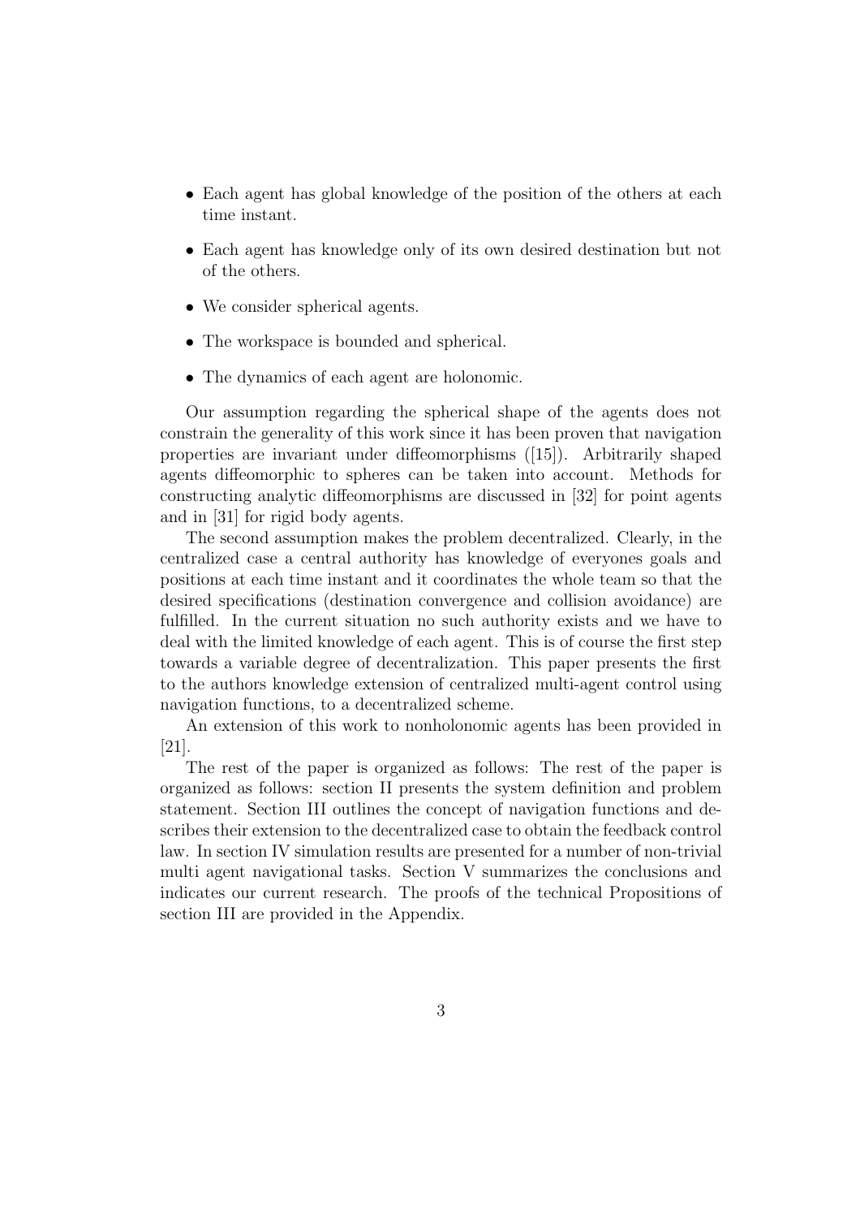- Each agent has global knowledge of the position of the others at each time instant.
- Each agent has knowledge only of its own desired destination but not of the others.
- We consider spherical agents.
- The workspace is bounded and spherical.
- The dynamics of each agent are holonomic.

Our assumption regarding the spherical shape of the agents does not constrain the generality of this work since it has been proven that navigation properties are invariant under diffeomorphisms ([15]). Arbitrarily shaped agents diffeomorphic to spheres can be taken into account. Methods for constructing analytic diffeomorphisms are discussed in [32] for point agents and in [31] for rigid body agents.

The second assumption makes the problem decentralized. Clearly, in the centralized case a central authority has knowledge of everyones goals and positions at each time instant and it coordinates the whole team so that the desired specifications (destination convergence and collision avoidance) are fulfilled. In the current situation no such authority exists and we have to deal with the limited knowledge of each agent. This is of course the first step towards a variable degree of decentralization. This paper presents the first to the authors knowledge extension of centralized multi-agent control using navigation functions, to a decentralized scheme.

An extension of this work to nonholonomic agents has been provided in [21].

The rest of the paper is organized as follows: The rest of the paper is organized as follows: section II presents the system definition and problem statement. Section III outlines the concept of navigation functions and describes their extension to the decentralized case to obtain the feedback control law. In section IV simulation results are presented for a number of non-trivial multi agent navigational tasks. Section V summarizes the conclusions and indicates our current research. The proofs of the technical Propositions of section III are provided in the Appendix.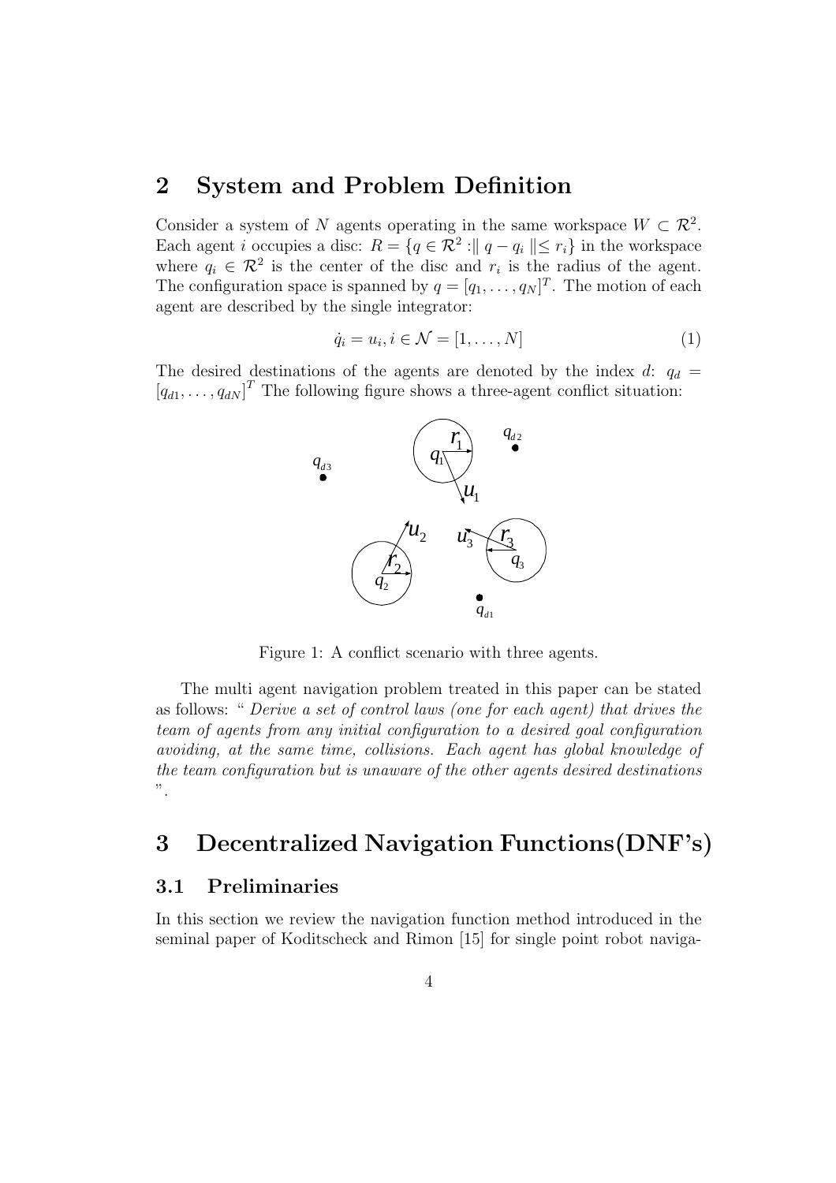## 2 System and Problem Definition

Consider a system of $N$ agents operating in the same workspace $W \subset \mathcal{R}^2$. Each agent $i$ occupies a disc: $R = \{q \in \mathcal{R}^2 : \parallel q - q_i \parallel \leq r_i\}$ in the workspace where $q_i \in \mathcal{R}^2$ is the center of the disc and $r_i$ is the radius of the agent. The configuration space is spanned by $q = [q_1, \ldots, q_N]^T$. The motion of each agent are described by the single integrator:

$$\dot{q}_i = u_i, i \in \mathcal{N} = [1, \ldots, N] \tag{1}$$

The desired destinations of the agents are denoted by the index $d$: $q_d = [q_{d1}, \ldots, q_{dN}]^T$ The following figure shows a three-agent conflict situation:

Figure 1: A conflict scenario with three agents.

The multi agent navigation problem treated in this paper can be stated as follows: " *Derive a set of control laws (one for each agent) that drives the team of agents from any initial configuration to a desired goal configuration avoiding, at the same time, collisions. Each agent has global knowledge of the team configuration but is unaware of the other agents desired destinations* ".

## 3 Decentralized Navigation Functions(DNF's)

### 3.1 Preliminaries

In this section we review the navigation function method introduced in the seminal paper of Koditscheck and Rimon [15] for single point robot naviga-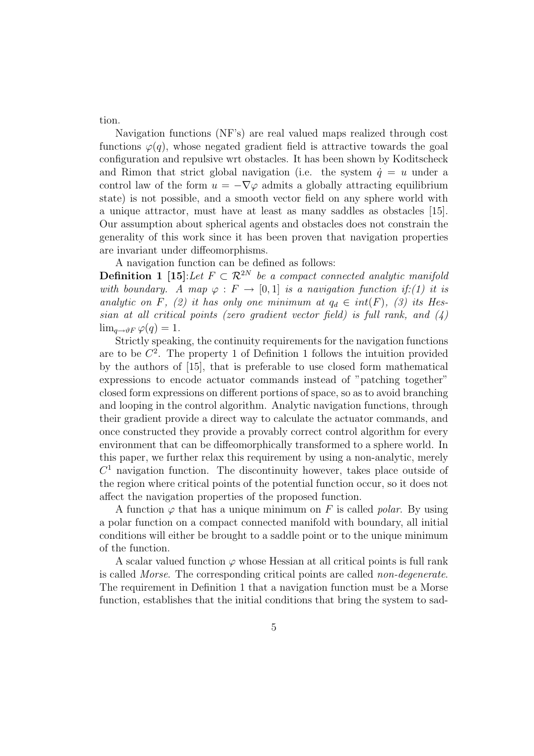tion.

Navigation functions (NF's) are real valued maps realized through cost functions $\varphi(q)$, whose negated gradient field is attractive towards the goal configuration and repulsive wrt obstacles. It has been shown by Koditscheck and Rimon that strict global navigation (i.e. the system $\dot{q} = u$ under a control law of the form $u = -\nabla\varphi$ admits a globally attracting equilibrium state) is not possible, and a smooth vector field on any sphere world with a unique attractor, must have at least as many saddles as obstacles [15]. Our assumption about spherical agents and obstacles does not constrain the generality of this work since it has been proven that navigation properties are invariant under diffeomorphisms.

A navigation function can be defined as follows:

**Definition 1 [15]**:*Let $F \subset \mathcal{R}^{2N}$ be a compact connected analytic manifold with boundary. A map $\varphi : F \to [0, 1]$ is a navigation function if:(1) it is analytic on $F$, (2) it has only one minimum at $q_d \in int(F)$, (3) its Hessian at all critical points (zero gradient vector field) is full rank, and (4)* $\lim_{q \to \vartheta F} \varphi(q) = 1$.

Strictly speaking, the continuity requirements for the navigation functions are to be $C^2$. The property 1 of Definition 1 follows the intuition provided by the authors of [15], that is preferable to use closed form mathematical expressions to encode actuator commands instead of "patching together" closed form expressions on different portions of space, so as to avoid branching and looping in the control algorithm. Analytic navigation functions, through their gradient provide a direct way to calculate the actuator commands, and once constructed they provide a provably correct control algorithm for every environment that can be diffeomorphically transformed to a sphere world. In this paper, we further relax this requirement by using a non-analytic, merely $C^1$ navigation function. The discontinuity however, takes place outside of the region where critical points of the potential function occur, so it does not affect the navigation properties of the proposed function.

A function $\varphi$ that has a unique minimum on $F$ is called *polar*. By using a polar function on a compact connected manifold with boundary, all initial conditions will either be brought to a saddle point or to the unique minimum of the function.

A scalar valued function $\varphi$ whose Hessian at all critical points is full rank is called *Morse*. The corresponding critical points are called *non-degenerate*. The requirement in Definition 1 that a navigation function must be a Morse function, establishes that the initial conditions that bring the system to sad-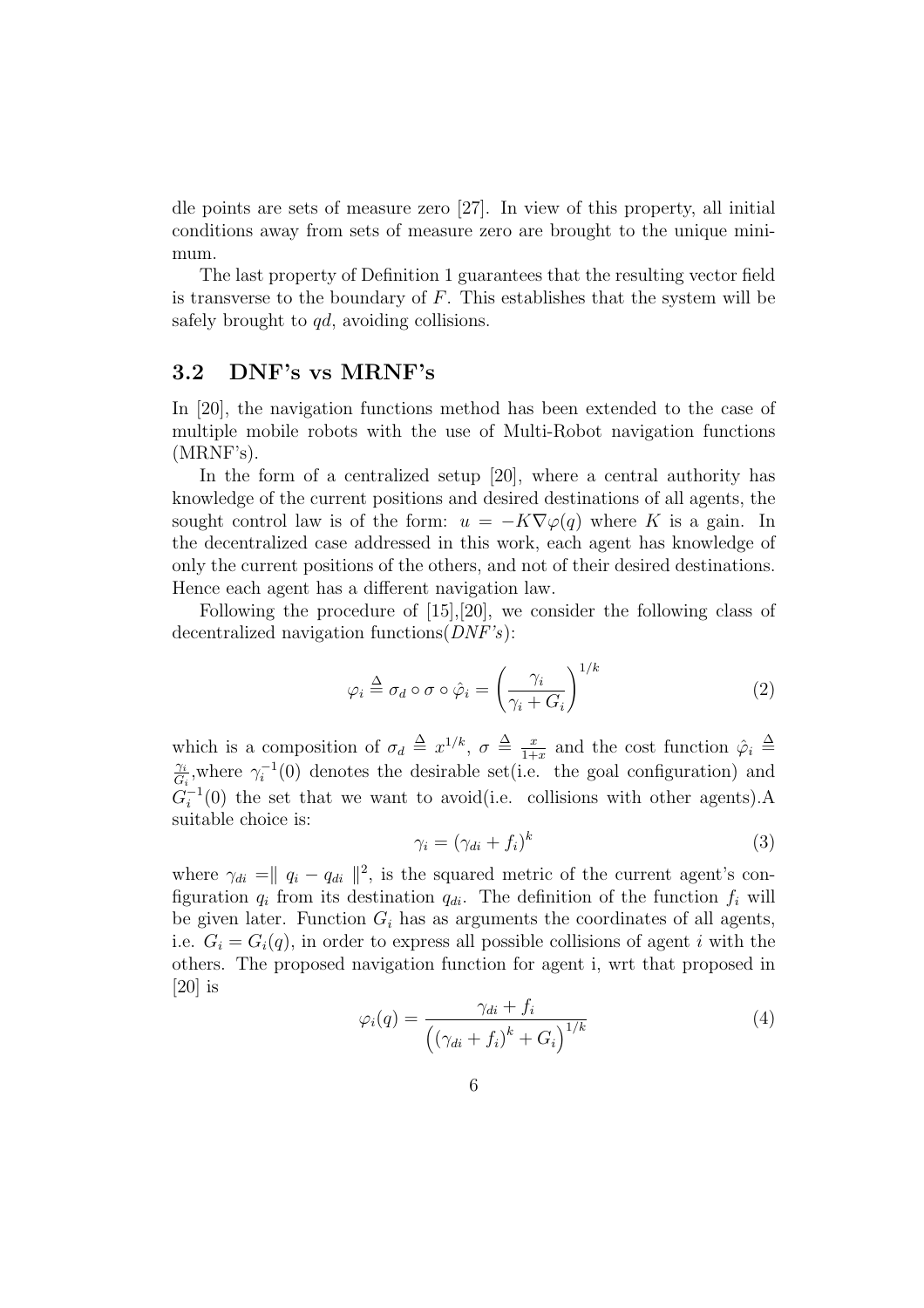dle points are sets of measure zero [27]. In view of this property, all initial conditions away from sets of measure zero are brought to the unique minimum.

The last property of Definition 1 guarantees that the resulting vector field is transverse to the boundary of $F$. This establishes that the system will be safely brought to $qd$, avoiding collisions.

### 3.2 DNF's vs MRNF's

In [20], the navigation functions method has been extended to the case of multiple mobile robots with the use of Multi-Robot navigation functions (MRNF's).

In the form of a centralized setup [20], where a central authority has knowledge of the current positions and desired destinations of all agents, the sought control law is of the form: $u = -K\nabla\varphi(q)$ where $K$ is a gain. In the decentralized case addressed in this work, each agent has knowledge of only the current positions of the others, and not of their desired destinations. Hence each agent has a different navigation law.

Following the procedure of [15],[20], we consider the following class of decentralized navigation functions(*DNF's*):

$$\varphi_i \triangleq \sigma_d \circ \sigma \circ \hat{\varphi}_i = \left(\frac{\gamma_i}{\gamma_i + G_i}\right)^{1/k} \tag{2}$$

which is a composition of $\sigma_d \triangleq x^{1/k}$, $\sigma \triangleq \frac{x}{1+x}$ and the cost function $\hat{\varphi}_i \triangleq \frac{\gamma_i}{G_i}$,where $\gamma_i^{-1}(0)$ denotes the desirable set(i.e. the goal configuration) and $G_i^{-1}(0)$ the set that we want to avoid(i.e. collisions with other agents).A suitable choice is:

$$\gamma_i = (\gamma_{di} + f_i)^k \tag{3}$$

where $\gamma_{di} = \parallel q_i - q_{di} \parallel^2$, is the squared metric of the current agent's configuration $q_i$ from its destination $q_{di}$. The definition of the function $f_i$ will be given later. Function $G_i$ has as arguments the coordinates of all agents, i.e. $G_i = G_i(q)$, in order to express all possible collisions of agent $i$ with the others. The proposed navigation function for agent i, wrt that proposed in [20] is

$$\varphi_i(q) = \frac{\gamma_{di} + f_i}{\left((\gamma_{di} + f_i)^k + G_i\right)^{1/k}} \tag{4}$$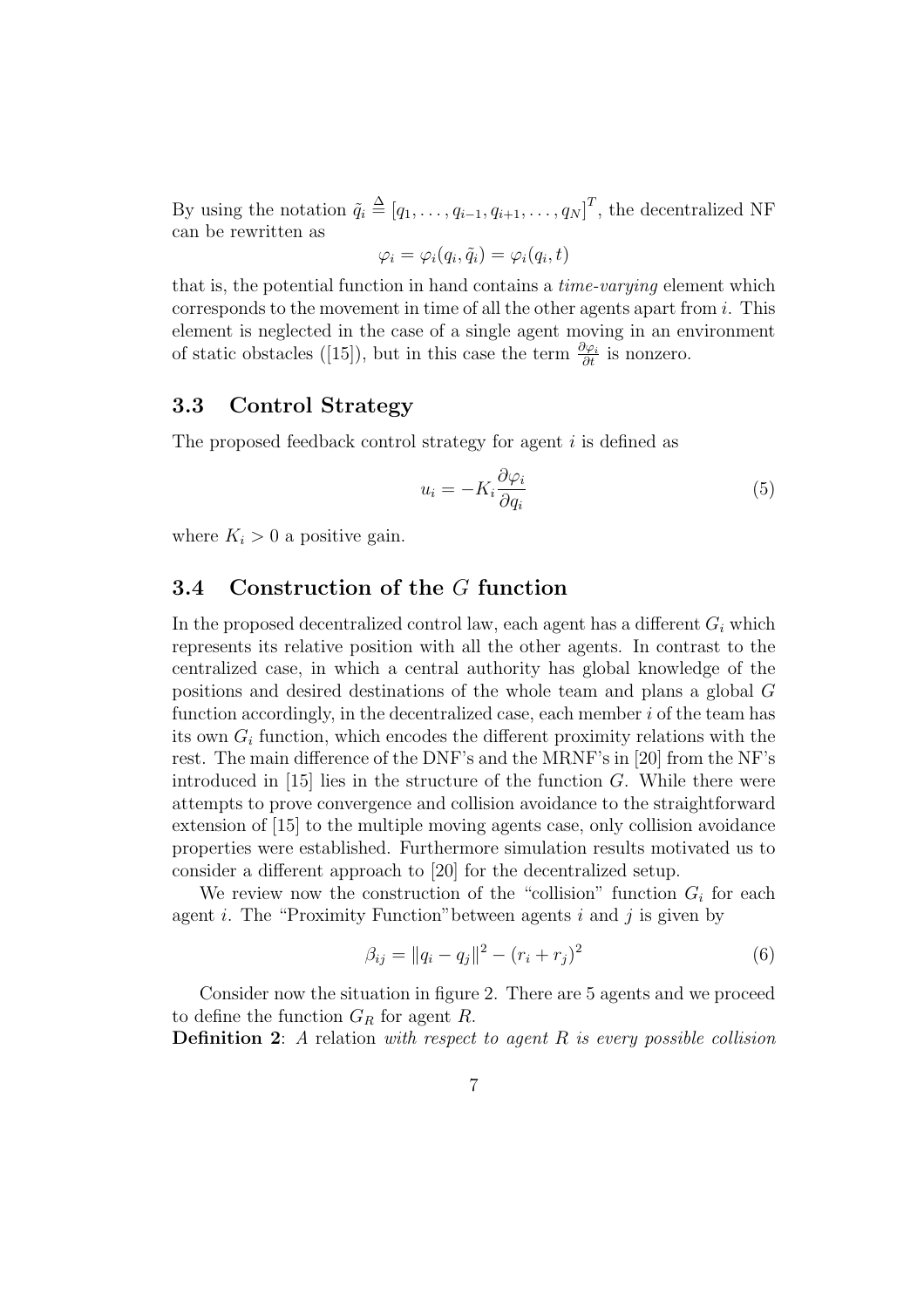By using the notation $\tilde{q}_i \stackrel{\Delta}{=} [q_1, \ldots, q_{i-1}, q_{i+1}, \ldots, q_N]^T$, the decentralized NF can be rewritten as

$$\varphi_i = \varphi_i(q_i, \tilde{q}_i) = \varphi_i(q_i, t)$$

that is, the potential function in hand contains a *time-varying* element which corresponds to the movement in time of all the other agents apart from $i$. This element is neglected in the case of a single agent moving in an environment of static obstacles ([15]), but in this case the term $\frac{\partial \varphi_i}{\partial t}$ is nonzero.

### 3.3 Control Strategy

The proposed feedback control strategy for agent $i$ is defined as

$$u_i = -K_i \frac{\partial \varphi_i}{\partial q_i} \tag{5}$$

where $K_i > 0$ a positive gain.

### 3.4 Construction of the $G$ function

In the proposed decentralized control law, each agent has a different $G_i$ which represents its relative position with all the other agents. In contrast to the centralized case, in which a central authority has global knowledge of the positions and desired destinations of the whole team and plans a global $G$ function accordingly, in the decentralized case, each member $i$ of the team has its own $G_i$ function, which encodes the different proximity relations with the rest. The main difference of the DNF's and the MRNF's in [20] from the NF's introduced in [15] lies in the structure of the function $G$. While there were attempts to prove convergence and collision avoidance to the straightforward extension of [15] to the multiple moving agents case, only collision avoidance properties were established. Furthermore simulation results motivated us to consider a different approach to [20] for the decentralized setup.

We review now the construction of the "collision" function $G_i$ for each agent $i$. The "Proximity Function" between agents $i$ and $j$ is given by

$$\beta_{ij} = \|q_i - q_j\|^2 - (r_i + r_j)^2 \tag{6}$$

Consider now the situation in figure 2. There are 5 agents and we proceed to define the function $G_R$ for agent $R$.

**Definition 2**: *A* relation *with respect to agent R is every possible collision*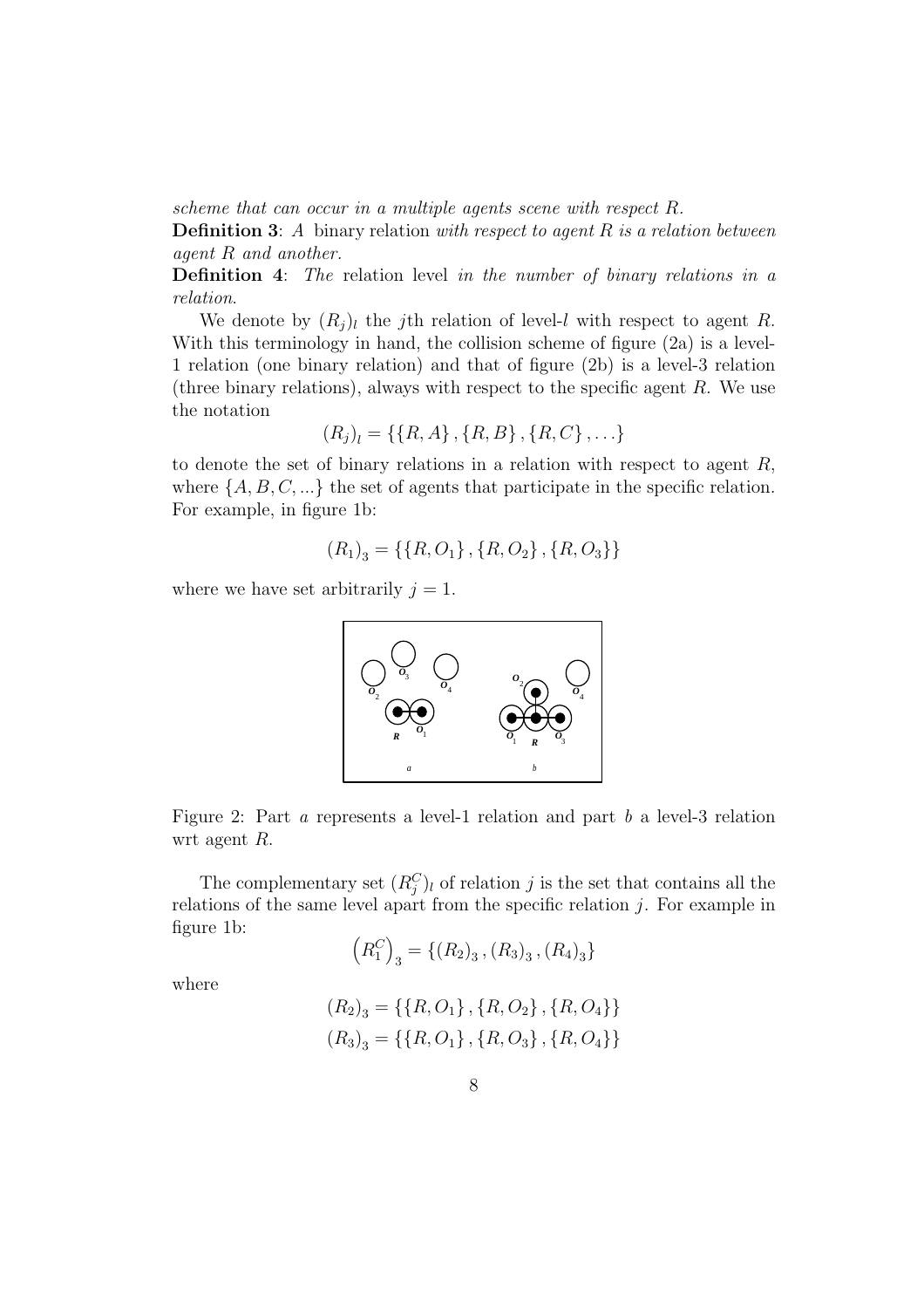*scheme that can occur in a multiple agents scene with respect R.*

**Definition 3**: *A* binary relation *with respect to agent R is a relation between agent R and another.*

**Definition 4**: *The* relation level *in the number of binary relations in a relation.*

We denote by $(R_j)_l$ the $j$th relation of level-$l$ with respect to agent $R$. With this terminology in hand, the collision scheme of figure (2a) is a level-1 relation (one binary relation) and that of figure (2b) is a level-3 relation (three binary relations), always with respect to the specific agent $R$. We use the notation

$$(R_j)_l = \{\{R, A\}, \{R, B\}, \{R, C\}, \ldots\}$$

to denote the set of binary relations in a relation with respect to agent $R$, where $\{A, B, C, ...\}$ the set of agents that participate in the specific relation. For example, in figure 1b:

$$(R_1)_3 = \{\{R, O_1\}, \{R, O_2\}, \{R, O_3\}\}$$

where we have set arbitrarily $j = 1$.

Figure 2: Part *a* represents a level-1 relation and part *b* a level-3 relation wrt agent $R$.

The complementary set $(R_j^C)_l$ of relation $j$ is the set that contains all the relations of the same level apart from the specific relation $j$. For example in figure 1b:

$$\left(R_1^C\right)_3 = \{(R_2)_3, (R_3)_3, (R_4)_3\}$$

where

$$(R_2)_3 = \{\{R, O_1\}, \{R, O_2\}, \{R, O_4\}\}$$
$$(R_3)_3 = \{\{R, O_1\}, \{R, O_3\}, \{R, O_4\}\}$$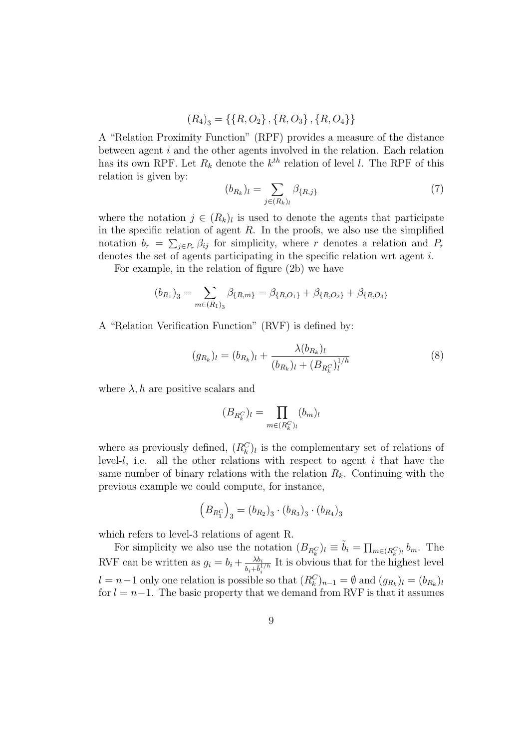$$(R_4)_3 = \{\{R, O_2\}, \{R, O_3\}, \{R, O_4\}\}$$

A "Relation Proximity Function" (RPF) provides a measure of the distance between agent $i$ and the other agents involved in the relation. Each relation has its own RPF. Let $R_k$ denote the $k^{th}$ relation of level $l$. The RPF of this relation is given by:

$$(b_{R_k})_l = \sum_{j \in (R_k)_l} \beta_{\{R,j\}} \tag{7}$$

where the notation $j \in (R_k)_l$ is used to denote the agents that participate in the specific relation of agent $R$. In the proofs, we also use the simplified notation $b_r = \sum_{j \in P_r} \beta_{ij}$ for simplicity, where $r$ denotes a relation and $P_r$ denotes the set of agents participating in the specific relation wrt agent $i$.

For example, in the relation of figure (2b) we have

$$(b_{R_1})_3 = \sum_{m \in (R_1)_3} \beta_{\{R,m\}} = \beta_{\{R,O_1\}} + \beta_{\{R,O_2\}} + \beta_{\{R,O_3\}}$$

A "Relation Verification Function" (RVF) is defined by:

$$(g_{R_k})_l = (b_{R_k})_l + \frac{\lambda (b_{R_k})_l}{(b_{R_k})_l + (B_{R_k^C})_l^{1/h}} \tag{8}$$

where $\lambda, h$ are positive scalars and

$$(B_{R_k^C})_l = \prod_{m \in (R_k^C)_l} (b_m)_l$$

where as previously defined, $(R_k^C)_l$ is the complementary set of relations of level-$l$, i.e. all the other relations with respect to agent $i$ that have the same number of binary relations with the relation $R_k$. Continuing with the previous example we could compute, for instance,

$$\left(B_{R_1^C}\right)_3 = (b_{R_2})_3 \cdot (b_{R_3})_3 \cdot (b_{R_4})_3$$

which refers to level-3 relations of agent R.

For simplicity we also use the notation $(B_{R_k^C})_l \equiv \tilde{b}_i = \prod_{m \in (R_k^C)_l} b_m$. The RVF can be written as $g_i = b_i + \frac{\lambda b_i}{b_i + \tilde{b}_i^{1/h}}$ It is obvious that for the highest level $l = n-1$ only one relation is possible so that $(R_k^C)_{n-1} = \emptyset$ and $(g_{R_k})_l = (b_{R_k})_l$ for $l = n-1$. The basic property that we demand from RVF is that it assumes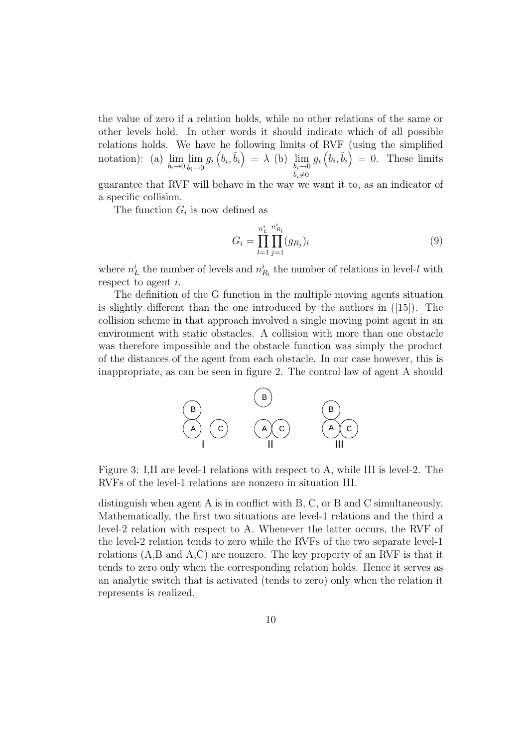the value of zero if a relation holds, while no other relations of the same or other levels hold. In other words it should indicate which of all possible relations holds. We have he following limits of RVF (using the simplified notation): (a) $\lim_{b_i \to 0} \lim_{\tilde{b}_i \to 0} g_i\left(b_i, \tilde{b}_i\right) = \lambda$ (b) $\lim_{\substack{b_i \to 0 \\ \tilde{b}_i \neq 0}} g_i\left(b_i, \tilde{b}_i\right) = 0$. These limits guarantee that RVF will behave in the way we want it to, as an indicator of a specific collision.

The function $G_i$ is now defined as

$$G_i = \prod_{l=1}^{n_L^i} \prod_{j=1}^{n_{R_l}^i} (g_{R_j})_l \tag{9}$$

where $n_L^i$ the number of levels and $n_{R_l}^i$ the number of relations in level-$l$ with respect to agent $i$.

The definition of the G function in the multiple moving agents situation is slightly different than the one introduced by the authors in ([15]). The collision scheme in that approach involved a single moving point agent in an environment with static obstacles. A collision with more than one obstacle was therefore impossible and the obstacle function was simply the product of the distances of the agent from each obstacle. In our case however, this is inappropriate, as can be seen in figure 2. The control law of agent A should

Figure 3: I,II are level-1 relations with respect to A, while III is level-2. The RVFs of the level-1 relations are nonzero in situation III.

distinguish when agent A is in conflict with B, C, or B and C simultaneously. Mathematically, the first two situations are level-1 relations and the third a level-2 relation with respect to A. Whenever the latter occurs, the RVF of the level-2 relation tends to zero while the RVFs of the two separate level-1 relations (A,B and A,C) are nonzero. The key property of an RVF is that it tends to zero only when the corresponding relation holds. Hence it serves as an analytic switch that is activated (tends to zero) only when the relation it represents is realized.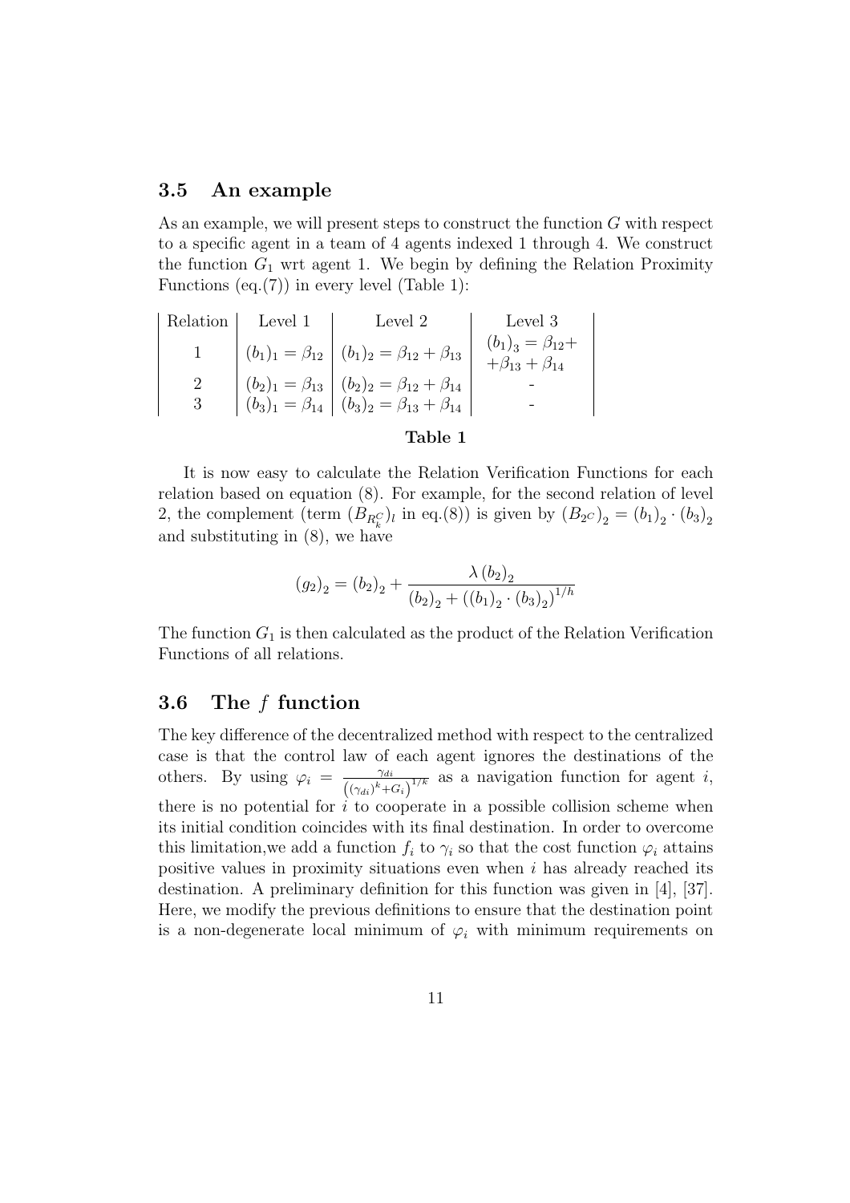### 3.5 An example

As an example, we will present steps to construct the function $G$ with respect to a specific agent in a team of 4 agents indexed 1 through 4. We construct the function $G_1$ wrt agent 1. We begin by defining the Relation Proximity Functions (eq.(7)) in every level (Table 1):

| Relation | Level 1 | Level 2 | Level 3 |
|---|---|---|---|
| 1 | $(b_1)_1 = \beta_{12}$ | $(b_1)_2 = \beta_{12} + \beta_{13}$ | $(b_1)_3 = \beta_{12} + \beta_{13} + \beta_{14}$ |
| 2 | $(b_2)_1 = \beta_{13}$ | $(b_2)_2 = \beta_{12} + \beta_{14}$ | - |
| 3 | $(b_3)_1 = \beta_{14}$ | $(b_3)_2 = \beta_{13} + \beta_{14}$ | - |

**Table 1**

It is now easy to calculate the Relation Verification Functions for each relation based on equation (8). For example, for the second relation of level 2, the complement (term $(B_{R_k^C})_l$ in eq.(8)) is given by $(B_{2^C})_2 = (b_1)_2 \cdot (b_3)_2$ and substituting in (8), we have

$$(g_2)_2 = (b_2)_2 + \frac{\lambda\,(b_2)_2}{(b_2)_2 + \left((b_1)_2 \cdot (b_3)_2\right)^{1/h}}$$

The function $G_1$ is then calculated as the product of the Relation Verification Functions of all relations.

### 3.6 The $f$ function

The key difference of the decentralized method with respect to the centralized case is that the control law of each agent ignores the destinations of the others. By using $\varphi_i = \frac{\gamma_{di}}{\left((\gamma_{di})^k + G_i\right)^{1/k}}$ as a navigation function for agent $i$, there is no potential for $i$ to cooperate in a possible collision scheme when its initial condition coincides with its final destination. In order to overcome this limitation,we add a function $f_i$ to $\gamma_i$ so that the cost function $\varphi_i$ attains positive values in proximity situations even when $i$ has already reached its destination. A preliminary definition for this function was given in [4], [37]. Here, we modify the previous definitions to ensure that the destination point is a non-degenerate local minimum of $\varphi_i$ with minimum requirements on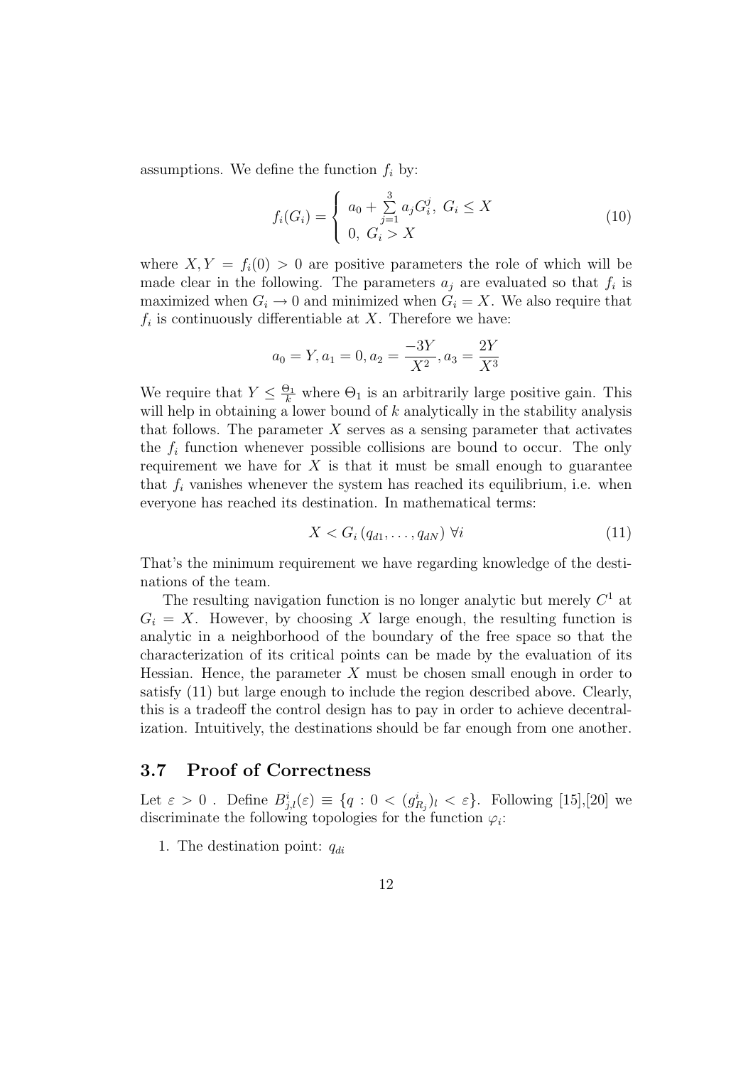assumptions. We define the function $f_i$ by:

$$f_i(G_i) = \begin{cases} a_0 + \sum\limits_{j=1}^{3} a_j G_i^j, \ G_i \le X \\ 0, \ G_i > X \end{cases} \tag{10}$$

where $X, Y = f_i(0) > 0$ are positive parameters the role of which will be made clear in the following. The parameters $a_j$ are evaluated so that $f_i$ is maximized when $G_i \to 0$ and minimized when $G_i = X$. We also require that $f_i$ is continuously differentiable at $X$. Therefore we have:

$$a_0 = Y, a_1 = 0, a_2 = \frac{-3Y}{X^2}, a_3 = \frac{2Y}{X^3}$$

We require that $Y \le \frac{\Theta_1}{k}$ where $\Theta_1$ is an arbitrarily large positive gain. This will help in obtaining a lower bound of $k$ analytically in the stability analysis that follows. The parameter $X$ serves as a sensing parameter that activates the $f_i$ function whenever possible collisions are bound to occur. The only requirement we have for $X$ is that it must be small enough to guarantee that $f_i$ vanishes whenever the system has reached its equilibrium, i.e. when everyone has reached its destination. In mathematical terms:

$$X < G_i\left(q_{d1}, \ldots, q_{dN}\right) \ \forall i \tag{11}$$

That's the minimum requirement we have regarding knowledge of the destinations of the team.

The resulting navigation function is no longer analytic but merely $C^1$ at $G_i = X$. However, by choosing $X$ large enough, the resulting function is analytic in a neighborhood of the boundary of the free space so that the characterization of its critical points can be made by the evaluation of its Hessian. Hence, the parameter $X$ must be chosen small enough in order to satisfy (11) but large enough to include the region described above. Clearly, this is a tradeoff the control design has to pay in order to achieve decentralization. Intuitively, the destinations should be far enough from one another.

### 3.7 Proof of Correctness

Let $\varepsilon > 0$ . Define $B_{j,l}^i(\varepsilon) \equiv \{q : 0 < (g_{R_j}^i)_l < \varepsilon\}$. Following [15],[20] we discriminate the following topologies for the function $\varphi_i$:

1. The destination point: $q_{di}$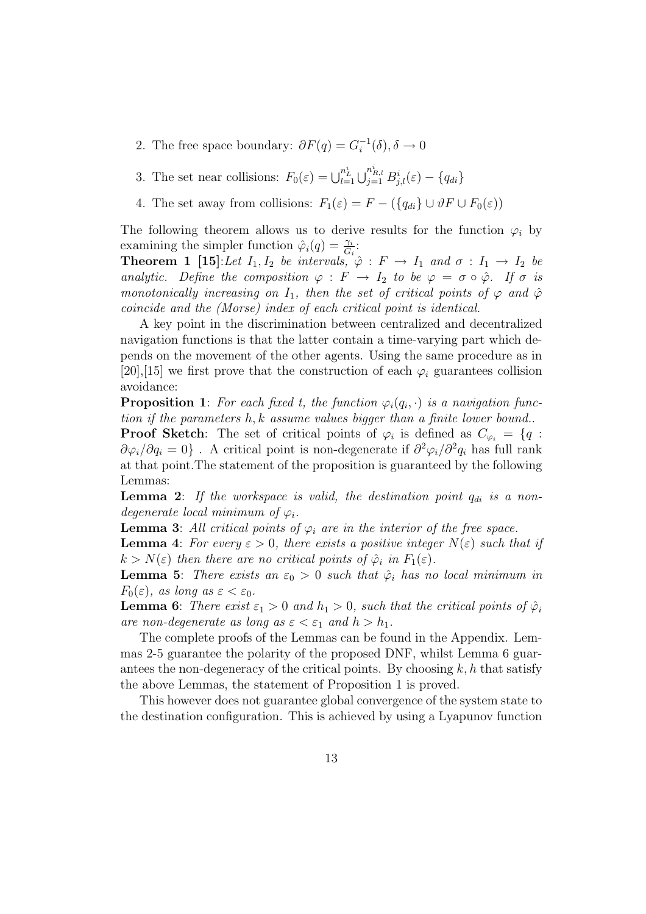2. The free space boundary: $\partial F(q) = G_i^{-1}(\delta), \delta \to 0$
3. The set near collisions: $F_0(\varepsilon) = \bigcup_{l=1}^{n_L^i} \bigcup_{j=1}^{n_{R,l}^i} B_{j,l}^i(\varepsilon) - \{q_{di}\}$
4. The set away from collisions: $F_1(\varepsilon) = F - (\{q_{di}\} \cup \vartheta F \cup F_0(\varepsilon))$

The following theorem allows us to derive results for the function $\varphi_i$ by examining the simpler function $\hat{\varphi}_i(q) = \frac{\gamma_i}{G_i}$:

**Theorem 1 [15]**:*Let $I_1, I_2$ be intervals, $\hat{\varphi} : F \to I_1$ and $\sigma : I_1 \to I_2$ be analytic. Define the composition $\varphi : F \to I_2$ to be $\varphi = \sigma \circ \hat{\varphi}$. If $\sigma$ is monotonically increasing on $I_1$, then the set of critical points of $\varphi$ and $\hat{\varphi}$ coincide and the (Morse) index of each critical point is identical.*

A key point in the discrimination between centralized and decentralized navigation functions is that the latter contain a time-varying part which depends on the movement of the other agents. Using the same procedure as in [20],[15] we first prove that the construction of each $\varphi_i$ guarantees collision avoidance:

**Proposition 1**: *For each fixed t, the function $\varphi_i(q_i, \cdot)$ is a navigation function if the parameters $h, k$ assume values bigger than a finite lower bound..*

**Proof Sketch**: The set of critical points of $\varphi_i$ is defined as $C_{\varphi_i} = \{q : \partial\varphi_i/\partial q_i = 0\}$ . A critical point is non-degenerate if $\partial^2\varphi_i/\partial^2 q_i$ has full rank at that point.The statement of the proposition is guaranteed by the following Lemmas:

**Lemma 2**: *If the workspace is valid, the destination point $q_{di}$ is a non-degenerate local minimum of $\varphi_i$.*

**Lemma 3**: *All critical points of $\varphi_i$ are in the interior of the free space.*

**Lemma 4**: *For every $\varepsilon > 0$, there exists a positive integer $N(\varepsilon)$ such that if $k > N(\varepsilon)$ then there are no critical points of $\hat{\varphi}_i$ in $F_1(\varepsilon)$.*

**Lemma 5**: *There exists an $\varepsilon_0 > 0$ such that $\hat{\varphi}_i$ has no local minimum in $F_0(\varepsilon)$, as long as $\varepsilon < \varepsilon_0$.*

**Lemma 6**: *There exist $\varepsilon_1 > 0$ and $h_1 > 0$, such that the critical points of $\hat{\varphi}_i$ are non-degenerate as long as $\varepsilon < \varepsilon_1$ and $h > h_1$.*

The complete proofs of the Lemmas can be found in the Appendix. Lemmas 2-5 guarantee the polarity of the proposed DNF, whilst Lemma 6 guarantees the non-degeneracy of the critical points. By choosing $k, h$ that satisfy the above Lemmas, the statement of Proposition 1 is proved.

This however does not guarantee global convergence of the system state to the destination configuration. This is achieved by using a Lyapunov function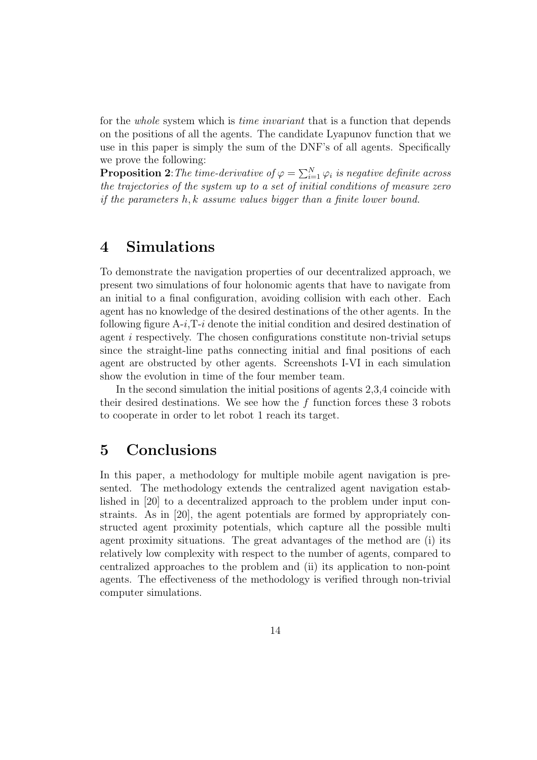for the *whole* system which is *time invariant* that is a function that depends on the positions of all the agents. The candidate Lyapunov function that we use in this paper is simply the sum of the DNF's of all agents. Specifically we prove the following:

**Proposition 2**: *The time-derivative of $\varphi = \sum_{i=1}^{N} \varphi_i$ is negative definite across the trajectories of the system up to a set of initial conditions of measure zero if the parameters $h, k$ assume values bigger than a finite lower bound.*

# 4 Simulations

To demonstrate the navigation properties of our decentralized approach, we present two simulations of four holonomic agents that have to navigate from an initial to a final configuration, avoiding collision with each other. Each agent has no knowledge of the desired destinations of the other agents. In the following figure A-$i$,T-$i$ denote the initial condition and desired destination of agent $i$ respectively. The chosen configurations constitute non-trivial setups since the straight-line paths connecting initial and final positions of each agent are obstructed by other agents. Screenshots I-VI in each simulation show the evolution in time of the four member team.

In the second simulation the initial positions of agents 2,3,4 coincide with their desired destinations. We see how the $f$ function forces these 3 robots to cooperate in order to let robot 1 reach its target.

# 5 Conclusions

In this paper, a methodology for multiple mobile agent navigation is presented. The methodology extends the centralized agent navigation established in [20] to a decentralized approach to the problem under input constraints. As in [20], the agent potentials are formed by appropriately constructed agent proximity potentials, which capture all the possible multi agent proximity situations. The great advantages of the method are (i) its relatively low complexity with respect to the number of agents, compared to centralized approaches to the problem and (ii) its application to non-point agents. The effectiveness of the methodology is verified through non-trivial computer simulations.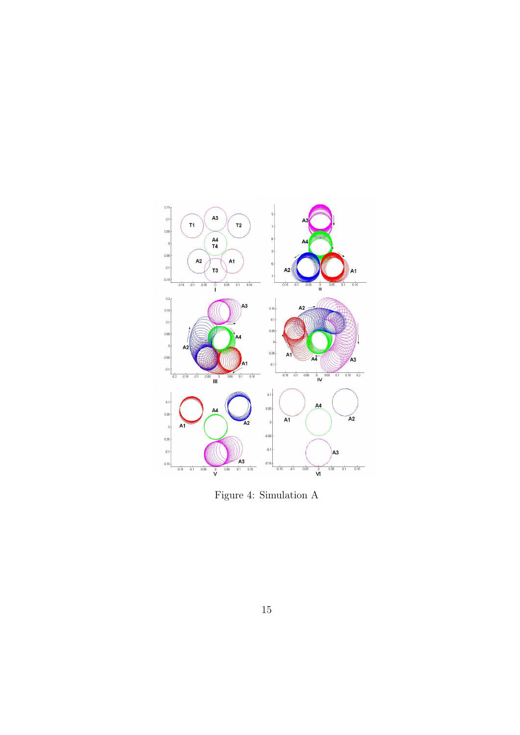Figure 4: Simulation A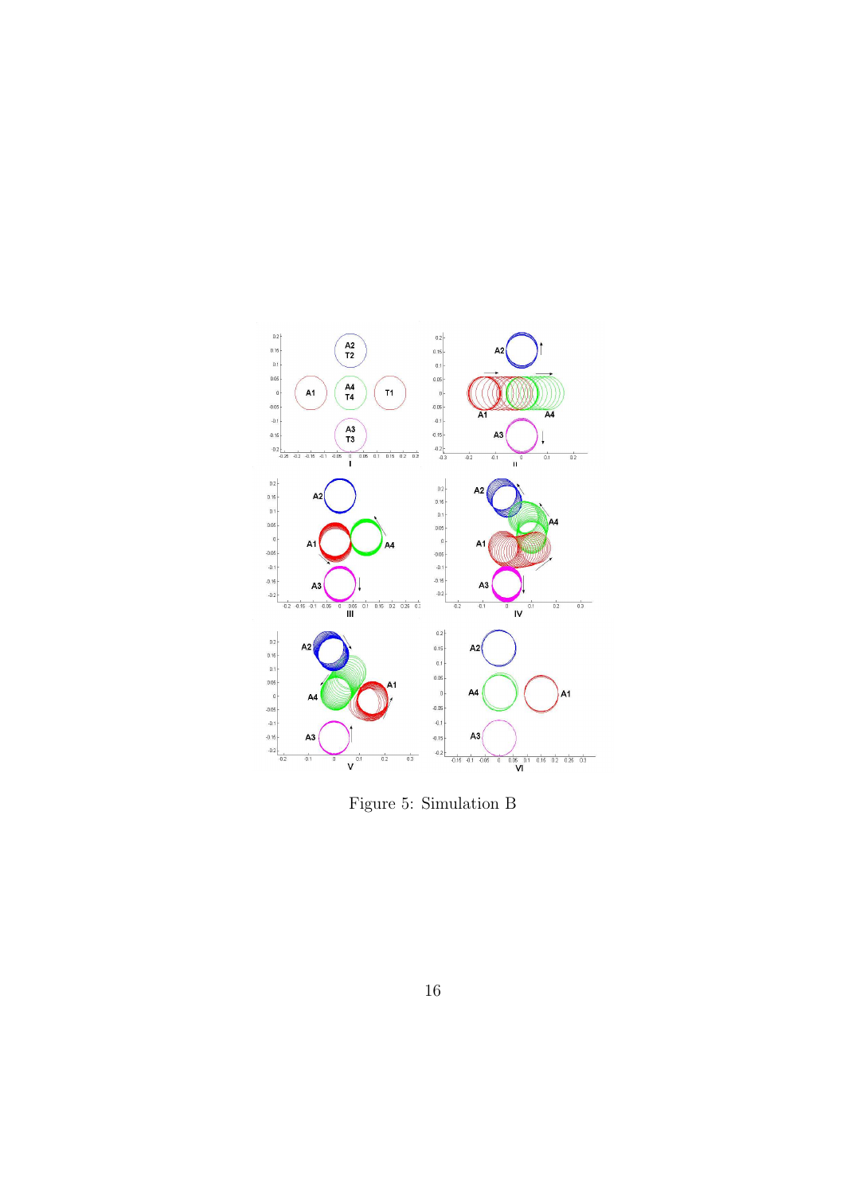Figure 5: Simulation B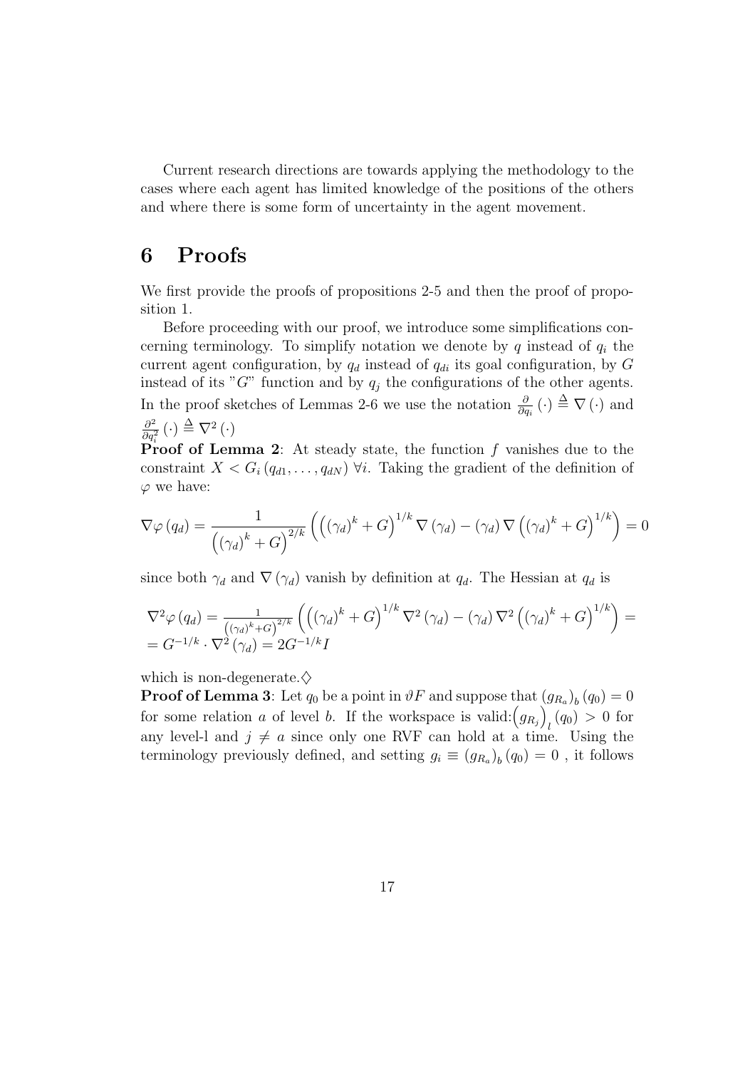Current research directions are towards applying the methodology to the cases where each agent has limited knowledge of the positions of the others and where there is some form of uncertainty in the agent movement.

# 6 Proofs

We first provide the proofs of propositions 2-5 and then the proof of proposition 1.

Before proceeding with our proof, we introduce some simplifications concerning terminology. To simplify notation we denote by $q$ instead of $q_i$ the current agent configuration, by $q_d$ instead of $q_{di}$ its goal configuration, by $G$ instead of its "$G$" function and by $q_j$ the configurations of the other agents. In the proof sketches of Lemmas 2-6 we use the notation $\frac{\partial}{\partial q_i}(\cdot) \triangleq \nabla(\cdot)$ and $\frac{\partial^2}{\partial q_i^2}(\cdot) \triangleq \nabla^2(\cdot)$

**Proof of Lemma 2**: At steady state, the function $f$ vanishes due to the constraint $X < G_i(q_{d1}, \ldots, q_{dN})$ $\forall i$. Taking the gradient of the definition of $\varphi$ we have:

$$\nabla\varphi(q_d) = \frac{1}{\left((\gamma_d)^k + G\right)^{2/k}} \left(\left((\gamma_d)^k + G\right)^{1/k} \nabla(\gamma_d) - (\gamma_d)\nabla\left((\gamma_d)^k + G\right)^{1/k}\right) = 0$$

since both $\gamma_d$ and $\nabla(\gamma_d)$ vanish by definition at $q_d$. The Hessian at $q_d$ is

$$\begin{aligned}&\nabla^2\varphi(q_d) = \tfrac{1}{\left((\gamma_d)^k + G\right)^{2/k}} \left(\left((\gamma_d)^k + G\right)^{1/k} \nabla^2(\gamma_d) - (\gamma_d)\nabla^2\left((\gamma_d)^k + G\right)^{1/k}\right) = \\ &= G^{-1/k} \cdot \nabla^2(\gamma_d) = 2G^{-1/k} I\end{aligned}$$

which is non-degenerate.$\diamondsuit$

**Proof of Lemma 3**: Let $q_0$ be a point in $\vartheta F$ and suppose that $(g_{R_a})_b(q_0) = 0$ for some relation $a$ of level $b$. If the workspace is valid: $\left(g_{R_j}\right)_l(q_0) > 0$ for any level-l and $j \neq a$ since only one RVF can hold at a time. Using the terminology previously defined, and setting $g_i \equiv (g_{R_a})_b(q_0) = 0$ , it follows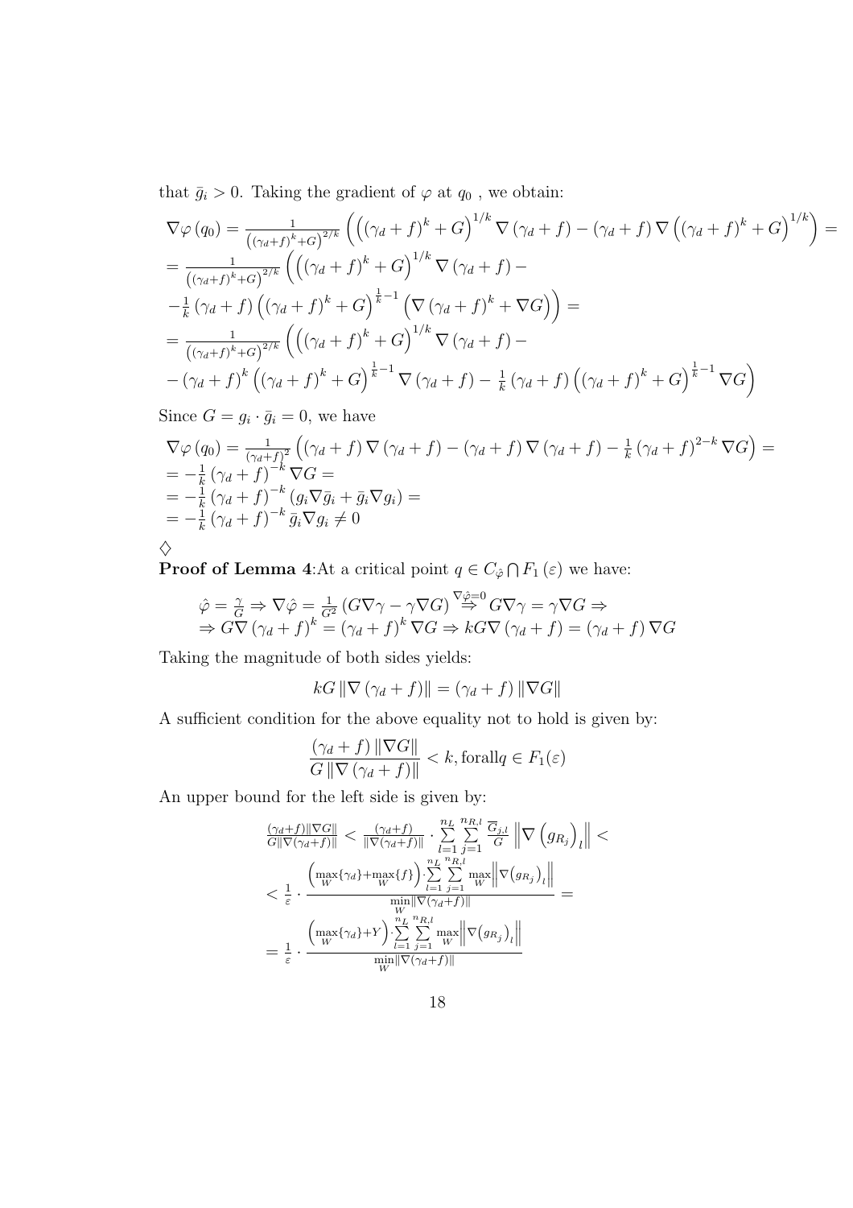that $\bar{g}_i > 0$. Taking the gradient of $\varphi$ at $q_0$ , we obtain:

$$
\begin{aligned}
&\nabla\varphi\left(q_0\right) = \tfrac{1}{\left(\left(\gamma_d+f\right)^k+G\right)^{2/k}}\left(\left(\left(\gamma_d+f\right)^k+G\right)^{1/k}\nabla\left(\gamma_d+f\right)-\left(\gamma_d+f\right)\nabla\left(\left(\gamma_d+f\right)^k+G\right)^{1/k}\right) = \\
&= \tfrac{1}{\left(\left(\gamma_d+f\right)^k+G\right)^{2/k}}\left(\left(\left(\gamma_d+f\right)^k+G\right)^{1/k}\nabla\left(\gamma_d+f\right)-\right. \\
&\left.-\tfrac{1}{k}\left(\gamma_d+f\right)\left(\left(\gamma_d+f\right)^k+G\right)^{\frac{1}{k}-1}\left(\nabla\left(\gamma_d+f\right)^k+\nabla G\right)\right) = \\
&= \tfrac{1}{\left(\left(\gamma_d+f\right)^k+G\right)^{2/k}}\left(\left(\left(\gamma_d+f\right)^k+G\right)^{1/k}\nabla\left(\gamma_d+f\right)-\right. \\
&\left.-\left(\gamma_d+f\right)^k\left(\left(\gamma_d+f\right)^k+G\right)^{\frac{1}{k}-1}\nabla\left(\gamma_d+f\right)-\tfrac{1}{k}\left(\gamma_d+f\right)\left(\left(\gamma_d+f\right)^k+G\right)^{\frac{1}{k}-1}\nabla G\right)
\end{aligned}
$$

Since $G = g_i \cdot \bar{g}_i = 0$, we have

$$
\begin{aligned}
&\nabla\varphi\left(q_0\right) = \tfrac{1}{\left(\gamma_d+f\right)^2}\left(\left(\gamma_d+f\right)\nabla\left(\gamma_d+f\right)-\left(\gamma_d+f\right)\nabla\left(\gamma_d+f\right)-\tfrac{1}{k}\left(\gamma_d+f\right)^{2-k}\nabla G\right) = \\
&= -\tfrac{1}{k}\left(\gamma_d+f\right)^{-k}\nabla G = \\
&= -\tfrac{1}{k}\left(\gamma_d+f\right)^{-k}\left(g_i\nabla\bar{g}_i+\bar{g}_i\nabla g_i\right) = \\
&= -\tfrac{1}{k}\left(\gamma_d+f\right)^{-k}\bar{g}_i\nabla g_i \neq 0
\end{aligned}
$$

$\diamondsuit$

**Proof of Lemma 4**:At a critical point $q \in C_{\hat{\varphi}} \bigcap F_1(\varepsilon)$ we have:

$$
\begin{aligned}
&\hat{\varphi} = \tfrac{\gamma}{G} \Rightarrow \nabla\hat{\varphi} = \tfrac{1}{G^2}\left(G\nabla\gamma-\gamma\nabla G\right) \overset{\nabla\hat{\varphi}=0}{\Rightarrow} G\nabla\gamma = \gamma\nabla G \Rightarrow \\
&\Rightarrow G\nabla\left(\gamma_d+f\right)^k = \left(\gamma_d+f\right)^k\nabla G \Rightarrow kG\nabla\left(\gamma_d+f\right) = \left(\gamma_d+f\right)\nabla G
\end{aligned}
$$

Taking the magnitude of both sides yields:

$$
kG\left\|\nabla\left(\gamma_d+f\right)\right\| = \left(\gamma_d+f\right)\left\|\nabla G\right\|
$$

A sufficient condition for the above equality not to hold is given by:

$$
\frac{\left(\gamma_d+f\right)\left\|\nabla G\right\|}{G\left\|\nabla\left(\gamma_d+f\right)\right\|} < k, \text{forall} q \in F_1(\varepsilon)
$$

An upper bound for the left side is given by:

$$
\begin{aligned}
&\tfrac{\left(\gamma_d+f\right)\left\|\nabla G\right\|}{G\left\|\nabla\left(\gamma_d+f\right)\right\|} < \tfrac{\left(\gamma_d+f\right)}{\left\|\nabla\left(\gamma_d+f\right)\right\|}\cdot\sum_{l=1}^{n_L}\sum_{j=1}^{n_{R,l}}\tfrac{\overline{G}_{j,l}}{G}\left\|\nabla\left(g_{R_j}\right)_l\right\| < \\
&< \tfrac{1}{\varepsilon}\cdot\frac{\left(\max\limits_W\{\gamma_d\}+\max\limits_W\{f\}\right)\cdot\sum\limits_{l=1}^{n_L}\sum\limits_{j=1}^{n_{R,l}}\max\limits_W\left\|\nabla\left(g_{R_j}\right)_l\right\|}{\min\limits_W\left\|\nabla\left(\gamma_d+f\right)\right\|} = \\
&= \tfrac{1}{\varepsilon}\cdot\frac{\left(\max\limits_W\{\gamma_d\}+Y\right)\cdot\sum\limits_{l=1}^{n_L}\sum\limits_{j=1}^{n_{R,l}}\max\limits_W\left\|\nabla\left(g_{R_j}\right)_l\right\|}{\min\limits_W\left\|\nabla\left(\gamma_d+f\right)\right\|}
\end{aligned}
$$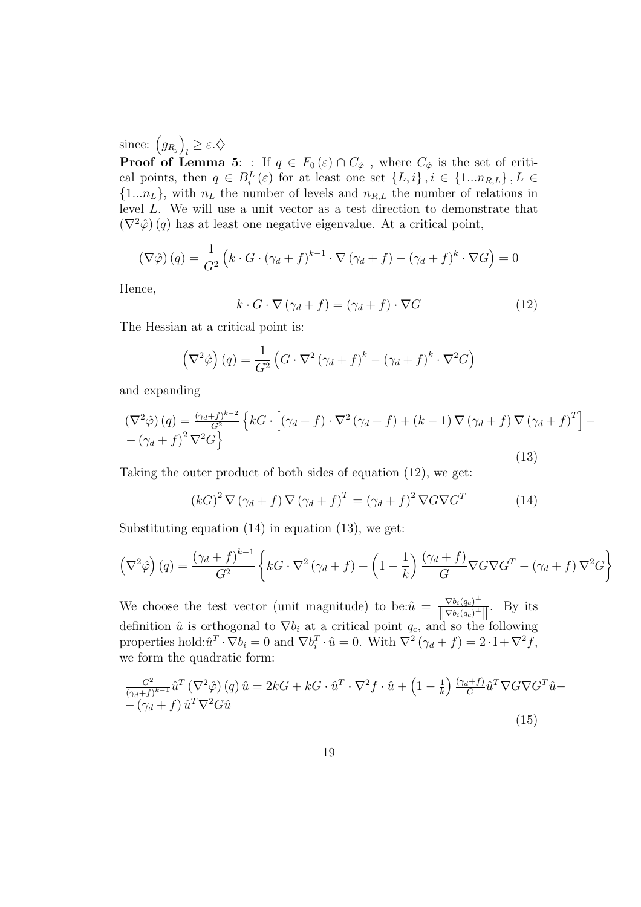since: $\left(g_{R_j}\right)_l \geq \varepsilon.\diamondsuit$

**Proof of Lemma 5**: : If $q \in F_0(\varepsilon) \cap C_{\hat{\varphi}}$ , where $C_{\hat{\varphi}}$ is the set of critical points, then $q \in B_i^L(\varepsilon)$ for at least one set $\{L, i\}, i \in \{1...n_{R,L}\}, L \in \{1...n_L\}$, with $n_L$ the number of levels and $n_{R,L}$ the number of relations in level $L$. We will use a unit vector as a test direction to demonstrate that $(\nabla^2\hat{\varphi})(q)$ has at least one negative eigenvalue. At a critical point,

$$(\nabla\hat{\varphi})(q) = \frac{1}{G^2}\left(k \cdot G \cdot (\gamma_d + f)^{k-1} \cdot \nabla(\gamma_d + f) - (\gamma_d + f)^k \cdot \nabla G\right) = 0$$

Hence,

$$k \cdot G \cdot \nabla(\gamma_d + f) = (\gamma_d + f) \cdot \nabla G \tag{12}$$

The Hessian at a critical point is:

$$\left(\nabla^2\hat{\varphi}\right)(q) = \frac{1}{G^2}\left(G \cdot \nabla^2(\gamma_d + f)^k - (\gamma_d + f)^k \cdot \nabla^2 G\right)$$

and expanding

$$(\nabla^2\hat{\varphi})(q) = \frac{(\gamma_d+f)^{k-2}}{G^2}\left\{kG \cdot \left[(\gamma_d + f) \cdot \nabla^2(\gamma_d + f) + (k-1)\nabla(\gamma_d + f)\nabla(\gamma_d + f)^T\right] - - (\gamma_d + f)^2 \nabla^2 G\right\} \tag{13}$$

Taking the outer product of both sides of equation (12), we get:

$$(kG)^2 \nabla(\gamma_d + f)\nabla(\gamma_d + f)^T = (\gamma_d + f)^2 \nabla G \nabla G^T \tag{14}$$

Substituting equation (14) in equation (13), we get:

$$\left(\nabla^2\hat{\varphi}\right)(q) = \frac{(\gamma_d + f)^{k-1}}{G^2}\left\{kG \cdot \nabla^2(\gamma_d + f) + \left(1 - \frac{1}{k}\right)\frac{(\gamma_d + f)}{G}\nabla G \nabla G^T - (\gamma_d + f)\nabla^2 G\right\}$$

We choose the test vector (unit magnitude) to be:$\hat{u} = \frac{\nabla b_i(q_c)^\perp}{\left\|\nabla b_i(q_c)^\perp\right\|}$. By its definition $\hat{u}$ is orthogonal to $\nabla b_i$ at a critical point $q_c$, and so the following properties hold:$\hat{u}^T \cdot \nabla b_i = 0$ and $\nabla b_i^T \cdot \hat{u} = 0$. With $\nabla^2(\gamma_d + f) = 2 \cdot \mathrm{I} + \nabla^2 f$, we form the quadratic form:

$$\frac{G^2}{(\gamma_d+f)^{k-1}}\hat{u}^T\left(\nabla^2\hat{\varphi}\right)(q)\,\hat{u} = 2kG + kG \cdot \hat{u}^T \cdot \nabla^2 f \cdot \hat{u} + \left(1 - \frac{1}{k}\right)\frac{(\gamma_d+f)}{G}\hat{u}^T \nabla G \nabla G^T \hat{u} - - (\gamma_d + f)\,\hat{u}^T \nabla^2 G \hat{u} \tag{15}$$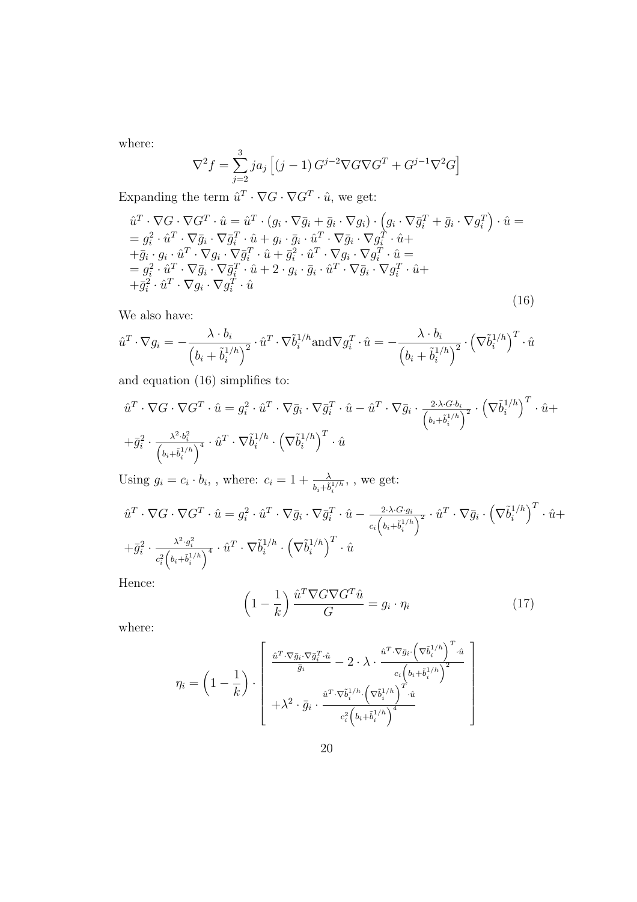where:

$$\nabla^2 f = \sum_{j=2}^{3} j a_j \left[ (j-1) \, G^{j-2} \nabla G \nabla G^T + G^{j-1} \nabla^2 G \right]$$

Expanding the term $\hat{u}^T \cdot \nabla G \cdot \nabla G^T \cdot \hat{u}$, we get:

$$\begin{aligned}
&\hat{u}^T \cdot \nabla G \cdot \nabla G^T \cdot \hat{u} = \hat{u}^T \cdot (g_i \cdot \nabla \bar{g}_i + \bar{g}_i \cdot \nabla g_i) \cdot \left( g_i \cdot \nabla \bar{g}_i^T + \bar{g}_i \cdot \nabla g_i^T \right) \cdot \hat{u} = \\
&= g_i^2 \cdot \hat{u}^T \cdot \nabla \bar{g}_i \cdot \nabla \bar{g}_i^T \cdot \hat{u} + g_i \cdot \bar{g}_i \cdot \hat{u}^T \cdot \nabla \bar{g}_i \cdot \nabla g_i^T \cdot \hat{u} + \\
&+ \bar{g}_i \cdot g_i \cdot \hat{u}^T \cdot \nabla g_i \cdot \nabla \bar{g}_i^T \cdot \hat{u} + \bar{g}_i^2 \cdot \hat{u}^T \cdot \nabla g_i \cdot \nabla g_i^T \cdot \hat{u} = \\
&= g_i^2 \cdot \hat{u}^T \cdot \nabla \bar{g}_i \cdot \nabla \bar{g}_i^T \cdot \hat{u} + 2 \cdot g_i \cdot \bar{g}_i \cdot \hat{u}^T \cdot \nabla \bar{g}_i \cdot \nabla g_i^T \cdot \hat{u} + \\
&+ \bar{g}_i^2 \cdot \hat{u}^T \cdot \nabla g_i \cdot \nabla g_i^T \cdot \hat{u}
\end{aligned} \tag{16}$$

We also have:

$$\hat{u}^T \cdot \nabla g_i = -\frac{\lambda \cdot b_i}{\left(b_i + \tilde{b}_i^{1/h}\right)^2} \cdot \hat{u}^T \cdot \nabla \tilde{b}_i^{1/h} \text{and} \nabla g_i^T \cdot \hat{u} = -\frac{\lambda \cdot b_i}{\left(b_i + \tilde{b}_i^{1/h}\right)^2} \cdot \left(\nabla \tilde{b}_i^{1/h}\right)^T \cdot \hat{u}$$

and equation (16) simplifies to:

$$\begin{aligned}
&\hat{u}^T \cdot \nabla G \cdot \nabla G^T \cdot \hat{u} = g_i^2 \cdot \hat{u}^T \cdot \nabla \bar{g}_i \cdot \nabla \bar{g}_i^T \cdot \hat{u} - \hat{u}^T \cdot \nabla \bar{g}_i \cdot \frac{2 \cdot \lambda \cdot G \cdot b_i}{\left(b_i + \tilde{b}_i^{1/h}\right)^2} \cdot \left(\nabla \tilde{b}_i^{1/h}\right)^T \cdot \hat{u} + \\
&+ \bar{g}_i^2 \cdot \frac{\lambda^2 \cdot b_i^2}{\left(b_i + \tilde{b}_i^{1/h}\right)^4} \cdot \hat{u}^T \cdot \nabla \tilde{b}_i^{1/h} \cdot \left(\nabla \tilde{b}_i^{1/h}\right)^T \cdot \hat{u}
\end{aligned}$$

Using $g_i = c_i \cdot b_i$, , where: $c_i = 1 + \frac{\lambda}{b_i + \tilde{b}_i^{1/h}}$, , we get:

$$\begin{aligned}
&\hat{u}^T \cdot \nabla G \cdot \nabla G^T \cdot \hat{u} = g_i^2 \cdot \hat{u}^T \cdot \nabla \bar{g}_i \cdot \nabla \bar{g}_i^T \cdot \hat{u} - \frac{2 \cdot \lambda \cdot G \cdot g_i}{c_i \left(b_i + \tilde{b}_i^{1/h}\right)^2} \cdot \hat{u}^T \cdot \nabla \bar{g}_i \cdot \left(\nabla \tilde{b}_i^{1/h}\right)^T \cdot \hat{u} + \\
&+ \bar{g}_i^2 \cdot \frac{\lambda^2 \cdot g_i^2}{c_i^2 \left(b_i + \tilde{b}_i^{1/h}\right)^4} \cdot \hat{u}^T \cdot \nabla \tilde{b}_i^{1/h} \cdot \left(\nabla \tilde{b}_i^{1/h}\right)^T \cdot \hat{u}
\end{aligned}$$

Hence:

$$\left(1 - \frac{1}{k}\right) \frac{\hat{u}^T \nabla G \nabla G^T \hat{u}}{G} = g_i \cdot \eta_i \tag{17}$$

where:

$$\eta_i = \left(1 - \frac{1}{k}\right) \cdot \left[ \begin{array}{c} \frac{\hat{u}^T \cdot \nabla \bar{g}_i \cdot \nabla \bar{g}_i^T \cdot \hat{u}}{\bar{g}_i} - 2 \cdot \lambda \cdot \frac{\hat{u}^T \cdot \nabla \bar{g}_i \cdot \left(\nabla \tilde{b}_i^{1/h}\right)^T \cdot \hat{u}}{c_i \left(b_i + \tilde{b}_i^{1/h}\right)^2} \\ + \lambda^2 \cdot \bar{g}_i \cdot \frac{\hat{u}^T \cdot \nabla \tilde{b}_i^{1/h} \cdot \left(\nabla \tilde{b}_i^{1/h}\right)^T \cdot \hat{u}}{c_i^2 \left(b_i + \tilde{b}_i^{1/h}\right)^4} \end{array} \right]$$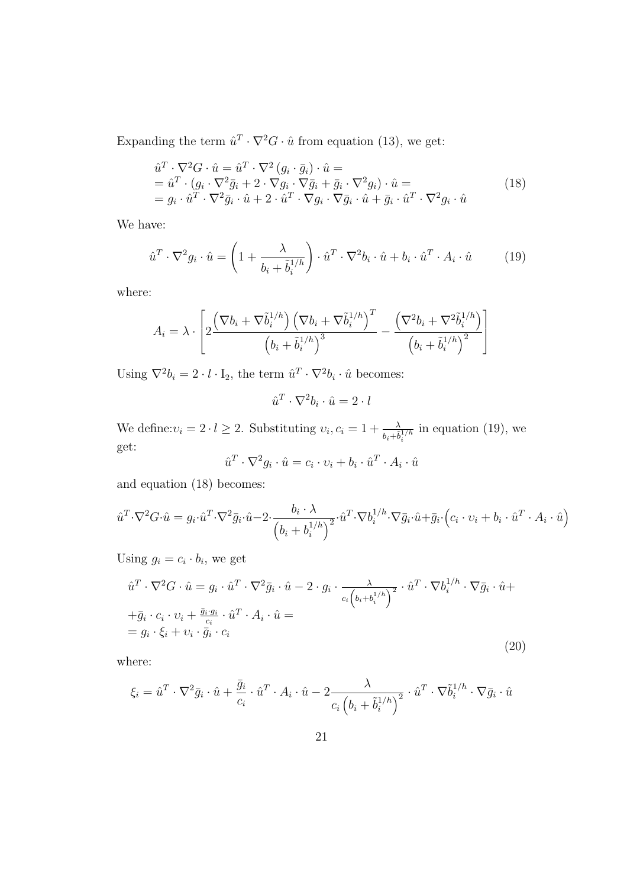Expanding the term $\hat{u}^T \cdot \nabla^2 G \cdot \hat{u}$ from equation (13), we get:

$$
\begin{aligned}
&\hat{u}^T \cdot \nabla^2 G \cdot \hat{u} = \hat{u}^T \cdot \nabla^2 \left(g_i \cdot \bar{g}_i\right) \cdot \hat{u} = \\
&= \hat{u}^T \cdot \left(g_i \cdot \nabla^2 \bar{g}_i + 2 \cdot \nabla g_i \cdot \nabla \bar{g}_i + \bar{g}_i \cdot \nabla^2 g_i\right) \cdot \hat{u} = \\
&= g_i \cdot \hat{u}^T \cdot \nabla^2 \bar{g}_i \cdot \hat{u} + 2 \cdot \hat{u}^T \cdot \nabla g_i \cdot \nabla \bar{g}_i \cdot \hat{u} + \bar{g}_i \cdot \hat{u}^T \cdot \nabla^2 g_i \cdot \hat{u}
\end{aligned}
\tag{18}
$$

We have:

$$
\hat{u}^T \cdot \nabla^2 g_i \cdot \hat{u} = \left(1 + \frac{\lambda}{b_i + \tilde{b}_i^{1/h}}\right) \cdot \hat{u}^T \cdot \nabla^2 b_i \cdot \hat{u} + b_i \cdot \hat{u}^T \cdot A_i \cdot \hat{u} \tag{19}
$$

where:

$$
A_i = \lambda \cdot \left[ 2 \frac{\left(\nabla b_i + \nabla \tilde{b}_i^{1/h}\right)\left(\nabla b_i + \nabla \tilde{b}_i^{1/h}\right)^T}{\left(b_i + \tilde{b}_i^{1/h}\right)^3} - \frac{\left(\nabla^2 b_i + \nabla^2 \tilde{b}_i^{1/h}\right)}{\left(b_i + \tilde{b}_i^{1/h}\right)^2} \right]
$$

Using $\nabla^2 b_i = 2 \cdot l \cdot \mathrm{I}_2$, the term $\hat{u}^T \cdot \nabla^2 b_i \cdot \hat{u}$ becomes:

$$
\hat{u}^T \cdot \nabla^2 b_i \cdot \hat{u} = 2 \cdot l
$$

We define:$\upsilon_i = 2 \cdot l \geq 2$. Substituting $\upsilon_i, c_i = 1 + \frac{\lambda}{b_i + \tilde{b}_i^{1/h}}$ in equation (19), we get:

$$
\hat{u}^T \cdot \nabla^2 g_i \cdot \hat{u} = c_i \cdot \upsilon_i + b_i \cdot \hat{u}^T \cdot A_i \cdot \hat{u}
$$

and equation (18) becomes:

$$
\hat{u}^T \cdot \nabla^2 G \cdot \hat{u} = g_i \cdot \hat{u}^T \cdot \nabla^2 \bar{g}_i \cdot \hat{u} - 2 \cdot \frac{b_i \cdot \lambda}{\left(b_i + b_i^{1/h}\right)^2} \cdot \hat{u}^T \cdot \nabla b_i^{1/h} \cdot \nabla \bar{g}_i \cdot \hat{u} + \bar{g}_i \cdot \left(c_i \cdot \upsilon_i + b_i \cdot \hat{u}^T \cdot A_i \cdot \hat{u}\right)
$$

Using $g_i = c_i \cdot b_i$, we get

$$
\begin{aligned}
&\hat{u}^T \cdot \nabla^2 G \cdot \hat{u} = g_i \cdot \hat{u}^T \cdot \nabla^2 \bar{g}_i \cdot \hat{u} - 2 \cdot g_i \cdot \frac{\lambda}{c_i\left(b_i + b_i^{1/h}\right)^2} \cdot \hat{u}^T \cdot \nabla b_i^{1/h} \cdot \nabla \bar{g}_i \cdot \hat{u} + \\
&+ \bar{g}_i \cdot c_i \cdot \upsilon_i + \frac{\bar{g}_i \cdot g_i}{c_i} \cdot \hat{u}^T \cdot A_i \cdot \hat{u} = \\
&= g_i \cdot \xi_i + \upsilon_i \cdot \bar{g}_i \cdot c_i
\end{aligned}
\tag{20}
$$

where:

$$
\xi_i = \hat{u}^T \cdot \nabla^2 \bar{g}_i \cdot \hat{u} + \frac{\bar{g}_i}{c_i} \cdot \hat{u}^T \cdot A_i \cdot \hat{u} - 2 \frac{\lambda}{c_i\left(b_i + \tilde{b}_i^{1/h}\right)^2} \cdot \hat{u}^T \cdot \nabla \tilde{b}_i^{1/h} \cdot \nabla \bar{g}_i \cdot \hat{u}
$$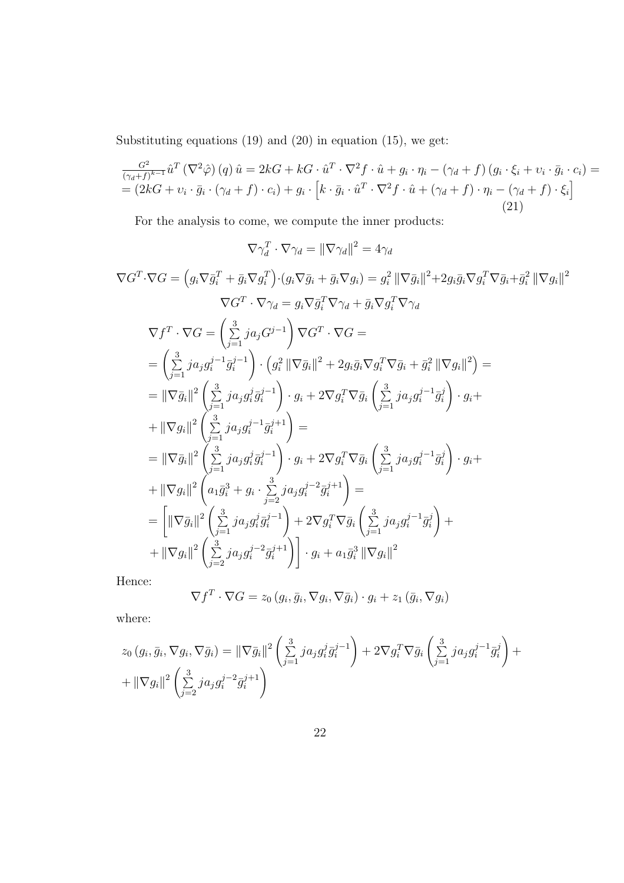Substituting equations (19) and (20) in equation (15), we get:

$$\frac{G^2}{(\gamma_d+f)^{k-1}}\hat{u}^T\left(\nabla^2\hat{\varphi}\right)(q)\,\hat{u} = 2kG + kG\cdot\hat{u}^T\cdot\nabla^2 f\cdot\hat{u} + g_i\cdot\eta_i - (\gamma_d+f)\left(g_i\cdot\xi_i + \upsilon_i\cdot\bar{g}_i\cdot c_i\right) =$$
$$= \left(2kG + \upsilon_i\cdot\bar{g}_i\cdot(\gamma_d+f)\cdot c_i\right) + g_i\cdot\left[k\cdot\bar{g}_i\cdot\hat{u}^T\cdot\nabla^2 f\cdot\hat{u} + (\gamma_d+f)\cdot\eta_i - (\gamma_d+f)\cdot\xi_i\right] \tag{21}$$

For the analysis to come, we compute the inner products:

$$\nabla\gamma_d^T\cdot\nabla\gamma_d = \left\|\nabla\gamma_d\right\|^2 = 4\gamma_d$$

$$\nabla G^T\cdot\nabla G = \left(g_i\nabla\bar{g}_i^T + \bar{g}_i\nabla g_i^T\right)\cdot\left(g_i\nabla\bar{g}_i + \bar{g}_i\nabla g_i\right) = g_i^2\left\|\nabla\bar{g}_i\right\|^2 + 2g_i\bar{g}_i\nabla g_i^T\nabla\bar{g}_i + \bar{g}_i^2\left\|\nabla g_i\right\|^2$$

$$\nabla G^T\cdot\nabla\gamma_d = g_i\nabla\bar{g}_i^T\nabla\gamma_d + \bar{g}_i\nabla g_i^T\nabla\gamma_d$$

$$\begin{aligned}
&\nabla f^T\cdot\nabla G = \left(\sum_{j=1}^{3} ja_jG^{j-1}\right)\nabla G^T\cdot\nabla G = \\
&= \left(\sum_{j=1}^{3} ja_jg_i^{j-1}\bar{g}_i^{j-1}\right)\cdot\left(g_i^2\left\|\nabla\bar{g}_i\right\|^2 + 2g_i\bar{g}_i\nabla g_i^T\nabla\bar{g}_i + \bar{g}_i^2\left\|\nabla g_i\right\|^2\right) = \\
&= \left\|\nabla\bar{g}_i\right\|^2\left(\sum_{j=1}^{3} ja_jg_i^j\bar{g}_i^{j-1}\right)\cdot g_i + 2\nabla g_i^T\nabla\bar{g}_i\left(\sum_{j=1}^{3} ja_jg_i^{j-1}\bar{g}_i^j\right)\cdot g_i + \\
&+ \left\|\nabla g_i\right\|^2\left(\sum_{j=1}^{3} ja_jg_i^{j-1}\bar{g}_i^{j+1}\right) = \\
&= \left\|\nabla\bar{g}_i\right\|^2\left(\sum_{j=1}^{3} ja_jg_i^j\bar{g}_i^{j-1}\right)\cdot g_i + 2\nabla g_i^T\nabla\bar{g}_i\left(\sum_{j=1}^{3} ja_jg_i^{j-1}\bar{g}_i^j\right)\cdot g_i + \\
&+ \left\|\nabla g_i\right\|^2\left(a_1\bar{g}_i^3 + g_i\cdot\sum_{j=2}^{3} ja_jg_i^{j-2}\bar{g}_i^{j+1}\right) = \\
&= \left[\left\|\nabla\bar{g}_i\right\|^2\left(\sum_{j=1}^{3} ja_jg_i^j\bar{g}_i^{j-1}\right) + 2\nabla g_i^T\nabla\bar{g}_i\left(\sum_{j=1}^{3} ja_jg_i^{j-1}\bar{g}_i^j\right) + \right. \\
&\left. + \left\|\nabla g_i\right\|^2\left(\sum_{j=2}^{3} ja_jg_i^{j-2}\bar{g}_i^{j+1}\right)\right]\cdot g_i + a_1\bar{g}_i^3\left\|\nabla g_i\right\|^2
\end{aligned}$$

Hence:

$$\nabla f^T\cdot\nabla G = z_0\left(g_i,\bar{g}_i,\nabla g_i,\nabla\bar{g}_i\right)\cdot g_i + z_1\left(\bar{g}_i,\nabla g_i\right)$$

where:

$$z_0\left(g_i,\bar{g}_i,\nabla g_i,\nabla\bar{g}_i\right) = \left\|\nabla\bar{g}_i\right\|^2\left(\sum_{j=1}^{3} ja_jg_i^j\bar{g}_i^{j-1}\right) + 2\nabla g_i^T\nabla\bar{g}_i\left(\sum_{j=1}^{3} ja_jg_i^{j-1}\bar{g}_i^j\right) +$$
$$+ \left\|\nabla g_i\right\|^2\left(\sum_{j=2}^{3} ja_jg_i^{j-2}\bar{g}_i^{j+1}\right)$$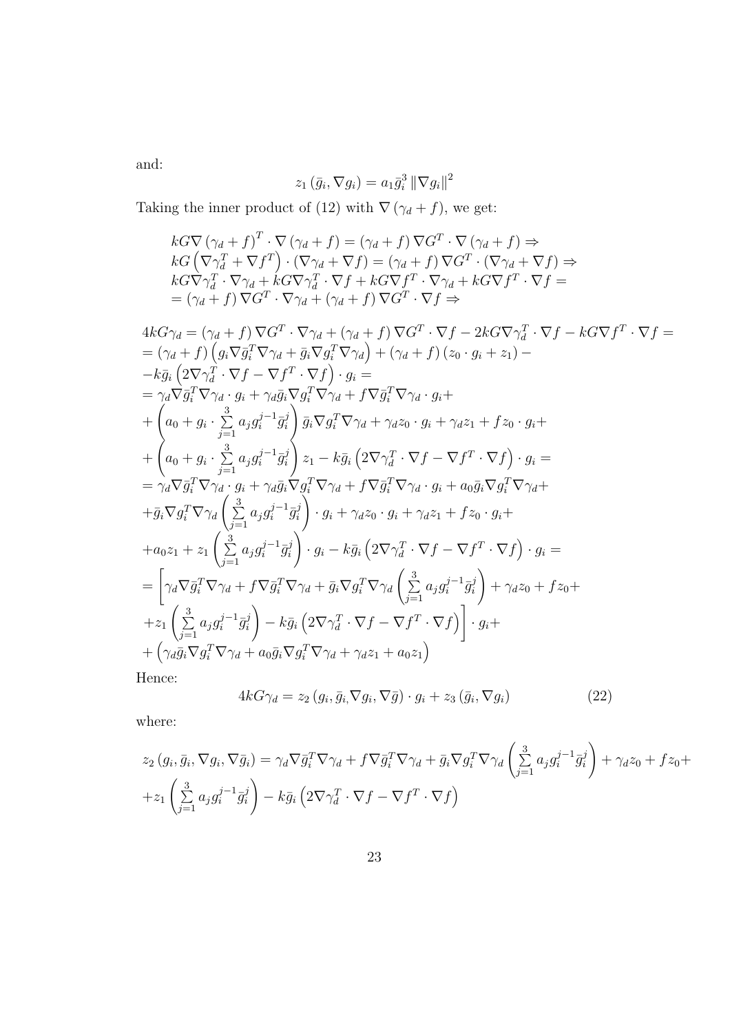and:

$$z_1\left(\bar{g}_i, \nabla g_i\right) = a_1 \bar{g}_i^3 \left\|\nabla g_i\right\|^2$$

Taking the inner product of (12) with $\nabla\left(\gamma_d + f\right)$, we get:

$$\begin{aligned}
&kG\nabla\left(\gamma_d + f\right)^T \cdot \nabla\left(\gamma_d + f\right) = \left(\gamma_d + f\right)\nabla G^T \cdot \nabla\left(\gamma_d + f\right) \Rightarrow \\
&kG\left(\nabla\gamma_d^T + \nabla f^T\right) \cdot \left(\nabla\gamma_d + \nabla f\right) = \left(\gamma_d + f\right)\nabla G^T \cdot \left(\nabla\gamma_d + \nabla f\right) \Rightarrow \\
&kG\nabla\gamma_d^T \cdot \nabla\gamma_d + kG\nabla\gamma_d^T \cdot \nabla f + kG\nabla f^T \cdot \nabla\gamma_d + kG\nabla f^T \cdot \nabla f = \\
&= \left(\gamma_d + f\right)\nabla G^T \cdot \nabla\gamma_d + \left(\gamma_d + f\right)\nabla G^T \cdot \nabla f \Rightarrow
\end{aligned}$$

$$\begin{aligned}
&4kG\gamma_d = \left(\gamma_d + f\right)\nabla G^T \cdot \nabla\gamma_d + \left(\gamma_d + f\right)\nabla G^T \cdot \nabla f - 2kG\nabla\gamma_d^T \cdot \nabla f - kG\nabla f^T \cdot \nabla f = \\
&= \left(\gamma_d + f\right)\left(g_i \nabla\bar{g}_i^T \nabla\gamma_d + \bar{g}_i \nabla g_i^T \nabla\gamma_d\right) + \left(\gamma_d + f\right)\left(z_0 \cdot g_i + z_1\right) - \\
&- k\bar{g}_i\left(2\nabla\gamma_d^T \cdot \nabla f - \nabla f^T \cdot \nabla f\right) \cdot g_i = \\
&= \gamma_d \nabla\bar{g}_i^T \nabla\gamma_d \cdot g_i + \gamma_d \bar{g}_i \nabla g_i^T \nabla\gamma_d + f\nabla\bar{g}_i^T \nabla\gamma_d \cdot g_i + \\
&+ \left(a_0 + g_i \cdot \sum_{j=1}^{3} a_j g_i^{j-1} \bar{g}_i^j\right)\bar{g}_i \nabla g_i^T \nabla\gamma_d + \gamma_d z_0 \cdot g_i + \gamma_d z_1 + f z_0 \cdot g_i + \\
&+ \left(a_0 + g_i \cdot \sum_{j=1}^{3} a_j g_i^{j-1} \bar{g}_i^j\right) z_1 - k\bar{g}_i\left(2\nabla\gamma_d^T \cdot \nabla f - \nabla f^T \cdot \nabla f\right) \cdot g_i = \\
&= \gamma_d \nabla\bar{g}_i^T \nabla\gamma_d \cdot g_i + \gamma_d \bar{g}_i \nabla g_i^T \nabla\gamma_d + f\nabla\bar{g}_i^T \nabla\gamma_d \cdot g_i + a_0 \bar{g}_i \nabla g_i^T \nabla\gamma_d + \\
&+ \bar{g}_i \nabla g_i^T \nabla\gamma_d \left(\sum_{j=1}^{3} a_j g_i^{j-1} \bar{g}_i^j\right) \cdot g_i + \gamma_d z_0 \cdot g_i + \gamma_d z_1 + f z_0 \cdot g_i + \\
&+ a_0 z_1 + z_1 \left(\sum_{j=1}^{3} a_j g_i^{j-1} \bar{g}_i^j\right) \cdot g_i - k\bar{g}_i\left(2\nabla\gamma_d^T \cdot \nabla f - \nabla f^T \cdot \nabla f\right) \cdot g_i = \\
&= \left[\gamma_d \nabla\bar{g}_i^T \nabla\gamma_d + f\nabla\bar{g}_i^T \nabla\gamma_d + \bar{g}_i \nabla g_i^T \nabla\gamma_d \left(\sum_{j=1}^{3} a_j g_i^{j-1} \bar{g}_i^j\right) + \gamma_d z_0 + f z_0 + \right. \\
&\left. + z_1 \left(\sum_{j=1}^{3} a_j g_i^{j-1} \bar{g}_i^j\right) - k\bar{g}_i\left(2\nabla\gamma_d^T \cdot \nabla f - \nabla f^T \cdot \nabla f\right)\right] \cdot g_i + \\
&+ \left(\gamma_d \bar{g}_i \nabla g_i^T \nabla\gamma_d + a_0 \bar{g}_i \nabla g_i^T \nabla\gamma_d + \gamma_d z_1 + a_0 z_1\right)
\end{aligned}$$

Hence:

$$4kG\gamma_d = z_2\left(g_i, \bar{g}_i, \nabla g_i, \nabla\bar{g}\right) \cdot g_i + z_3\left(\bar{g}_i, \nabla g_i\right) \tag{22}$$

where:

$$\begin{aligned}
&z_2\left(g_i, \bar{g}_i, \nabla g_i, \nabla\bar{g}_i\right) = \gamma_d \nabla\bar{g}_i^T \nabla\gamma_d + f\nabla\bar{g}_i^T \nabla\gamma_d + \bar{g}_i \nabla g_i^T \nabla\gamma_d \left(\sum_{j=1}^{3} a_j g_i^{j-1} \bar{g}_i^j\right) + \gamma_d z_0 + f z_0 + \\
&+ z_1 \left(\sum_{j=1}^{3} a_j g_i^{j-1} \bar{g}_i^j\right) - k\bar{g}_i\left(2\nabla\gamma_d^T \cdot \nabla f - \nabla f^T \cdot \nabla f\right)
\end{aligned}$$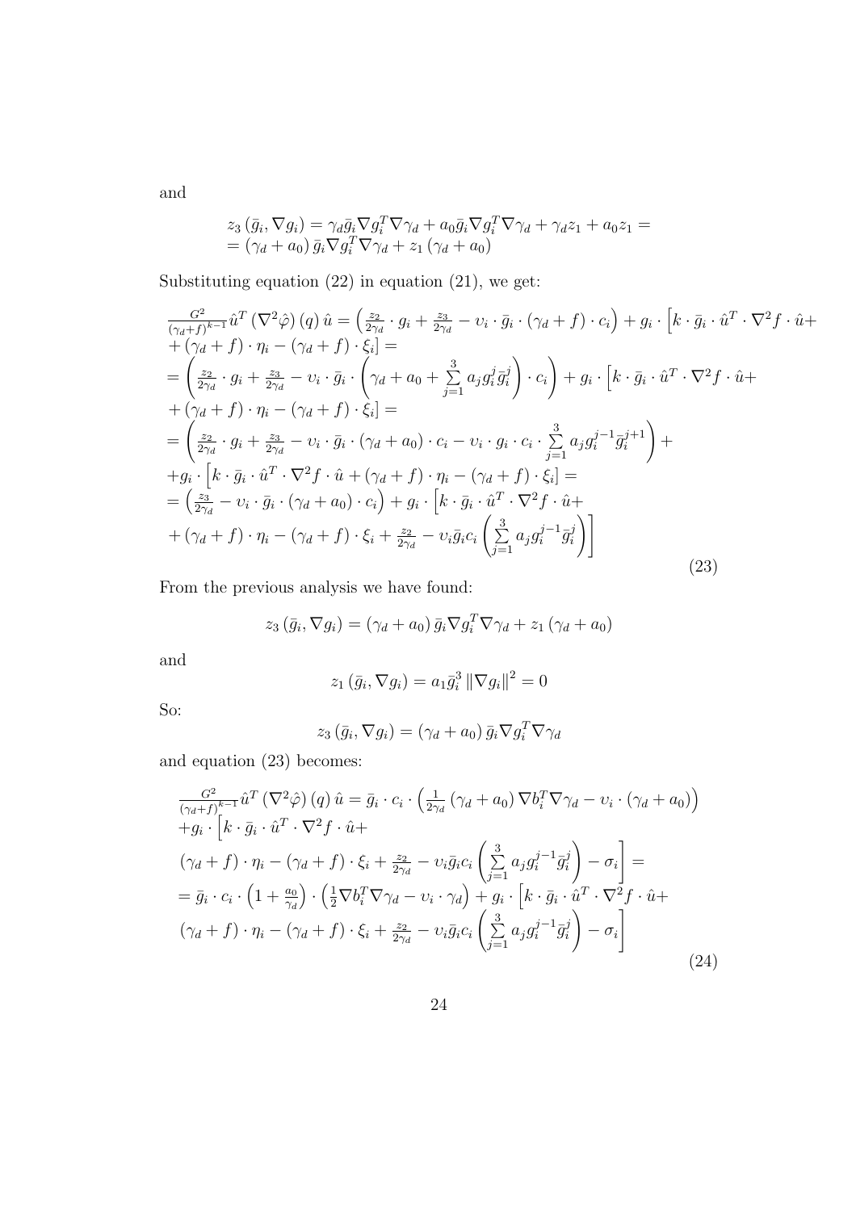and

$$
\begin{aligned}
&z_3\left(\bar{g}_i, \nabla g_i\right) = \gamma_d \bar{g}_i \nabla g_i^T \nabla \gamma_d + a_0 \bar{g}_i \nabla g_i^T \nabla \gamma_d + \gamma_d z_1 + a_0 z_1 = \\
&= \left(\gamma_d + a_0\right) \bar{g}_i \nabla g_i^T \nabla \gamma_d + z_1 \left(\gamma_d + a_0\right)
\end{aligned}
$$

Substituting equation (22) in equation (21), we get:

$$
\begin{aligned}
&\tfrac{G^2}{(\gamma_d+f)^{k-1}} \hat{u}^T \left(\nabla^2 \hat{\varphi}\right)(q)\, \hat{u} = \left(\tfrac{z_2}{2\gamma_d} \cdot g_i + \tfrac{z_3}{2\gamma_d} - \upsilon_i \cdot \bar{g}_i \cdot (\gamma_d + f) \cdot c_i\right) + g_i \cdot \Big[k \cdot \bar{g}_i \cdot \hat{u}^T \cdot \nabla^2 f \cdot \hat{u} + \\
&+ (\gamma_d + f) \cdot \eta_i - (\gamma_d + f) \cdot \xi_i\Big] = \\
&= \left(\tfrac{z_2}{2\gamma_d} \cdot g_i + \tfrac{z_3}{2\gamma_d} - \upsilon_i \cdot \bar{g}_i \cdot \left(\gamma_d + a_0 + \sum_{j=1}^{3} a_j g_i^j \bar{g}_i^j\right) \cdot c_i\right) + g_i \cdot \Big[k \cdot \bar{g}_i \cdot \hat{u}^T \cdot \nabla^2 f \cdot \hat{u} + \\
&+ (\gamma_d + f) \cdot \eta_i - (\gamma_d + f) \cdot \xi_i\Big] = \\
&= \left(\tfrac{z_2}{2\gamma_d} \cdot g_i + \tfrac{z_3}{2\gamma_d} - \upsilon_i \cdot \bar{g}_i \cdot (\gamma_d + a_0) \cdot c_i - \upsilon_i \cdot g_i \cdot c_i \cdot \sum_{j=1}^{3} a_j g_i^{j-1} \bar{g}_i^{j+1}\right) + \\
&+ g_i \cdot \Big[k \cdot \bar{g}_i \cdot \hat{u}^T \cdot \nabla^2 f \cdot \hat{u} + (\gamma_d + f) \cdot \eta_i - (\gamma_d + f) \cdot \xi_i\Big] = \\
&= \left(\tfrac{z_3}{2\gamma_d} - \upsilon_i \cdot \bar{g}_i \cdot (\gamma_d + a_0) \cdot c_i\right) + g_i \cdot \Big[k \cdot \bar{g}_i \cdot \hat{u}^T \cdot \nabla^2 f \cdot \hat{u} + \\
&+ (\gamma_d + f) \cdot \eta_i - (\gamma_d + f) \cdot \xi_i + \tfrac{z_2}{2\gamma_d} - \upsilon_i \bar{g}_i c_i \left(\sum_{j=1}^{3} a_j g_i^{j-1} \bar{g}_i^j\right)\Big]
\end{aligned} \tag{23}
$$

From the previous analysis we have found:

$$
z_3\left(\bar{g}_i, \nabla g_i\right) = \left(\gamma_d + a_0\right) \bar{g}_i \nabla g_i^T \nabla \gamma_d + z_1 \left(\gamma_d + a_0\right)
$$

and

$$
z_1\left(\bar{g}_i, \nabla g_i\right) = a_1 \bar{g}_i^3 \left\|\nabla g_i\right\|^2 = 0
$$

So:

$$
z_3\left(\bar{g}_i, \nabla g_i\right) = \left(\gamma_d + a_0\right) \bar{g}_i \nabla g_i^T \nabla \gamma_d
$$

and equation (23) becomes:

$$
\begin{aligned}
&\tfrac{G^2}{(\gamma_d+f)^{k-1}} \hat{u}^T \left(\nabla^2 \hat{\varphi}\right)(q)\, \hat{u} = \bar{g}_i \cdot c_i \cdot \left(\tfrac{1}{2\gamma_d} \left(\gamma_d + a_0\right) \nabla b_i^T \nabla \gamma_d - \upsilon_i \cdot \left(\gamma_d + a_0\right)\right) \\
&+ g_i \cdot \Big[k \cdot \bar{g}_i \cdot \hat{u}^T \cdot \nabla^2 f \cdot \hat{u} + \\
&(\gamma_d + f) \cdot \eta_i - (\gamma_d + f) \cdot \xi_i + \tfrac{z_2}{2\gamma_d} - \upsilon_i \bar{g}_i c_i \left(\sum_{j=1}^{3} a_j g_i^{j-1} \bar{g}_i^j\right) - \sigma_i\Big] = \\
&= \bar{g}_i \cdot c_i \cdot \left(1 + \tfrac{a_0}{\gamma_d}\right) \cdot \left(\tfrac{1}{2} \nabla b_i^T \nabla \gamma_d - \upsilon_i \cdot \gamma_d\right) + g_i \cdot \Big[k \cdot \bar{g}_i \cdot \hat{u}^T \cdot \nabla^2 f \cdot \hat{u} + \\
&(\gamma_d + f) \cdot \eta_i - (\gamma_d + f) \cdot \xi_i + \tfrac{z_2}{2\gamma_d} - \upsilon_i \bar{g}_i c_i \left(\sum_{j=1}^{3} a_j g_i^{j-1} \bar{g}_i^j\right) - \sigma_i\Big]
\end{aligned} \tag{24}
$$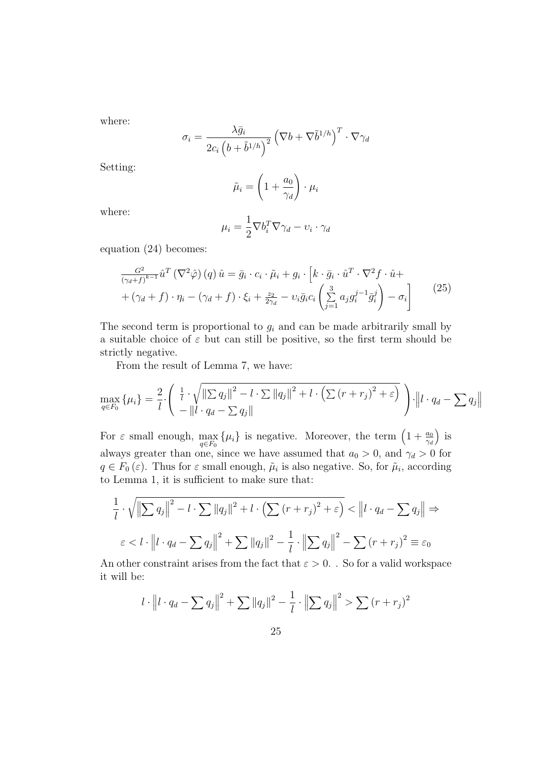where:

$$\sigma_i = \frac{\lambda \bar{g}_i}{2c_i \left(b + \tilde{b}^{1/h}\right)^2} \left(\nabla b + \nabla \tilde{b}^{1/h}\right)^T \cdot \nabla \gamma_d$$

Setting:

$$\tilde{\mu}_i = \left(1 + \frac{a_0}{\gamma_d}\right) \cdot \mu_i$$

where:

$$\mu_i = \frac{1}{2} \nabla b_i^T \nabla \gamma_d - \upsilon_i \cdot \gamma_d$$

equation (24) becomes:

$$\begin{aligned} &\tfrac{G^2}{(\gamma_d + f)^{k-1}} \hat{u}^T \left(\nabla^2 \hat{\varphi}\right)(q)\, \hat{u} = \bar{g}_i \cdot c_i \cdot \tilde{\mu}_i + g_i \cdot \Big[ k \cdot \bar{g}_i \cdot \hat{u}^T \cdot \nabla^2 f \cdot \hat{u} + \\ &+ (\gamma_d + f) \cdot \eta_i - (\gamma_d + f) \cdot \xi_i + \tfrac{z_2}{2\gamma_d} - \upsilon_i \bar{g}_i c_i \left( \sum_{j=1}^{3} a_j g_i^{j-1} \bar{g}_i^j \right) - \sigma_i \Big] \end{aligned} \tag{25}$$

The second term is proportional to $g_i$ and can be made arbitrarily small by a suitable choice of $\varepsilon$ but can still be positive, so the first term should be strictly negative.

From the result of Lemma 7, we have:

$$\max_{q \in F_0} \{\mu_i\} = \frac{2}{l} \cdot \left( \begin{array}{c} \frac{1}{l} \cdot \sqrt{\left\|\sum q_j\right\|^2 - l \cdot \sum \left\|q_j\right\|^2 + l \cdot \left(\sum (r + r_j)^2 + \varepsilon\right)} \\ - \left\|l \cdot q_d - \sum q_j\right\| \end{array} \right) \cdot \left\| l \cdot q_d - \sum q_j \right\|$$

For $\varepsilon$ small enough, $\max_{q \in F_0} \{\mu_i\}$ is negative. Moreover, the term $\left(1 + \frac{a_0}{\gamma_d}\right)$ is always greater than one, since we have assumed that $a_0 > 0$, and $\gamma_d > 0$ for $q \in F_0(\varepsilon)$. Thus for $\varepsilon$ small enough, $\tilde{\mu}_i$ is also negative. So, for $\tilde{\mu}_i$, according to Lemma 1, it is sufficient to make sure that:

$$\frac{1}{l} \cdot \sqrt{\left\|\sum q_j\right\|^2 - l \cdot \sum \left\|q_j\right\|^2 + l \cdot \left(\sum (r + r_j)^2 + \varepsilon\right)} < \left\| l \cdot q_d - \sum q_j \right\| \Rightarrow$$

$$\varepsilon < l \cdot \left\| l \cdot q_d - \sum q_j \right\|^2 + \sum \left\|q_j\right\|^2 - \frac{1}{l} \cdot \left\|\sum q_j\right\|^2 - \sum (r + r_j)^2 \equiv \varepsilon_0$$

An other constraint arises from the fact that $\varepsilon > 0$. . So for a valid workspace it will be:

$$l \cdot \left\| l \cdot q_d - \sum q_j \right\|^2 + \sum \left\|q_j\right\|^2 - \frac{1}{l} \cdot \left\|\sum q_j\right\|^2 > \sum (r + r_j)^2$$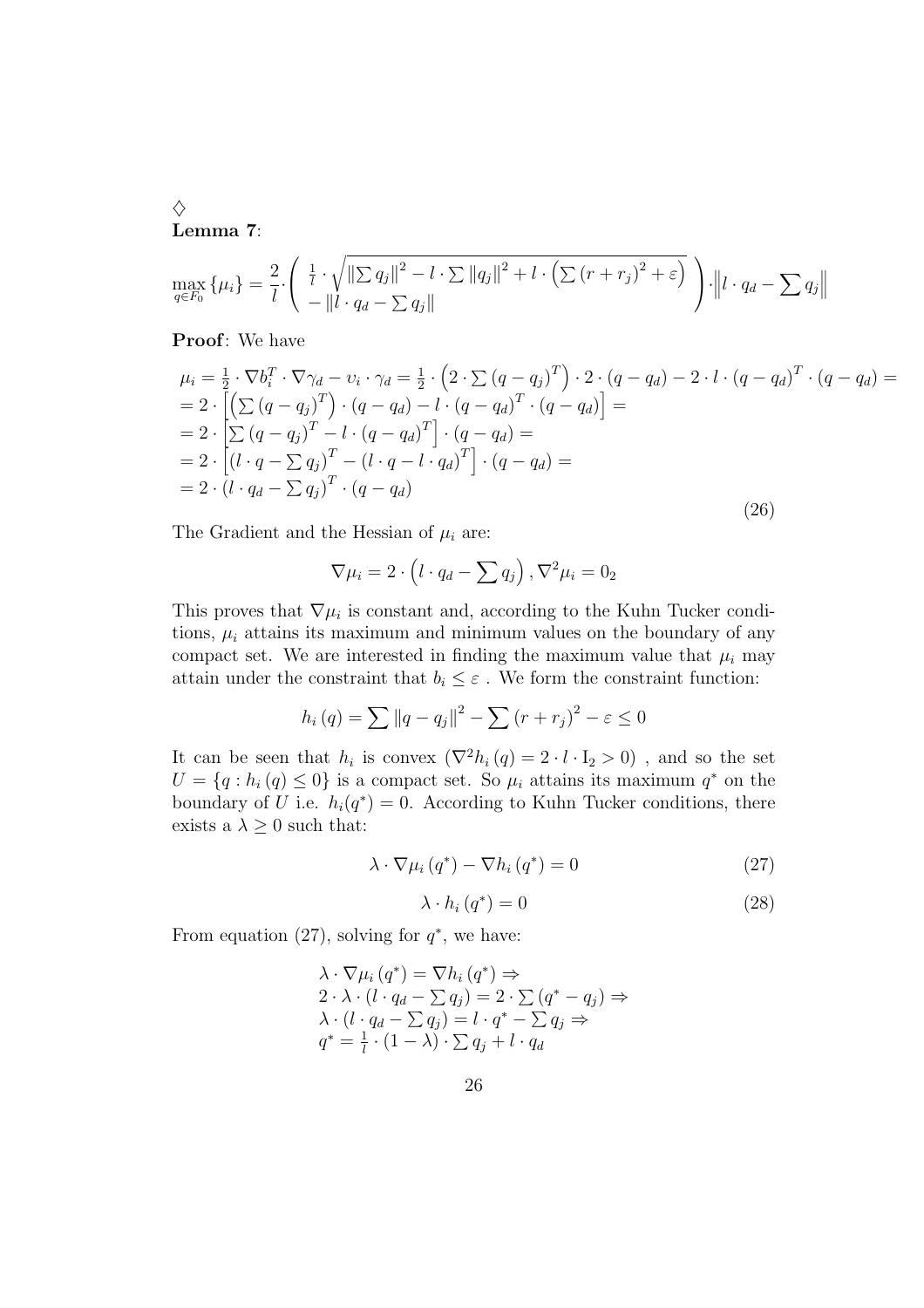$\diamondsuit$

**Lemma 7**:

$$\max_{q\in F_0}\{\mu_i\} = \frac{2}{l}\cdot\left(\begin{array}{l}\frac{1}{l}\cdot\sqrt{\left\|\sum q_j\right\|^2 - l\cdot\sum\left\|q_j\right\|^2 + l\cdot\left(\sum\left(r+r_j\right)^2+\varepsilon\right)} \\ -\left\|l\cdot q_d - \sum q_j\right\|\end{array}\right)\cdot\left\|l\cdot q_d - \sum q_j\right\|$$

**Proof**: We have

$$\begin{array}{l}
\mu_i = \frac{1}{2}\cdot\nabla b_i^T\cdot\nabla\gamma_d - \upsilon_i\cdot\gamma_d = \frac{1}{2}\cdot\left(2\cdot\sum\left(q-q_j\right)^T\right)\cdot 2\cdot\left(q-q_d\right) - 2\cdot l\cdot\left(q-q_d\right)^T\cdot\left(q-q_d\right) = \\
= 2\cdot\left[\left(\sum\left(q-q_j\right)^T\right)\cdot\left(q-q_d\right) - l\cdot\left(q-q_d\right)^T\cdot\left(q-q_d\right)\right] = \\
= 2\cdot\left[\sum\left(q-q_j\right)^T - l\cdot\left(q-q_d\right)^T\right]\cdot\left(q-q_d\right) = \\
= 2\cdot\left[\left(l\cdot q - \sum q_j\right)^T - \left(l\cdot q - l\cdot q_d\right)^T\right]\cdot\left(q-q_d\right) = \\
= 2\cdot\left(l\cdot q_d - \sum q_j\right)^T\cdot\left(q-q_d\right)
\end{array} \tag{26}$$

The Gradient and the Hessian of $\mu_i$ are:

$$\nabla\mu_i = 2\cdot\left(l\cdot q_d - \sum q_j\right), \nabla^2\mu_i = 0_2$$

This proves that $\nabla\mu_i$ is constant and, according to the Kuhn Tucker conditions, $\mu_i$ attains its maximum and minimum values on the boundary of any compact set. We are interested in finding the maximum value that $\mu_i$ may attain under the constraint that $b_i \le \varepsilon$ . We form the constraint function:

$$h_i\left(q\right) = \sum\left\|q-q_j\right\|^2 - \sum\left(r+r_j\right)^2 - \varepsilon \le 0$$

It can be seen that $h_i$ is convex $\left(\nabla^2 h_i\left(q\right) = 2\cdot l\cdot \mathrm{I}_2 > 0\right)$ , and so the set $U = \left\{q : h_i\left(q\right) \le 0\right\}$ is a compact set. So $\mu_i$ attains its maximum $q^*$ on the boundary of $U$ i.e. $h_i(q^*) = 0$. According to Kuhn Tucker conditions, there exists a $\lambda \ge 0$ such that:

$$\lambda\cdot\nabla\mu_i\left(q^*\right) - \nabla h_i\left(q^*\right) = 0 \tag{27}$$

$$\lambda\cdot h_i\left(q^*\right) = 0 \tag{28}$$

From equation (27), solving for $q^*$, we have:

$$\begin{array}{l}
\lambda\cdot\nabla\mu_i\left(q^*\right) = \nabla h_i\left(q^*\right) \Rightarrow \\
2\cdot\lambda\cdot\left(l\cdot q_d - \sum q_j\right) = 2\cdot\sum\left(q^* - q_j\right) \Rightarrow \\
\lambda\cdot\left(l\cdot q_d - \sum q_j\right) = l\cdot q^* - \sum q_j \Rightarrow \\
q^* = \frac{1}{l}\cdot\left(1-\lambda\right)\cdot\sum q_j + l\cdot q_d
\end{array}$$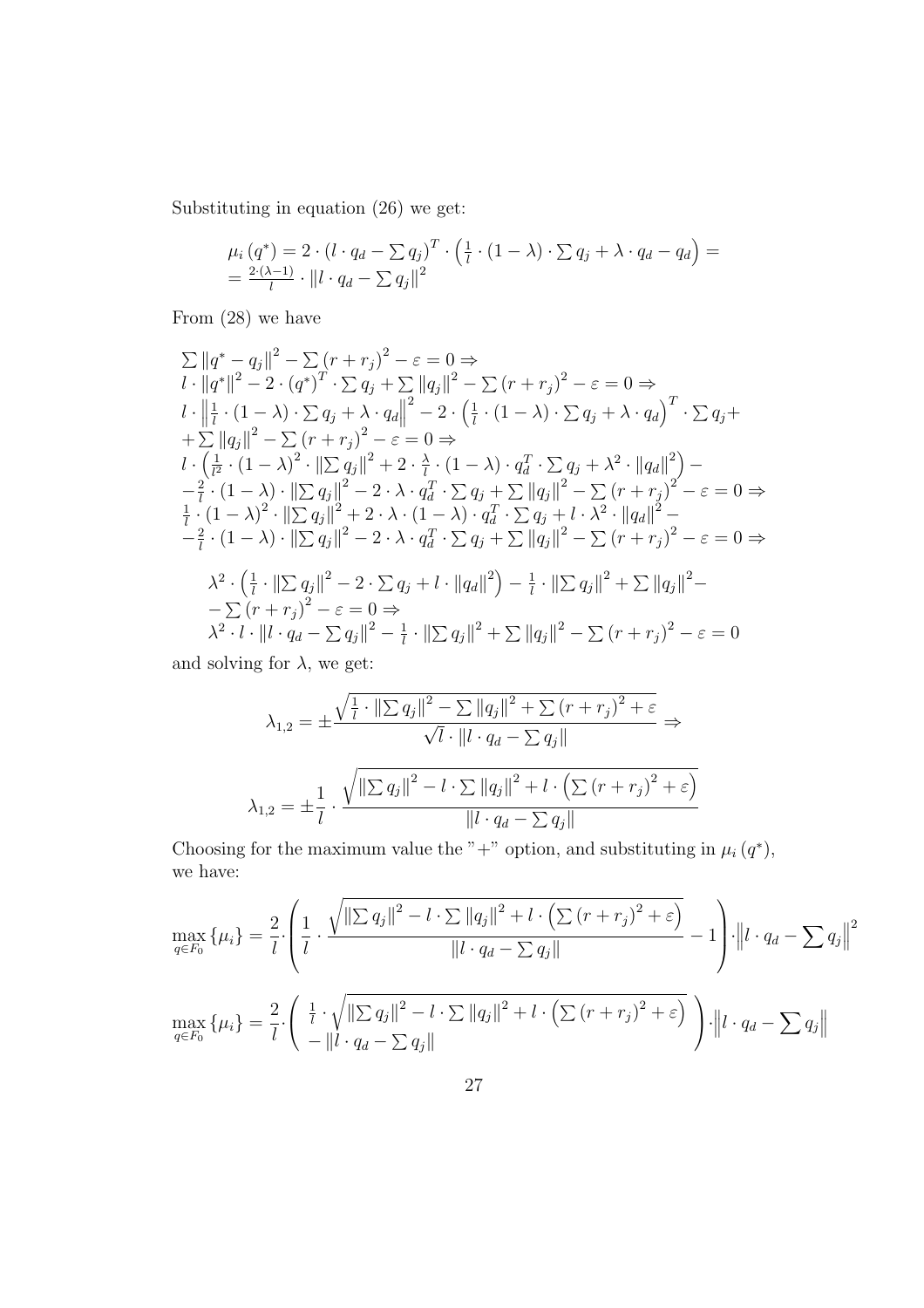Substituting in equation (26) we get:

$$
\begin{aligned}
&\mu_i\left(q^*\right) = 2 \cdot \left(l \cdot q_d - \sum q_j\right)^T \cdot \left(\tfrac{1}{l} \cdot (1-\lambda) \cdot \sum q_j + \lambda \cdot q_d - q_d\right) = \\
&= \tfrac{2 \cdot (\lambda - 1)}{l} \cdot \left\|l \cdot q_d - \sum q_j\right\|^2
\end{aligned}
$$

From (28) we have

$$
\begin{aligned}
&\sum \left\|q^* - q_j\right\|^2 - \sum \left(r + r_j\right)^2 - \varepsilon = 0 \Rightarrow \\
&l \cdot \left\|q^*\right\|^2 - 2 \cdot \left(q^*\right)^T \cdot \sum q_j + \sum \left\|q_j\right\|^2 - \sum \left(r + r_j\right)^2 - \varepsilon = 0 \Rightarrow \\
&l \cdot \left\|\tfrac{1}{l} \cdot (1-\lambda) \cdot \sum q_j + \lambda \cdot q_d\right\|^2 - 2 \cdot \left(\tfrac{1}{l} \cdot (1-\lambda) \cdot \sum q_j + \lambda \cdot q_d\right)^T \cdot \sum q_j + \\
&+ \sum \left\|q_j\right\|^2 - \sum \left(r + r_j\right)^2 - \varepsilon = 0 \Rightarrow \\
&l \cdot \left(\tfrac{1}{l^2} \cdot (1-\lambda)^2 \cdot \left\|\sum q_j\right\|^2 + 2 \cdot \tfrac{\lambda}{l} \cdot (1-\lambda) \cdot q_d^T \cdot \sum q_j + \lambda^2 \cdot \left\|q_d\right\|^2\right) - \\
&- \tfrac{2}{l} \cdot (1-\lambda) \cdot \left\|\sum q_j\right\|^2 - 2 \cdot \lambda \cdot q_d^T \cdot \sum q_j + \sum \left\|q_j\right\|^2 - \sum \left(r + r_j\right)^2 - \varepsilon = 0 \Rightarrow \\
&\tfrac{1}{l} \cdot (1-\lambda)^2 \cdot \left\|\sum q_j\right\|^2 + 2 \cdot \lambda \cdot (1-\lambda) \cdot q_d^T \cdot \sum q_j + l \cdot \lambda^2 \cdot \left\|q_d\right\|^2 - \\
&- \tfrac{2}{l} \cdot (1-\lambda) \cdot \left\|\sum q_j\right\|^2 - 2 \cdot \lambda \cdot q_d^T \cdot \sum q_j + \sum \left\|q_j\right\|^2 - \sum \left(r + r_j\right)^2 - \varepsilon = 0 \Rightarrow
\end{aligned}
$$

$$
\begin{aligned}
&\lambda^2 \cdot \left(\tfrac{1}{l} \cdot \left\|\sum q_j\right\|^2 - 2 \cdot \sum q_j + l \cdot \left\|q_d\right\|^2\right) - \tfrac{1}{l} \cdot \left\|\sum q_j\right\|^2 + \sum \left\|q_j\right\|^2 - \\
&- \sum \left(r + r_j\right)^2 - \varepsilon = 0 \Rightarrow \\
&\lambda^2 \cdot l \cdot \left\|l \cdot q_d - \sum q_j\right\|^2 - \tfrac{1}{l} \cdot \left\|\sum q_j\right\|^2 + \sum \left\|q_j\right\|^2 - \sum \left(r + r_j\right)^2 - \varepsilon = 0
\end{aligned}
$$

and solving for $\lambda$, we get:

$$
\lambda_{1,2} = \pm \frac{\sqrt{\frac{1}{l} \cdot \left\|\sum q_j\right\|^2 - \sum \left\|q_j\right\|^2 + \sum \left(r + r_j\right)^2 + \varepsilon}}{\sqrt{l} \cdot \left\|l \cdot q_d - \sum q_j\right\|} \Rightarrow
$$

$$
\lambda_{1,2} = \pm \frac{1}{l} \cdot \frac{\sqrt{\left\|\sum q_j\right\|^2 - l \cdot \sum \left\|q_j\right\|^2 + l \cdot \left(\sum \left(r + r_j\right)^2 + \varepsilon\right)}}{\left\|l \cdot q_d - \sum q_j\right\|}
$$

Choosing for the maximum value the "+" option, and substituting in $\mu_i\left(q^*\right)$, we have:

$$
\max_{q \in F_0} \left\{\mu_i\right\} = \frac{2}{l} \cdot \left(\frac{1}{l} \cdot \frac{\sqrt{\left\|\sum q_j\right\|^2 - l \cdot \sum \left\|q_j\right\|^2 + l \cdot \left(\sum \left(r + r_j\right)^2 + \varepsilon\right)}}{\left\|l \cdot q_d - \sum q_j\right\|} - 1\right) \cdot \left\|l \cdot q_d - \sum q_j\right\|^2
$$

$$
\max_{q \in F_0} \left\{\mu_i\right\} = \frac{2}{l} \cdot \left(\begin{array}{l} \frac{1}{l} \cdot \sqrt{\left\|\sum q_j\right\|^2 - l \cdot \sum \left\|q_j\right\|^2 + l \cdot \left(\sum \left(r + r_j\right)^2 + \varepsilon\right)} \\ - \left\|l \cdot q_d - \sum q_j\right\| \end{array}\right) \cdot \left\|l \cdot q_d - \sum q_j\right\|
$$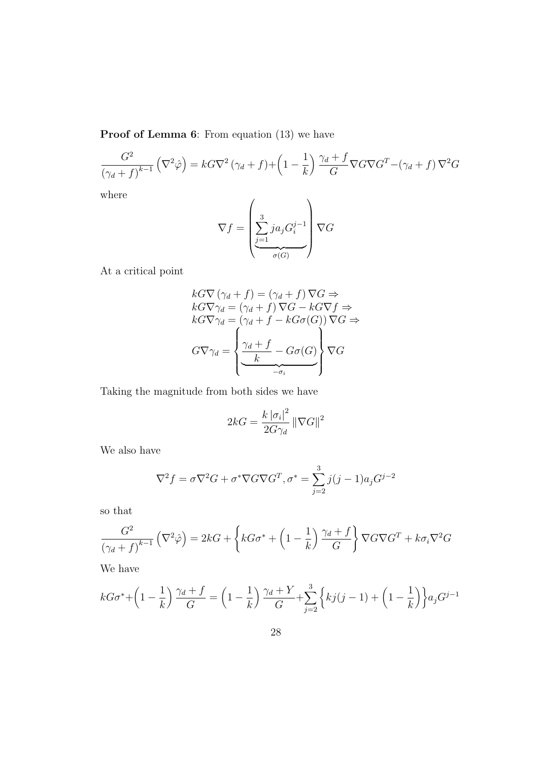**Proof of Lemma 6**: From equation (13) we have

$$\frac{G^2}{(\gamma_d + f)^{k-1}} \left(\nabla^2 \hat{\varphi}\right) = kG\nabla^2 (\gamma_d + f) + \left(1 - \frac{1}{k}\right) \frac{\gamma_d + f}{G} \nabla G \nabla G^T - (\gamma_d + f) \nabla^2 G$$

where

$$\nabla f = \left( \underbrace{\sum_{j=1}^{3} j a_j G_i^{j-1}}_{\sigma(G)} \right) \nabla G$$

At a critical point

$$\begin{aligned}
&kG\nabla (\gamma_d + f) = (\gamma_d + f) \nabla G \Rightarrow \\
&kG\nabla \gamma_d = (\gamma_d + f) \nabla G - kG\nabla f \Rightarrow \\
&kG\nabla \gamma_d = (\gamma_d + f - kG\sigma(G)) \nabla G \Rightarrow \\
&G\nabla \gamma_d = \left\{ \underbrace{\frac{\gamma_d + f}{k} - G\sigma(G)}_{-\sigma_i} \right\} \nabla G
\end{aligned}$$

Taking the magnitude from both sides we have

$$2kG = \frac{k\left|\sigma_i\right|^2}{2G\gamma_d} \|\nabla G\|^2$$

We also have

$$\nabla^2 f = \sigma \nabla^2 G + \sigma^* \nabla G \nabla G^T, \sigma^* = \sum_{j=2}^{3} j(j-1) a_j G^{j-2}$$

so that

$$\frac{G^2}{(\gamma_d + f)^{k-1}} \left(\nabla^2 \hat{\varphi}\right) = 2kG + \left\{ kG\sigma^* + \left(1 - \frac{1}{k}\right) \frac{\gamma_d + f}{G} \right\} \nabla G \nabla G^T + k\sigma_i \nabla^2 G$$

We have

$$kG\sigma^* + \left(1 - \frac{1}{k}\right) \frac{\gamma_d + f}{G} = \left(1 - \frac{1}{k}\right) \frac{\gamma_d + Y}{G} + \sum_{j=2}^{3} \left\{ kj(j-1) + \left(1 - \frac{1}{k}\right) \right\} a_j G^{j-1}$$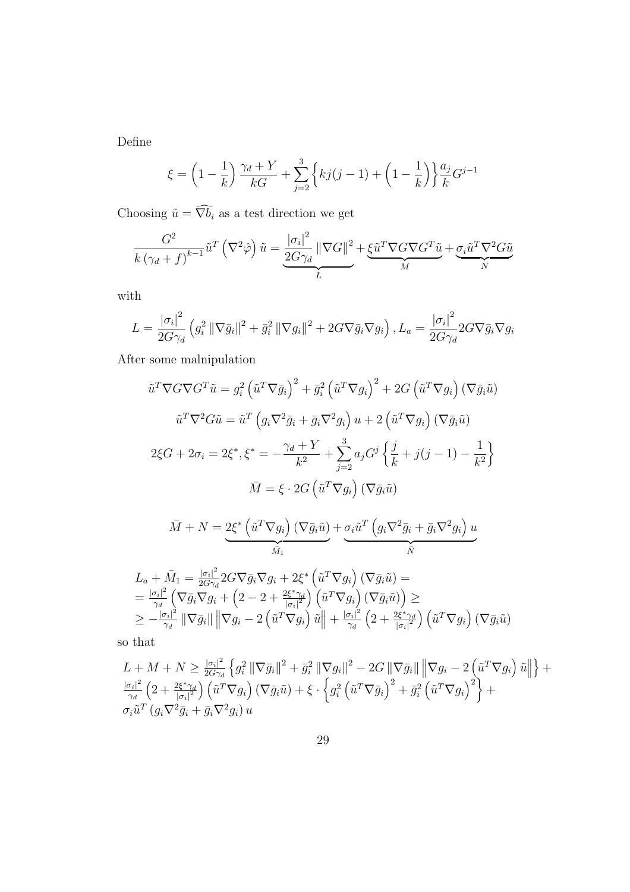Define

$$\xi = \left(1 - \frac{1}{k}\right) \frac{\gamma_d + Y}{kG} + \sum_{j=2}^{3} \left\{ kj(j-1) + \left(1 - \frac{1}{k}\right) \right\} \frac{a_j}{k} G^{j-1}$$

Choosing $\tilde{u} = \widehat{\nabla b_i}$ as a test direction we get

$$\frac{G^2}{k\left(\gamma_d + f\right)^{k-1}} \tilde{u}^T \left(\nabla^2 \hat{\varphi}\right) \tilde{u} = \underbrace{\frac{|\sigma_i|^2}{2G\gamma_d} \|\nabla G\|^2}_{L} + \underbrace{\xi \tilde{u}^T \nabla G \nabla G^T \tilde{u}}_{M} + \underbrace{\sigma_i \tilde{u}^T \nabla^2 G \tilde{u}}_{N}$$

with

$$L = \frac{|\sigma_i|^2}{2G\gamma_d} \left( g_i^2 \|\nabla \bar{g}_i\|^2 + \bar{g}_i^2 \|\nabla g_i\|^2 + 2G \nabla \bar{g}_i \nabla g_i \right), L_a = \frac{|\sigma_i|^2}{2G\gamma_d} 2G \nabla \bar{g}_i \nabla g_i$$

After some malnipulation

$$\tilde{u}^T \nabla G \nabla G^T \tilde{u} = g_i^2 \left(\tilde{u}^T \nabla \bar{g}_i\right)^2 + \bar{g}_i^2 \left(\tilde{u}^T \nabla g_i\right)^2 + 2G \left(\tilde{u}^T \nabla g_i\right) \left(\nabla \bar{g}_i \tilde{u}\right)$$

$$\tilde{u}^T \nabla^2 G \tilde{u} = \tilde{u}^T \left( g_i \nabla^2 \bar{g}_i + \bar{g}_i \nabla^2 g_i \right) u + 2 \left(\tilde{u}^T \nabla g_i\right) \left(\nabla \bar{g}_i \tilde{u}\right)$$

$$2\xi G + 2\sigma_i = 2\xi^*, \xi^* = -\frac{\gamma_d + Y}{k^2} + \sum_{j=2}^{3} a_j G^j \left\{ \frac{j}{k} + j(j-1) - \frac{1}{k^2} \right\}$$

$$\bar{M} = \xi \cdot 2G \left(\tilde{u}^T \nabla g_i\right) \left(\nabla \bar{g}_i \tilde{u}\right)$$

$$\bar{M} + N = \underbrace{2\xi^* \left(\tilde{u}^T \nabla g_i\right) \left(\nabla \bar{g}_i \tilde{u}\right)}_{\bar{M}_1} + \underbrace{\sigma_i \tilde{u}^T \left( g_i \nabla^2 \bar{g}_i + \bar{g}_i \nabla^2 g_i \right) u}_{\bar{N}}$$

$$\begin{aligned}
&L_a + \bar{M}_1 = \tfrac{|\sigma_i|^2}{2G\gamma_d} 2G \nabla \bar{g}_i \nabla g_i + 2\xi^* \left(\tilde{u}^T \nabla g_i\right) \left(\nabla \bar{g}_i \tilde{u}\right) = \\
&= \tfrac{|\sigma_i|^2}{\gamma_d} \left( \nabla \bar{g}_i \nabla g_i + \left(2 - 2 + \tfrac{2\xi^* \gamma_d}{|\sigma_i|^2}\right) \left(\tilde{u}^T \nabla g_i\right) \left(\nabla \bar{g}_i \tilde{u}\right) \right) \geq \\
&\geq -\tfrac{|\sigma_i|^2}{\gamma_d} \|\nabla \bar{g}_i\| \left\| \nabla g_i - 2\left(\tilde{u}^T \nabla g_i\right) \tilde{u} \right\| + \tfrac{|\sigma_i|^2}{\gamma_d} \left(2 + \tfrac{2\xi^* \gamma_d}{|\sigma_i|^2}\right) \left(\tilde{u}^T \nabla g_i\right) \left(\nabla \bar{g}_i \tilde{u}\right)
\end{aligned}$$

so that

$$\begin{aligned}
&L + M + N \geq \tfrac{|\sigma_i|^2}{2G\gamma_d} \left\{ g_i^2 \|\nabla \bar{g}_i\|^2 + \bar{g}_i^2 \|\nabla g_i\|^2 - 2G \|\nabla \bar{g}_i\| \left\| \nabla g_i - 2\left(\tilde{u}^T \nabla g_i\right) \tilde{u} \right\| \right\} + \\
&\tfrac{|\sigma_i|^2}{\gamma_d} \left(2 + \tfrac{2\xi^* \gamma_d}{|\sigma_i|^2}\right) \left(\tilde{u}^T \nabla g_i\right) \left(\nabla \bar{g}_i \tilde{u}\right) + \xi \cdot \left\{ g_i^2 \left(\tilde{u}^T \nabla \bar{g}_i\right)^2 + \bar{g}_i^2 \left(\tilde{u}^T \nabla g_i\right)^2 \right\} + \\
&\sigma_i \tilde{u}^T \left( g_i \nabla^2 \bar{g}_i + \bar{g}_i \nabla^2 g_i \right) u
\end{aligned}$$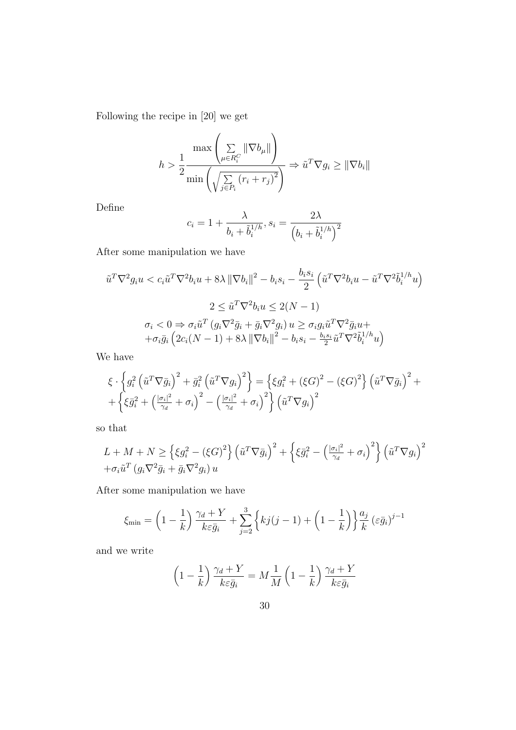Following the recipe in [20] we get

$$h > \frac{1}{2} \frac{\max\left(\sum_{\mu \in R_i^C} \|\nabla b_\mu\|\right)}{\min\left(\sqrt{\sum_{j \in P_i} (r_i + r_j)^2}\right)} \Rightarrow \tilde{u}^T \nabla g_i \geq \|\nabla b_i\|$$

Define

$$c_i = 1 + \frac{\lambda}{b_i + \tilde{b}_i^{1/h}}, s_i = \frac{2\lambda}{\left(b_i + \tilde{b}_i^{1/h}\right)^2}$$

After some manipulation we have

$$\tilde{u}^T \nabla^2 g_i u < c_i \tilde{u}^T \nabla^2 b_i u + 8\lambda \|\nabla b_i\|^2 - b_i s_i - \frac{b_i s_i}{2}\left(\tilde{u}^T \nabla^2 b_i u - \tilde{u}^T \nabla^2 \tilde{b}_i^{1/h} u\right)$$

$$2 \leq \tilde{u}^T \nabla^2 b_i u \leq 2(N-1)$$

$$\begin{aligned}
&\sigma_i < 0 \Rightarrow \sigma_i \tilde{u}^T \left(g_i \nabla^2 \bar{g}_i + \bar{g}_i \nabla^2 g_i\right) u \geq \sigma_i g_i \tilde{u}^T \nabla^2 \bar{g}_i u + \\
&+ \sigma_i \bar{g}_i \left(2c_i(N-1) + 8\lambda \|\nabla b_i\|^2 - b_i s_i - \tfrac{b_i s_i}{2} \tilde{u}^T \nabla^2 \tilde{b}_i^{1/h} u\right)
\end{aligned}$$

We have

$$\begin{aligned}
&\xi \cdot \left\{g_i^2 \left(\tilde{u}^T \nabla \bar{g}_i\right)^2 + \bar{g}_i^2 \left(\tilde{u}^T \nabla g_i\right)^2\right\} = \left\{\xi g_i^2 + (\xi G)^2 - (\xi G)^2\right\}\left(\tilde{u}^T \nabla \bar{g}_i\right)^2 + \\
&+ \left\{\xi \bar{g}_i^2 + \left(\tfrac{|\sigma_i|^2}{\gamma_d} + \sigma_i\right)^2 - \left(\tfrac{|\sigma_i|^2}{\gamma_d} + \sigma_i\right)^2\right\}\left(\tilde{u}^T \nabla g_i\right)^2
\end{aligned}$$

so that

$$\begin{aligned}
&L + M + N \geq \left\{\xi g_i^2 - (\xi G)^2\right\}\left(\tilde{u}^T \nabla \bar{g}_i\right)^2 + \left\{\xi \bar{g}_i^2 - \left(\tfrac{|\sigma_i|^2}{\gamma_d} + \sigma_i\right)^2\right\}\left(\tilde{u}^T \nabla g_i\right)^2 \\
&+ \sigma_i \tilde{u}^T \left(g_i \nabla^2 \bar{g}_i + \bar{g}_i \nabla^2 g_i\right) u
\end{aligned}$$

After some manipulation we have

$$\xi_{\min} = \left(1 - \frac{1}{k}\right)\frac{\gamma_d + Y}{k\varepsilon \bar{g}_i} + \sum_{j=2}^{3}\left\{kj(j-1) + \left(1 - \frac{1}{k}\right)\right\}\frac{a_j}{k}\left(\varepsilon \bar{g}_i\right)^{j-1}$$

and we write

$$\left(1 - \frac{1}{k}\right)\frac{\gamma_d + Y}{k\varepsilon \bar{g}_i} = M \frac{1}{M}\left(1 - \frac{1}{k}\right)\frac{\gamma_d + Y}{k\varepsilon \bar{g}_i}$$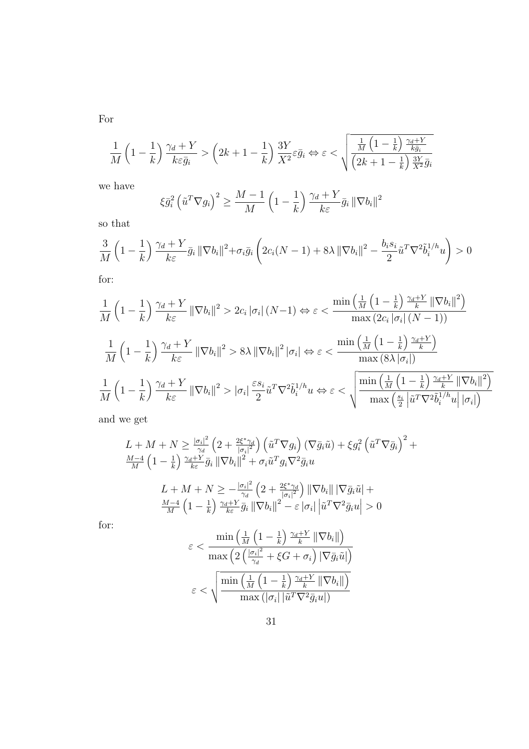For

$$\frac{1}{M}\left(1-\frac{1}{k}\right)\frac{\gamma_d+Y}{k\varepsilon\bar{g}_i} > \left(2k+1-\frac{1}{k}\right)\frac{3Y}{X^2}\varepsilon\bar{g}_i \Leftrightarrow \varepsilon < \sqrt{\frac{\frac{1}{M}\left(1-\frac{1}{k}\right)\frac{\gamma_d+Y}{k\bar{g}_i}}{\left(2k+1-\frac{1}{k}\right)\frac{3Y}{X^2}\bar{g}_i}}$$

we have

$$\xi\bar{g}_i^2\left(\tilde{u}^T\nabla g_i\right)^2 \geq \frac{M-1}{M}\left(1-\frac{1}{k}\right)\frac{\gamma_d+Y}{k\varepsilon}\bar{g}_i\left\|\nabla b_i\right\|^2$$

so that

$$\frac{3}{M}\left(1-\frac{1}{k}\right)\frac{\gamma_d+Y}{k\varepsilon}\bar{g}_i\left\|\nabla b_i\right\|^2+\sigma_i\bar{g}_i\left(2c_i(N-1)+8\lambda\left\|\nabla b_i\right\|^2-\frac{b_is_i}{2}\tilde{u}^T\nabla^2\tilde{b}_i^{1/h}u\right)>0$$

for:

$$\frac{1}{M}\left(1-\frac{1}{k}\right)\frac{\gamma_d+Y}{k\varepsilon}\left\|\nabla b_i\right\|^2 > 2c_i\left|\sigma_i\right|(N-1) \Leftrightarrow \varepsilon < \frac{\min\left(\frac{1}{M}\left(1-\frac{1}{k}\right)\frac{\gamma_d+Y}{k}\left\|\nabla b_i\right\|^2\right)}{\max\left(2c_i\left|\sigma_i\right|(N-1)\right)}$$

$$\frac{1}{M}\left(1-\frac{1}{k}\right)\frac{\gamma_d+Y}{k\varepsilon}\left\|\nabla b_i\right\|^2 > 8\lambda\left\|\nabla b_i\right\|^2\left|\sigma_i\right| \Leftrightarrow \varepsilon < \frac{\min\left(\frac{1}{M}\left(1-\frac{1}{k}\right)\frac{\gamma_d+Y}{k}\right)}{\max\left(8\lambda\left|\sigma_i\right|\right)}$$

$$\frac{1}{M}\left(1-\frac{1}{k}\right)\frac{\gamma_d+Y}{k\varepsilon}\left\|\nabla b_i\right\|^2 > \left|\sigma_i\right|\frac{\varepsilon s_i}{2}\tilde{u}^T\nabla^2\tilde{b}_i^{1/h}u \Leftrightarrow \varepsilon < \sqrt{\frac{\min\left(\frac{1}{M}\left(1-\frac{1}{k}\right)\frac{\gamma_d+Y}{k}\left\|\nabla b_i\right\|^2\right)}{\max\left(\frac{s_i}{2}\left|\tilde{u}^T\nabla^2\tilde{b}_i^{1/h}u\right|\left|\sigma_i\right|\right)}}$$

and we get

$$\begin{aligned}L+M+N \geq\ & \tfrac{|\sigma_i|^2}{\gamma_d}\left(2+\tfrac{2\xi^*\gamma_d}{|\sigma_i|^2}\right)\left(\tilde{u}^T\nabla g_i\right)\left(\nabla\bar{g}_i\tilde{u}\right)+\xi g_i^2\left(\tilde{u}^T\nabla\bar{g}_i\right)^2+\\ & \tfrac{M-4}{M}\left(1-\tfrac{1}{k}\right)\tfrac{\gamma_d+Y}{k\varepsilon}\bar{g}_i\left\|\nabla b_i\right\|^2+\sigma_i\tilde{u}^Tg_i\nabla^2\bar{g}_iu\end{aligned}$$

$$\begin{aligned}L+M+N \geq\ & -\tfrac{|\sigma_i|^2}{\gamma_d}\left(2+\tfrac{2\xi^*\gamma_d}{|\sigma_i|^2}\right)\left\|\nabla b_i\right\|\left|\nabla\bar{g}_i\tilde{u}\right|+\\ & \tfrac{M-4}{M}\left(1-\tfrac{1}{k}\right)\tfrac{\gamma_d+Y}{k\varepsilon}\bar{g}_i\left\|\nabla b_i\right\|^2-\varepsilon\left|\sigma_i\right|\left|\tilde{u}^T\nabla^2\bar{g}_iu\right|>0\end{aligned}$$

for:

$$\varepsilon < \frac{\min\left(\frac{1}{M}\left(1-\frac{1}{k}\right)\frac{\gamma_d+Y}{k}\left\|\nabla b_i\right\|\right)}{\max\left(2\left(\frac{|\sigma_i|^2}{\gamma_d}+\xi G+\sigma_i\right)\left|\nabla\bar{g}_i\tilde{u}\right|\right)}$$

$$\varepsilon < \sqrt{\frac{\min\left(\frac{1}{M}\left(1-\frac{1}{k}\right)\frac{\gamma_d+Y}{k}\left\|\nabla b_i\right\|\right)}{\max\left(\left|\sigma_i\right|\left|\tilde{u}^T\nabla^2\bar{g}_iu\right|\right)}}$$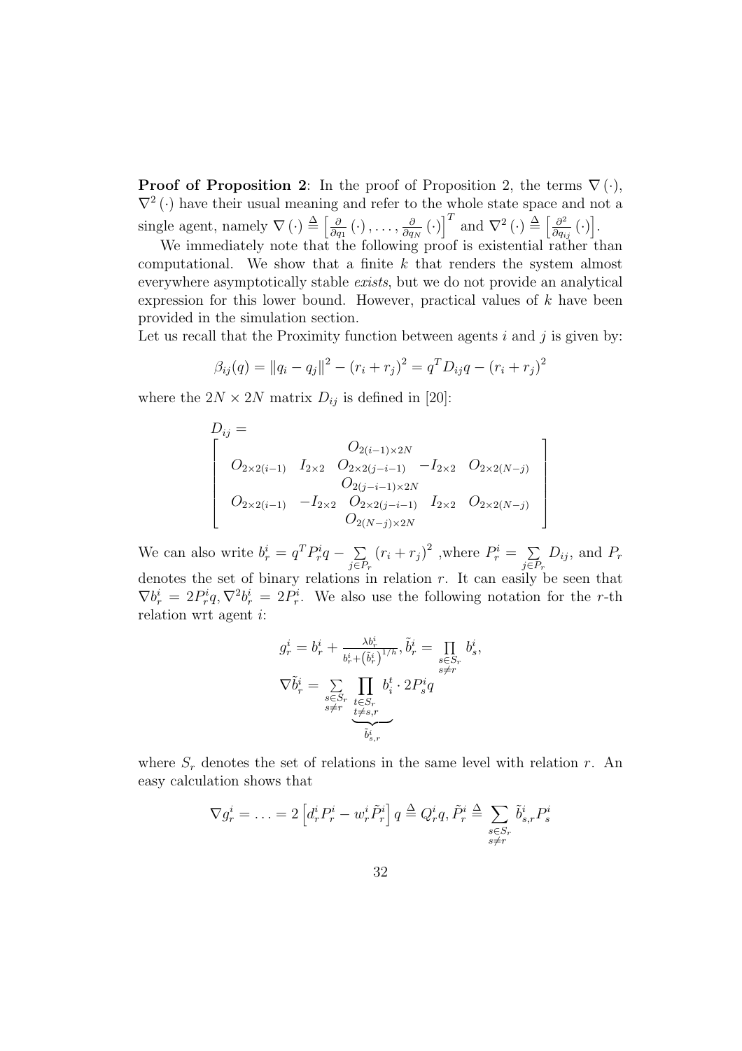**Proof of Proposition 2**: In the proof of Proposition 2, the terms $\nabla(\cdot)$, $\nabla^2(\cdot)$ have their usual meaning and refer to the whole state space and not a single agent, namely $\nabla(\cdot) \triangleq \left[\frac{\partial}{\partial q_1}(\cdot), \ldots, \frac{\partial}{\partial q_N}(\cdot)\right]^T$ and $\nabla^2(\cdot) \triangleq \left[\frac{\partial^2}{\partial q_{ij}}(\cdot)\right]$.

We immediately note that the following proof is existential rather than computational. We show that a finite $k$ that renders the system almost everywhere asymptotically stable *exists*, but we do not provide an analytical expression for this lower bound. However, practical values of $k$ have been provided in the simulation section.

Let us recall that the Proximity function between agents $i$ and $j$ is given by:

$$\beta_{ij}(q) = \|q_i - q_j\|^2 - (r_i + r_j)^2 = q^T D_{ij} q - (r_i + r_j)^2$$

where the $2N \times 2N$ matrix $D_{ij}$ is defined in [20]:

$$D_{ij} = \begin{bmatrix} & & O_{2(i-1)\times 2N} & & \\ O_{2\times 2(i-1)} & I_{2\times 2} & O_{2\times 2(j-i-1)} & -I_{2\times 2} & O_{2\times 2(N-j)} \\ & & O_{2(j-i-1)\times 2N} & & \\ O_{2\times 2(i-1)} & -I_{2\times 2} & O_{2\times 2(j-i-1)} & I_{2\times 2} & O_{2\times 2(N-j)} \\ & & O_{2(N-j)\times 2N} & & \end{bmatrix}$$

We can also write $b_r^i = q^T P_r^i q - \sum\limits_{j\in P_r} (r_i + r_j)^2$ ,where $P_r^i = \sum\limits_{j\in P_r} D_{ij}$, and $P_r$ denotes the set of binary relations in relation $r$. It can easily be seen that $\nabla b_r^i = 2P_r^i q, \nabla^2 b_r^i = 2P_r^i$. We also use the following notation for the $r$-th relation wrt agent $i$:

$$g_r^i = b_r^i + \frac{\lambda b_r^i}{b_r^i + \left(\tilde{b}_r^i\right)^{1/h}}, \tilde{b}_r^i = \prod_{\substack{s\in S_r \\ s\neq r}} b_s^i,$$

$$\nabla \tilde{b}_r^i = \sum_{\substack{s\in S_r \\ s\neq r}} \underbrace{\prod_{\substack{t\in S_r \\ t\neq s,r}} b_i^t}_{\tilde{b}_{s,r}^i} \cdot 2P_s^i q$$

where $S_r$ denotes the set of relations in the same level with relation $r$. An easy calculation shows that

$$\nabla g_r^i = \ldots = 2\left[d_r^i P_r^i - w_r^i \tilde{P}_r^i\right] q \triangleq Q_r^i q, \tilde{P}_r^i \triangleq \sum_{\substack{s\in S_r \\ s\neq r}} \tilde{b}_{s,r}^i P_s^i$$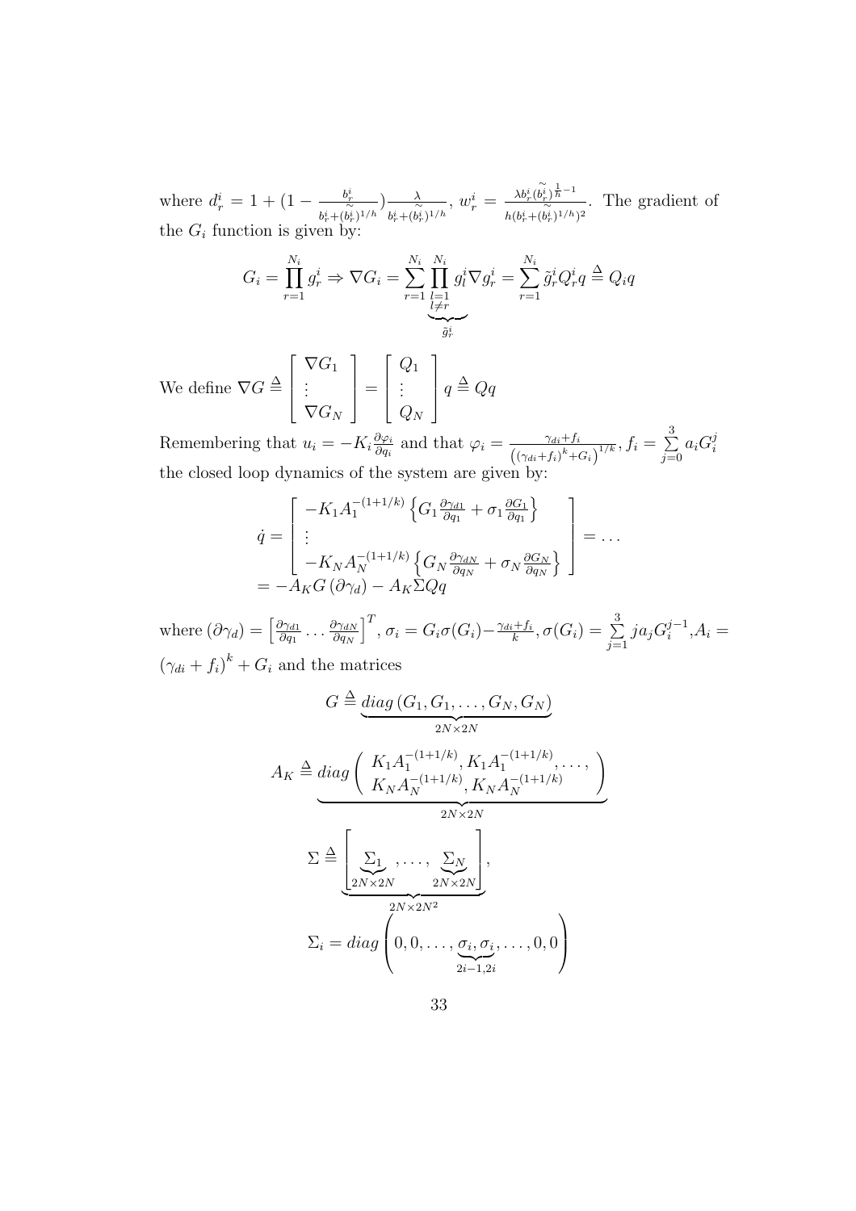where $d_r^i = 1 + (1 - \frac{b_r^i}{b_r^i + (\widetilde{b_r^i})^{1/h}})\frac{\lambda}{b_r^i + (\widetilde{b_r^i})^{1/h}}$, $w_r^i = \frac{\lambda b_r^i (\widetilde{b_r^i})^{\frac{1}{h}-1}}{h(b_r^i + (\widetilde{b_r^i})^{1/h})^2}$. The gradient of the $G_i$ function is given by:

$$G_i = \prod_{r=1}^{N_i} g_r^i \Rightarrow \nabla G_i = \sum_{r=1}^{N_i} \underbrace{\prod_{\substack{l=1 \\ l \neq r}}^{N_i} g_l^i}_{\tilde{g}_r^i} \nabla g_r^i = \sum_{r=1}^{N_i} \tilde{g}_r^i Q_r^i q \triangleq Q_i q$$

We define $\nabla G \triangleq \begin{bmatrix} \nabla G_1 \\ \vdots \\ \nabla G_N \end{bmatrix} = \begin{bmatrix} Q_1 \\ \vdots \\ Q_N \end{bmatrix} q \triangleq Qq$

Remembering that $u_i = -K_i \frac{\partial \varphi_i}{\partial q_i}$ and that $\varphi_i = \frac{\gamma_{di} + f_i}{\left((\gamma_{di} + f_i)^k + G_i\right)^{1/k}}$, $f_i = \sum_{j=0}^{3} a_i G_i^j$ the closed loop dynamics of the system are given by:

$$\dot{q} = \begin{bmatrix} -K_1 A_1^{-(1+1/k)} \left\{ G_1 \frac{\partial \gamma_{d1}}{\partial q_1} + \sigma_1 \frac{\partial G_1}{\partial q_1} \right\} \\ \vdots \\ -K_N A_N^{-(1+1/k)} \left\{ G_N \frac{\partial \gamma_{dN}}{\partial q_N} + \sigma_N \frac{\partial G_N}{\partial q_N} \right\} \end{bmatrix} = \dots$$
$$= -A_K G \left(\partial \gamma_d\right) - A_K \Sigma Q q$$

where $(\partial \gamma_d) = \left[\frac{\partial \gamma_{d1}}{\partial q_1} \dots \frac{\partial \gamma_{dN}}{\partial q_N}\right]^T$, $\sigma_i = G_i \sigma(G_i) - \frac{\gamma_{di} + f_i}{k}$, $\sigma(G_i) = \sum_{j=1}^{3} j a_j G_i^{j-1}$, $A_i = (\gamma_{di} + f_i)^k + G_i$ and the matrices

$$G \triangleq \underbrace{diag\left(G_1, G_1, \dots, G_N, G_N\right)}_{2N \times 2N}$$

$$A_K \triangleq \underbrace{diag\left( \begin{array}{c} K_1 A_1^{-(1+1/k)}, K_1 A_1^{-(1+1/k)}, \dots, \\ K_N A_N^{-(1+1/k)}, K_N A_N^{-(1+1/k)} \end{array} \right)}_{2N \times 2N}$$

$$\Sigma \triangleq \underbrace{\left[ \underbrace{\Sigma_1}_{2N \times 2N}, \dots, \underbrace{\Sigma_N}_{2N \times 2N} \right]}_{2N \times 2N^2},$$

$$\Sigma_i = diag\left(0, 0, \dots, \underbrace{\sigma_i, \sigma_i}_{2i-1, 2i}, \dots, 0, 0\right)$$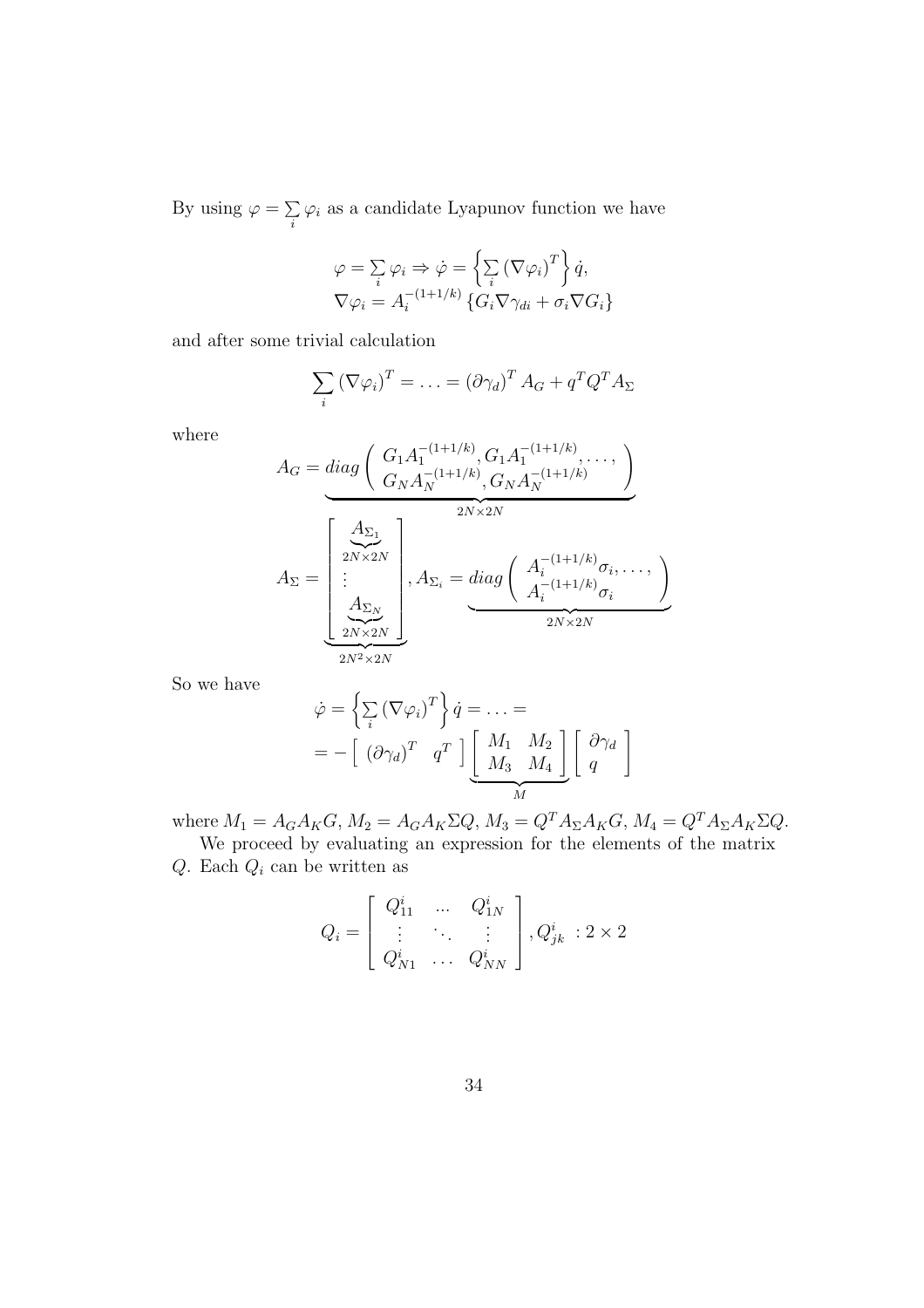By using $\varphi = \sum_i \varphi_i$ as a candidate Lyapunov function we have

$$
\begin{array}{c}
\varphi = \sum\limits_i \varphi_i \Rightarrow \dot{\varphi} = \left\{ \sum\limits_i \left(\nabla \varphi_i\right)^T \right\} \dot{q}, \\
\nabla \varphi_i = A_i^{-(1+1/k)} \left\{ G_i \nabla \gamma_{di} + \sigma_i \nabla G_i \right\}
\end{array}
$$

and after some trivial calculation

$$
\sum_i \left(\nabla \varphi_i\right)^T = \ldots = \left(\partial \gamma_d\right)^T A_G + q^T Q^T A_\Sigma
$$

where

$$
A_G = \underbrace{diag\left( \begin{array}{c} G_1 A_1^{-(1+1/k)}, G_1 A_1^{-(1+1/k)}, \ldots, \\ G_N A_N^{-(1+1/k)}, G_N A_N^{-(1+1/k)} \end{array} \right)}_{2N \times 2N}
$$

$$
A_\Sigma = \underbrace{\left[ \begin{array}{c} \underbrace{A_{\Sigma_1}}_{2N \times 2N} \\ \vdots \\ \underbrace{A_{\Sigma_N}}_{2N \times 2N} \end{array} \right]}_{2N^2 \times 2N}, A_{\Sigma_i} = \underbrace{diag\left( \begin{array}{c} A_i^{-(1+1/k)} \sigma_i, \ldots, \\ A_i^{-(1+1/k)} \sigma_i \end{array} \right)}_{2N \times 2N}
$$

So we have

$$
\begin{array}{l}
\dot{\varphi} = \left\{ \sum\limits_i \left(\nabla \varphi_i\right)^T \right\} \dot{q} = \ldots = \\
= - \left[ \begin{array}{cc} \left(\partial \gamma_d\right)^T & q^T \end{array} \right] \underbrace{\left[ \begin{array}{cc} M_1 & M_2 \\ M_3 & M_4 \end{array} \right]}_{M} \left[ \begin{array}{c} \partial \gamma_d \\ q \end{array} \right]
\end{array}
$$

where $M_1 = A_G A_K G$, $M_2 = A_G A_K \Sigma Q$, $M_3 = Q^T A_\Sigma A_K G$, $M_4 = Q^T A_\Sigma A_K \Sigma Q$.

We proceed by evaluating an expression for the elements of the matrix $Q$. Each $Q_i$ can be written as

$$
Q_i = \left[ \begin{array}{ccc} Q_{11}^i & \ldots & Q_{1N}^i \\ \vdots & \ddots & \vdots \\ Q_{N1}^i & \ldots & Q_{NN}^i \end{array} \right], Q_{jk}^i \ : 2 \times 2
$$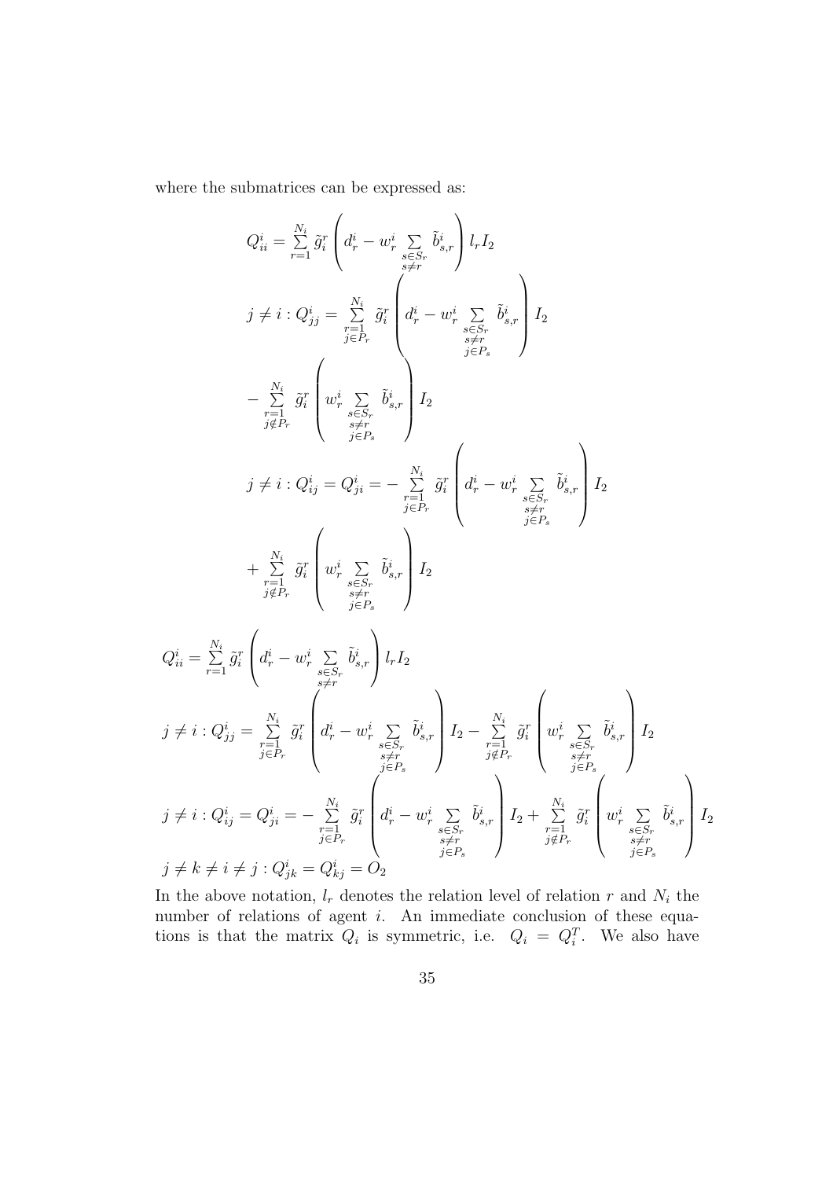where the submatrices can be expressed as:

$$Q_{ii}^i = \sum_{r=1}^{N_i} \tilde{g}_i^r \left( d_r^i - w_r^i \sum_{\substack{s \in S_r \\ s \neq r}} \tilde{b}_{s,r}^i \right) l_r I_2$$

$$j \neq i : Q_{jj}^i = \sum_{\substack{r=1 \\ j \in P_r}}^{N_i} \tilde{g}_i^r \left( d_r^i - w_r^i \sum_{\substack{s \in S_r \\ s \neq r \\ j \in P_s}} \tilde{b}_{s,r}^i \right) I_2$$

$$- \sum_{\substack{r=1 \\ j \notin P_r}}^{N_i} \tilde{g}_i^r \left( w_r^i \sum_{\substack{s \in S_r \\ s \neq r \\ j \in P_s}} \tilde{b}_{s,r}^i \right) I_2$$

$$j \neq i : Q_{ij}^i = Q_{ji}^i = - \sum_{\substack{r=1 \\ j \in P_r}}^{N_i} \tilde{g}_i^r \left( d_r^i - w_r^i \sum_{\substack{s \in S_r \\ s \neq r \\ j \in P_s}} \tilde{b}_{s,r}^i \right) I_2$$

$$+ \sum_{\substack{r=1 \\ j \notin P_r}}^{N_i} \tilde{g}_i^r \left( w_r^i \sum_{\substack{s \in S_r \\ s \neq r \\ j \in P_s}} \tilde{b}_{s,r}^i \right) I_2$$

$$Q_{ii}^i = \sum_{r=1}^{N_i} \tilde{g}_i^r \left( d_r^i - w_r^i \sum_{\substack{s \in S_r \\ s \neq r}} \tilde{b}_{s,r}^i \right) l_r I_2$$

$$j \neq i : Q_{jj}^i = \sum_{\substack{r=1 \\ j \in P_r}}^{N_i} \tilde{g}_i^r \left( d_r^i - w_r^i \sum_{\substack{s \in S_r \\ s \neq r \\ j \in P_s}} \tilde{b}_{s,r}^i \right) I_2 - \sum_{\substack{r=1 \\ j \notin P_r}}^{N_i} \tilde{g}_i^r \left( w_r^i \sum_{\substack{s \in S_r \\ s \neq r \\ j \in P_s}} \tilde{b}_{s,r}^i \right) I_2$$

$$j \neq i : Q_{ij}^i = Q_{ji}^i = - \sum_{\substack{r=1 \\ j \in P_r}}^{N_i} \tilde{g}_i^r \left( d_r^i - w_r^i \sum_{\substack{s \in S_r \\ s \neq r \\ j \in P_s}} \tilde{b}_{s,r}^i \right) I_2 + \sum_{\substack{r=1 \\ j \notin P_r}}^{N_i} \tilde{g}_i^r \left( w_r^i \sum_{\substack{s \in S_r \\ s \neq r \\ j \in P_s}} \tilde{b}_{s,r}^i \right) I_2$$

$$j \neq k \neq i \neq j : Q_{jk}^i = Q_{kj}^i = O_2$$

In the above notation, $l_r$ denotes the relation level of relation $r$ and $N_i$ the number of relations of agent $i$. An immediate conclusion of these equations is that the matrix $Q_i$ is symmetric, i.e. $Q_i = Q_i^T$. We also have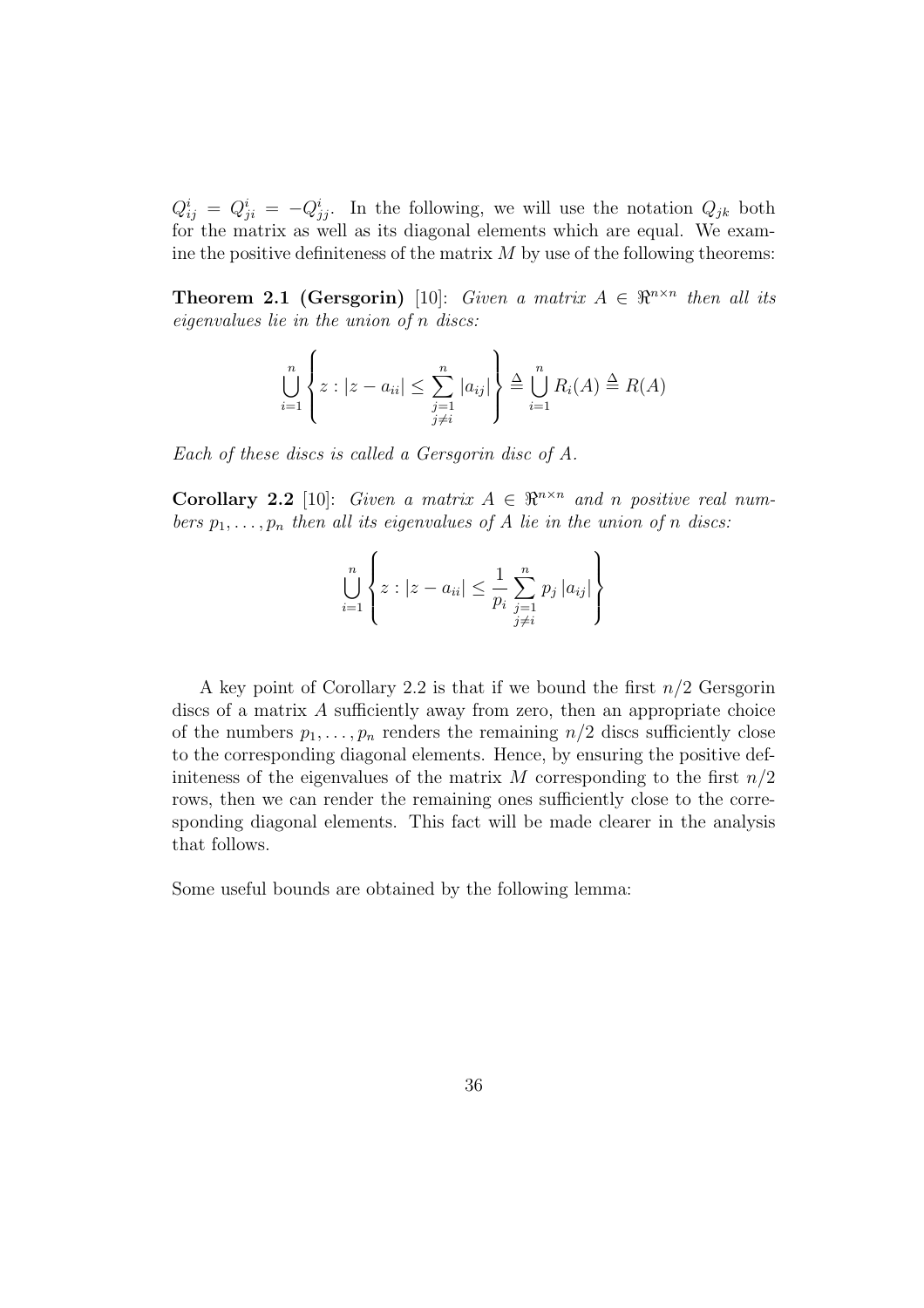$Q^i_{ij} = Q^i_{ji} = -Q^i_{jj}$. In the following, we will use the notation $Q_{jk}$ both for the matrix as well as its diagonal elements which are equal. We examine the positive definiteness of the matrix $M$ by use of the following theorems:

**Theorem 2.1 (Gersgorin)** [10]: *Given a matrix $A \in \Re^{n\times n}$ then all its eigenvalues lie in the union of $n$ discs:*

$$\bigcup_{i=1}^{n} \left\{ z : |z - a_{ii}| \leq \sum_{\substack{j=1 \\ j\neq i}}^{n} |a_{ij}| \right\} \triangleq \bigcup_{i=1}^{n} R_i(A) \triangleq R(A)$$

*Each of these discs is called a Gersgorin disc of $A$.*

**Corollary 2.2** [10]: *Given a matrix $A \in \Re^{n\times n}$ and $n$ positive real numbers $p_1, \ldots, p_n$ then all its eigenvalues of $A$ lie in the union of $n$ discs:*

$$\bigcup_{i=1}^{n} \left\{ z : |z - a_{ii}| \leq \frac{1}{p_i} \sum_{\substack{j=1 \\ j\neq i}}^{n} p_j \, |a_{ij}| \right\}$$

A key point of Corollary 2.2 is that if we bound the first $n/2$ Gersgorin discs of a matrix $A$ sufficiently away from zero, then an appropriate choice of the numbers $p_1, \ldots, p_n$ renders the remaining $n/2$ discs sufficiently close to the corresponding diagonal elements. Hence, by ensuring the positive definiteness of the eigenvalues of the matrix $M$ corresponding to the first $n/2$ rows, then we can render the remaining ones sufficiently close to the corresponding diagonal elements. This fact will be made clearer in the analysis that follows.

Some useful bounds are obtained by the following lemma: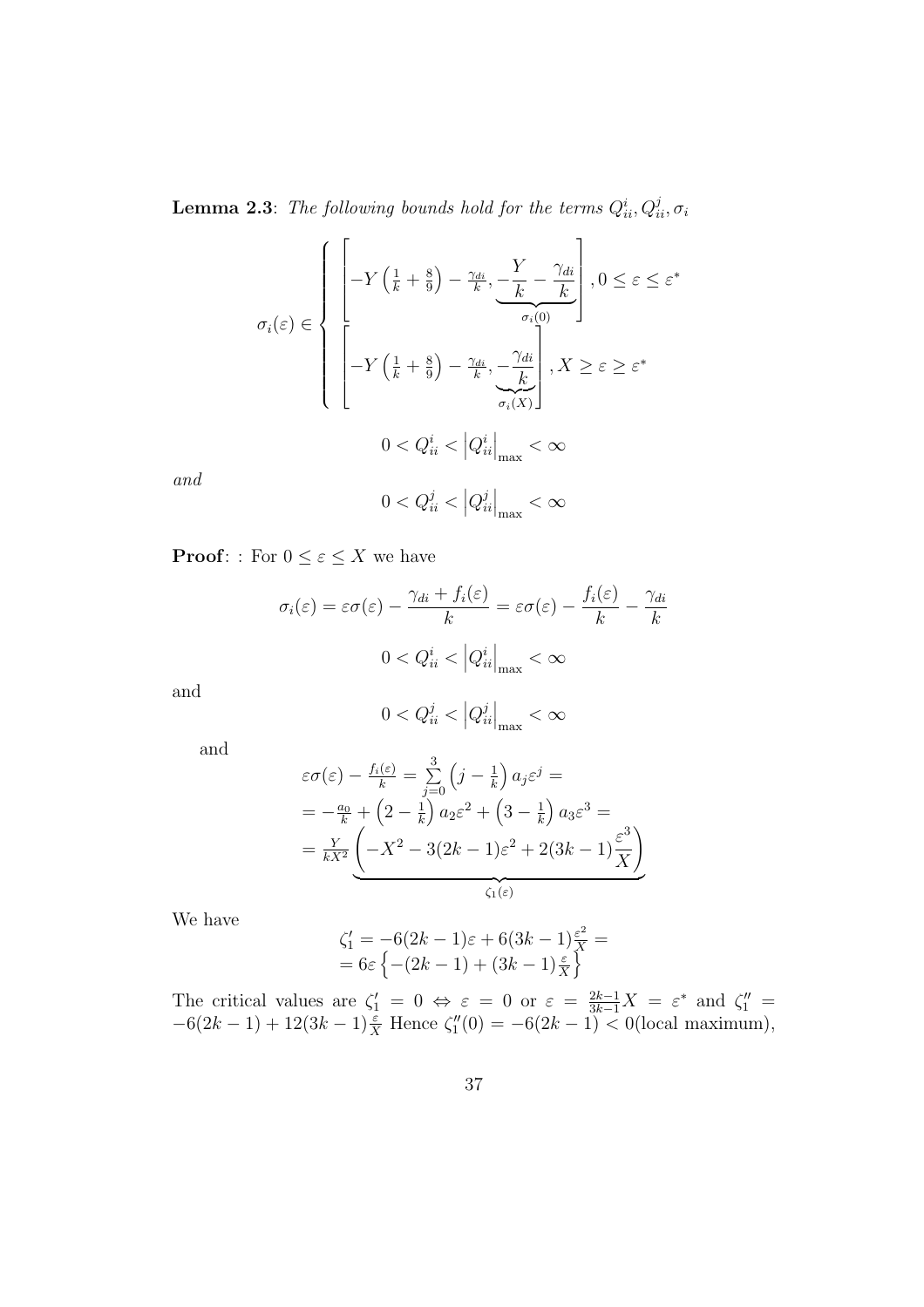**Lemma 2.3**: *The following bounds hold for the terms $Q^i_{ii}, Q^j_{ii}, \sigma_i$*

$$\sigma_i(\varepsilon) \in \begin{cases} \left[ -Y\left(\frac{1}{k}+\frac{8}{9}\right) - \frac{\gamma_{di}}{k}, \underbrace{-\frac{Y}{k} - \frac{\gamma_{di}}{k}}_{\sigma_i(0)} \right], 0 \le \varepsilon \le \varepsilon^* \\ \left[ -Y\left(\frac{1}{k}+\frac{8}{9}\right) - \frac{\gamma_{di}}{k}, \underbrace{-\frac{\gamma_{di}}{k}}_{\sigma_i(X)} \right], X \ge \varepsilon \ge \varepsilon^* \end{cases}$$

$$0 < Q^i_{ii} < \left|Q^i_{ii}\right|_{\max} < \infty$$

*and*

$$0 < Q^j_{ii} < \left|Q^j_{ii}\right|_{\max} < \infty$$

**Proof**: : For $0 \le \varepsilon \le X$ we have

$$\sigma_i(\varepsilon) = \varepsilon\sigma(\varepsilon) - \frac{\gamma_{di} + f_i(\varepsilon)}{k} = \varepsilon\sigma(\varepsilon) - \frac{f_i(\varepsilon)}{k} - \frac{\gamma_{di}}{k}$$

$$0 < Q^i_{ii} < \left|Q^i_{ii}\right|_{\max} < \infty$$

and

$$0 < Q^j_{ii} < \left|Q^j_{ii}\right|_{\max} < \infty$$

and

$$\begin{aligned} &\varepsilon\sigma(\varepsilon) - \tfrac{f_i(\varepsilon)}{k} = \sum_{j=0}^{3}\left(j - \tfrac{1}{k}\right) a_j \varepsilon^j = \\ &= -\tfrac{a_0}{k} + \left(2 - \tfrac{1}{k}\right) a_2 \varepsilon^2 + \left(3 - \tfrac{1}{k}\right) a_3 \varepsilon^3 = \\ &= \tfrac{Y}{kX^2} \underbrace{\left( -X^2 - 3(2k-1)\varepsilon^2 + 2(3k-1)\frac{\varepsilon^3}{X} \right)}_{\zeta_1(\varepsilon)} \end{aligned}$$

We have

$$\begin{aligned} \zeta_1' &= -6(2k-1)\varepsilon + 6(3k-1)\tfrac{\varepsilon^2}{X} = \\ &= 6\varepsilon\left\{-(2k-1) + (3k-1)\tfrac{\varepsilon}{X}\right\} \end{aligned}$$

The critical values are $\zeta_1' = 0 \Leftrightarrow \varepsilon = 0$ or $\varepsilon = \frac{2k-1}{3k-1}X = \varepsilon^*$ and $\zeta_1'' = -6(2k-1) + 12(3k-1)\frac{\varepsilon}{X}$ Hence $\zeta_1''(0) = -6(2k-1) < 0$(local maximum),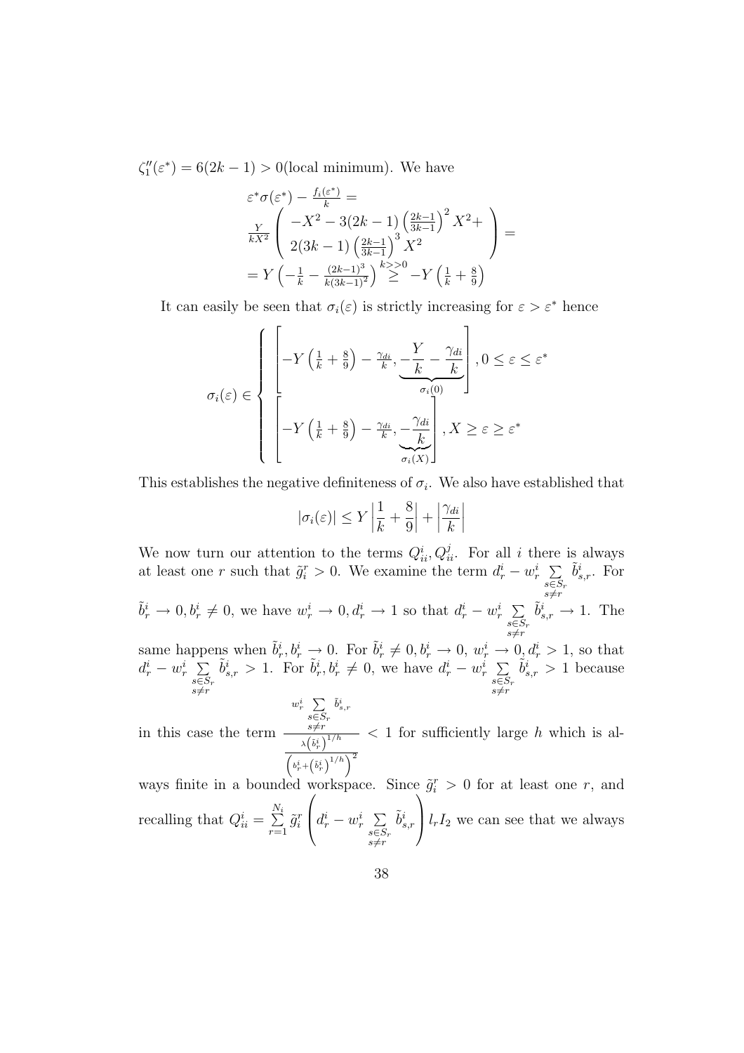$\zeta_1''(\varepsilon^*) = 6(2k-1) > 0$(local minimum). We have

$$
\begin{aligned}
&\varepsilon^*\sigma(\varepsilon^*) - \tfrac{f_i(\varepsilon^*)}{k} = \\
&\tfrac{Y}{kX^2}\left(\begin{array}{c} -X^2 - 3(2k-1)\left(\tfrac{2k-1}{3k-1}\right)^2 X^2 + \\ 2(3k-1)\left(\tfrac{2k-1}{3k-1}\right)^3 X^2 \end{array}\right) = \\
&= Y\left(-\tfrac{1}{k} - \tfrac{(2k-1)^3}{k(3k-1)^2}\right) \overset{k>>0}{\geq} -Y\left(\tfrac{1}{k} + \tfrac{8}{9}\right)
\end{aligned}
$$

It can easily be seen that $\sigma_i(\varepsilon)$ is strictly increasing for $\varepsilon > \varepsilon^*$ hence

$$
\sigma_i(\varepsilon) \in \left\{ \begin{array}{l} \left[ -Y\left(\tfrac{1}{k} + \tfrac{8}{9}\right) - \tfrac{\gamma_{di}}{k}, \underbrace{-\dfrac{Y}{k} - \dfrac{\gamma_{di}}{k}}_{\sigma_i(0)} \right], 0 \leq \varepsilon \leq \varepsilon^* \\ \left[ -Y\left(\tfrac{1}{k} + \tfrac{8}{9}\right) - \tfrac{\gamma_{di}}{k}, \underbrace{-\dfrac{\gamma_{di}}{k}}_{\sigma_i(X)} \right], X \geq \varepsilon \geq \varepsilon^* \end{array} \right.
$$

This establishes the negative definiteness of $\sigma_i$. We also have established that

$$
|\sigma_i(\varepsilon)| \leq Y\left|\frac{1}{k} + \frac{8}{9}\right| + \left|\frac{\gamma_{di}}{k}\right|
$$

We now turn our attention to the terms $Q^i_{ii}, Q^j_{ii}$. For all $i$ there is always at least one $r$ such that $\tilde{g}^r_i > 0$. We examine the term $d^i_r - w^i_r \sum_{\substack{s \in S_r \\ s \neq r}} \tilde{b}^i_{s,r}$. For $\tilde{b}^i_r \to 0, b^i_r \neq 0$, we have $w^i_r \to 0, d^i_r \to 1$ so that $d^i_r - w^i_r \sum_{\substack{s \in S_r \\ s \neq r}} \tilde{b}^i_{s,r} \to 1$. The same happens when $\tilde{b}^i_r, b^i_r \to 0$. For $\tilde{b}^i_r \neq 0, b^i_r \to 0$, $w^i_r \to 0, d^i_r > 1$, so that $d^i_r - w^i_r \sum_{\substack{s \in S_r \\ s \neq r}} \tilde{b}^i_{s,r} > 1$. For $\tilde{b}^i_r, b^i_r \neq 0$, we have $d^i_r - w^i_r \sum_{\substack{s \in S_r \\ s \neq r}} \tilde{b}^i_{s,r} > 1$ because in this case the term $\dfrac{w^i_r \sum_{\substack{s \in S_r \\ s \neq r}} \tilde{b}^i_{s,r}}{\frac{\lambda\left(\tilde{b}^i_r\right)^{1/h}}{\left(b^i_r + \left(\tilde{b}^i_r\right)^{1/h}\right)^2}} < 1$ for sufficiently large $h$ which is always finite in a bounded workspace. Since $\tilde{g}^r_i > 0$ for at least one $r$, and recalling that $Q^i_{ii} = \sum_{r=1}^{N_i} \tilde{g}^r_i \left( d^i_r - w^i_r \sum_{\substack{s \in S_r \\ s \neq r}} \tilde{b}^i_{s,r} \right) l_r I_2$ we can see that we always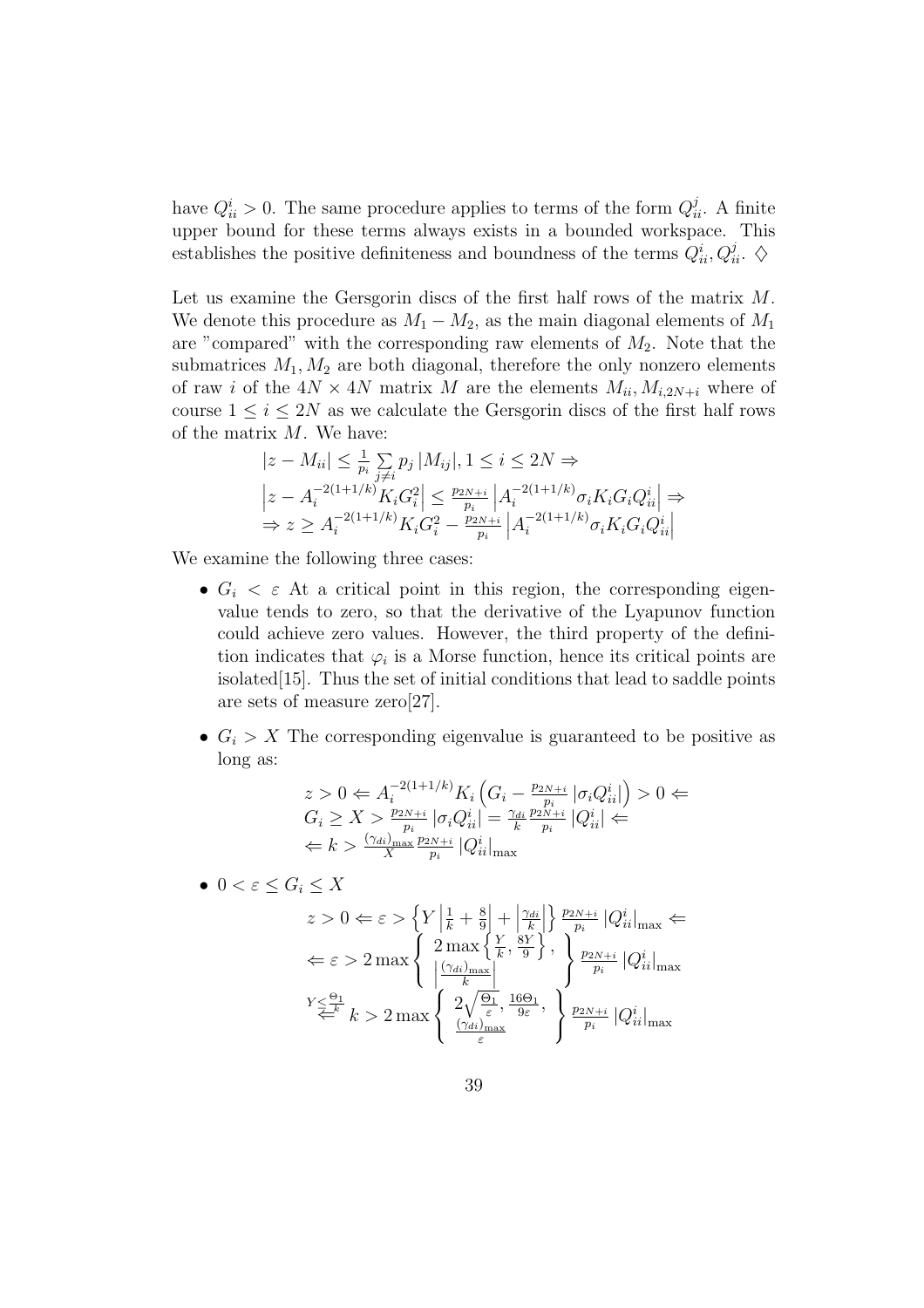have $Q_{ii}^i > 0$. The same procedure applies to terms of the form $Q_{ii}^j$. A finite upper bound for these terms always exists in a bounded workspace. This establishes the positive definiteness and boundness of the terms $Q_{ii}^i, Q_{ii}^j$. $\diamondsuit$

Let us examine the Gersgorin discs of the first half rows of the matrix $M$. We denote this procedure as $M_1 - M_2$, as the main diagonal elements of $M_1$ are "compared" with the corresponding raw elements of $M_2$. Note that the submatrices $M_1, M_2$ are both diagonal, therefore the only nonzero elements of raw $i$ of the $4N \times 4N$ matrix $M$ are the elements $M_{ii}, M_{i,2N+i}$ where of course $1 \le i \le 2N$ as we calculate the Gersgorin discs of the first half rows of the matrix $M$. We have:

$$
\begin{array}{l}
|z - M_{ii}| \le \frac{1}{p_i} \sum\limits_{j \ne i} p_j \, |M_{ij}|, 1 \le i \le 2N \Rightarrow \\
\left| z - A_i^{-2(1+1/k)} K_i G_i^2 \right| \le \frac{p_{2N+i}}{p_i} \left| A_i^{-2(1+1/k)} \sigma_i K_i G_i Q_{ii}^i \right| \Rightarrow \\
\Rightarrow z \ge A_i^{-2(1+1/k)} K_i G_i^2 - \frac{p_{2N+i}}{p_i} \left| A_i^{-2(1+1/k)} \sigma_i K_i G_i Q_{ii}^i \right|
\end{array}
$$

We examine the following three cases:

- $G_i < \varepsilon$ At a critical point in this region, the corresponding eigenvalue tends to zero, so that the derivative of the Lyapunov function could achieve zero values. However, the third property of the definition indicates that $\varphi_i$ is a Morse function, hence its critical points are isolated[15]. Thus the set of initial conditions that lead to saddle points are sets of measure zero[27].

- $G_i > X$ The corresponding eigenvalue is guaranteed to be positive as long as:

$$
\begin{array}{l}
z > 0 \Leftarrow A_i^{-2(1+1/k)} K_i \left( G_i - \frac{p_{2N+i}}{p_i} \left| \sigma_i Q_{ii}^i \right| \right) > 0 \Leftarrow \\
G_i \ge X > \frac{p_{2N+i}}{p_i} \left| \sigma_i Q_{ii}^i \right| = \frac{\gamma_{di}}{k} \frac{p_{2N+i}}{p_i} \left| Q_{ii}^i \right| \Leftarrow \\
\Leftarrow k > \frac{(\gamma_{di})_{\max}}{X} \frac{p_{2N+i}}{p_i} \left| Q_{ii}^i \right|_{\max}
\end{array}
$$

- $0 < \varepsilon \le G_i \le X$

$$
\begin{array}{l}
z > 0 \Leftarrow \varepsilon > \left\{ Y \left| \frac{1}{k} + \frac{8}{9} \right| + \left| \frac{\gamma_{di}}{k} \right| \right\} \frac{p_{2N+i}}{p_i} \left| Q_{ii}^i \right|_{\max} \Leftarrow \\
\Leftarrow \varepsilon > 2 \max \left\{ \begin{array}{c} 2 \max \left\{ \frac{Y}{k}, \frac{8Y}{9} \right\}, \\ \left| \frac{(\gamma_{di})_{\max}}{k} \right| \end{array} \right\} \frac{p_{2N+i}}{p_i} \left| Q_{ii}^i \right|_{\max} \\
\overset{Y \le \frac{\Theta_1}{k}}{\Leftarrow} k > 2 \max \left\{ \begin{array}{c} 2\sqrt{\frac{\Theta_1}{\varepsilon}}, \frac{16\Theta_1}{9\varepsilon}, \\ \frac{(\gamma_{di})_{\max}}{\varepsilon} \end{array} \right\} \frac{p_{2N+i}}{p_i} \left| Q_{ii}^i \right|_{\max}
\end{array}
$$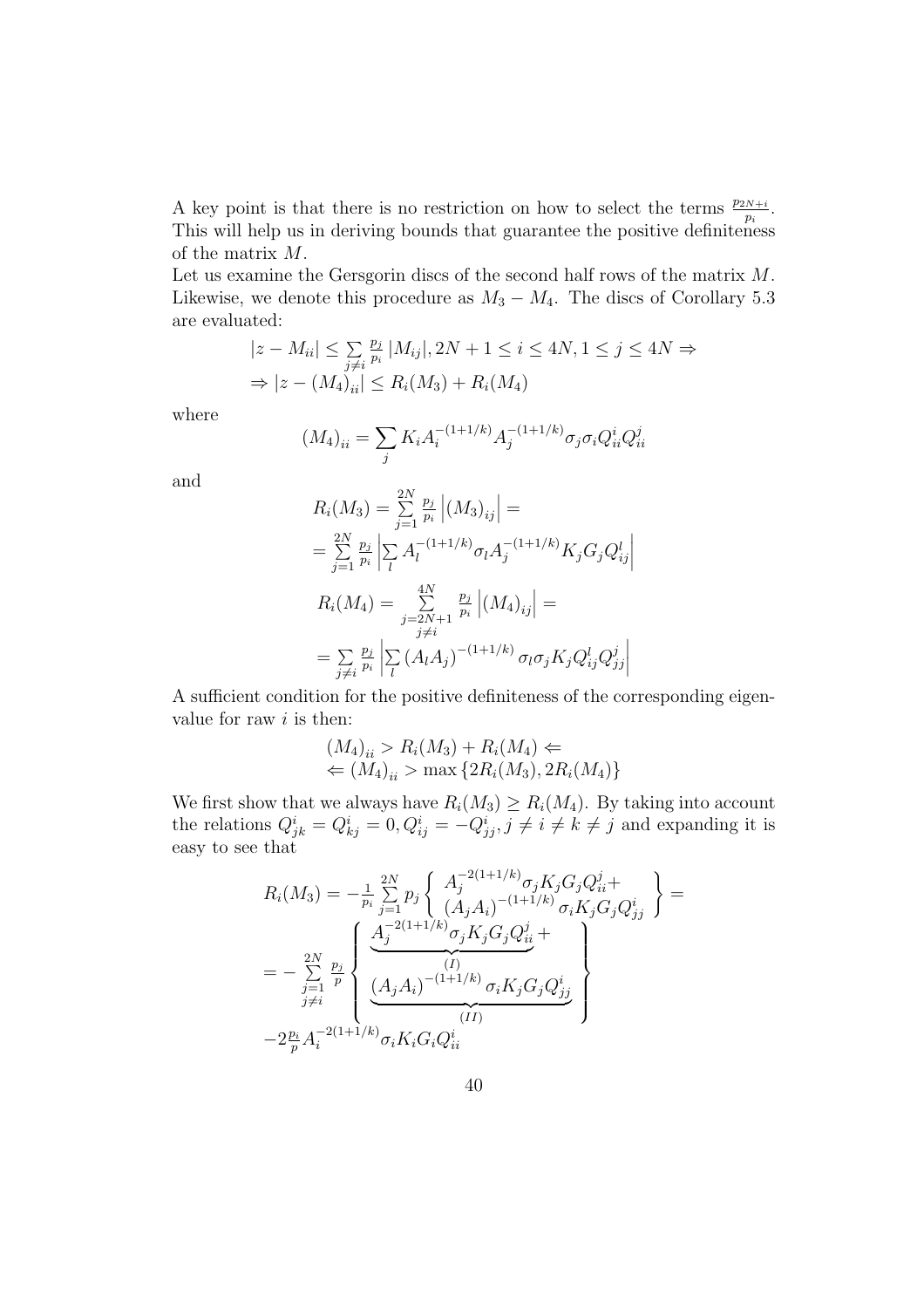A key point is that there is no restriction on how to select the terms $\frac{p_{2N+i}}{p_i}$. This will help us in deriving bounds that guarantee the positive definiteness of the matrix $M$.

Let us examine the Gersgorin discs of the second half rows of the matrix $M$. Likewise, we denote this procedure as $M_3 - M_4$. The discs of Corollary 5.3 are evaluated:

$$
\begin{array}{l}
|z - M_{ii}| \leq \sum\limits_{j \neq i} \frac{p_j}{p_i} |M_{ij}|, 2N+1 \leq i \leq 4N, 1 \leq j \leq 4N \Rightarrow \\
\Rightarrow |z - (M_4)_{ii}| \leq R_i(M_3) + R_i(M_4)
\end{array}
$$

where

$$
(M_4)_{ii} = \sum_j K_i A_i^{-(1+1/k)} A_j^{-(1+1/k)} \sigma_j \sigma_i Q_{ii}^i Q_{ii}^j
$$

and

$$
\begin{array}{l}
R_i(M_3) = \sum\limits_{j=1}^{2N} \frac{p_j}{p_i} \left| (M_3)_{ij} \right| = \\
= \sum\limits_{j=1}^{2N} \frac{p_j}{p_i} \left| \sum\limits_l A_l^{-(1+1/k)} \sigma_l A_j^{-(1+1/k)} K_j G_j Q_{ij}^l \right| \\
R_i(M_4) = \sum\limits_{\substack{j=2N+1 \\ j \neq i}}^{4N} \frac{p_j}{p_i} \left| (M_4)_{ij} \right| = \\
= \sum\limits_{j \neq i} \frac{p_j}{p_i} \left| \sum\limits_l (A_l A_j)^{-(1+1/k)} \sigma_l \sigma_j K_j Q_{ij}^l Q_{jj}^j \right|
\end{array}
$$

A sufficient condition for the positive definiteness of the corresponding eigenvalue for raw $i$ is then:

$$
\begin{array}{l}
(M_4)_{ii} > R_i(M_3) + R_i(M_4) \Leftarrow \\
\Leftarrow (M_4)_{ii} > \max \left\{ 2R_i(M_3), 2R_i(M_4) \right\}
\end{array}
$$

We first show that we always have $R_i(M_3) \geq R_i(M_4)$. By taking into account the relations $Q_{jk}^i = Q_{kj}^i = 0, Q_{ij}^i = -Q_{jj}^i, j \neq i \neq k \neq j$ and expanding it is easy to see that

$$
\begin{array}{l}
R_i(M_3) = -\frac{1}{p_i} \sum\limits_{j=1}^{2N} p_j \left\{ \begin{array}{l} A_j^{-2(1+1/k)} \sigma_j K_j G_j Q_{ii}^j + \\ (A_j A_i)^{-(1+1/k)} \sigma_i K_j G_j Q_{jj}^i \end{array} \right\} = \\
= -\sum\limits_{\substack{j=1 \\ j \neq i}}^{2N} \frac{p_j}{p} \left\{ \begin{array}{l} \underbrace{A_j^{-2(1+1/k)} \sigma_j K_j G_j Q_{ii}^j}_{(I)} + \\ \underbrace{(A_j A_i)^{-(1+1/k)} \sigma_i K_j G_j Q_{jj}^i}_{(II)} \end{array} \right\} \\
-2\frac{p_i}{p} A_i^{-2(1+1/k)} \sigma_i K_i G_i Q_{ii}^i
\end{array}
$$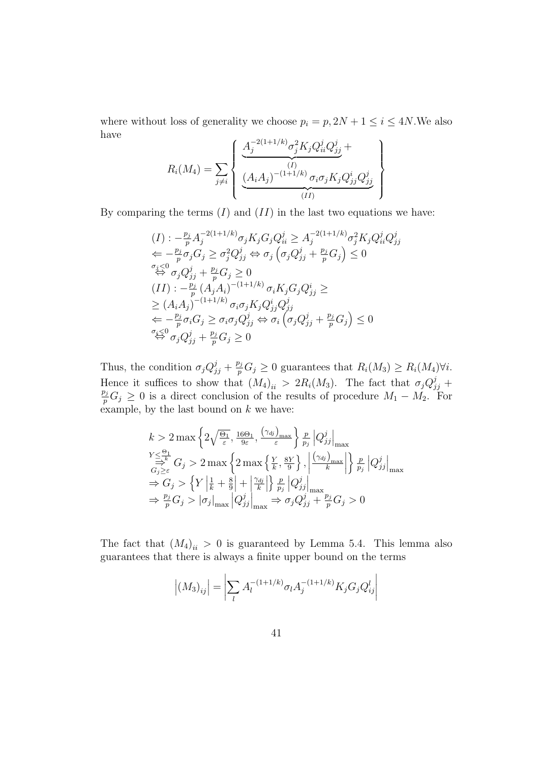where without loss of generality we choose $p_i = p, 2N+1 \leq i \leq 4N$.We also have

$$R_i(M_4) = \sum_{j \neq i} \left\{ \begin{array}{c} \underbrace{A_j^{-2(1+1/k)} \sigma_j^2 K_j Q_{ii}^j Q_{jj}^j}_{(I)} + \\ \underbrace{(A_i A_j)^{-(1+1/k)} \sigma_i \sigma_j K_j Q_{jj}^i Q_{jj}^j}_{(II)} \end{array} \right\}$$

By comparing the terms $(I)$ and $(II)$ in the last two equations we have:

$$\begin{array}{l}
(I) : -\frac{p_j}{p} A_j^{-2(1+1/k)} \sigma_j K_j G_j Q_{ii}^j \geq A_j^{-2(1+1/k)} \sigma_j^2 K_j Q_{ii}^j Q_{jj}^j \\
\Leftarrow -\frac{p_j}{p} \sigma_j G_j \geq \sigma_j^2 Q_{jj}^j \Leftrightarrow \sigma_j \left( \sigma_j Q_{jj}^j + \frac{p_j}{p} G_j \right) \leq 0 \\
\overset{\sigma_j < 0}{\Leftrightarrow} \sigma_j Q_{jj}^j + \frac{p_j}{p} G_j \geq 0 \\
(II) : -\frac{p_j}{p} (A_j A_i)^{-(1+1/k)} \sigma_i K_j G_j Q_{jj}^i \geq \\
\geq (A_i A_j)^{-(1+1/k)} \sigma_i \sigma_j K_j Q_{jj}^i Q_{jj}^j \\
\Leftarrow -\frac{p_j}{p} \sigma_i G_j \geq \sigma_i \sigma_j Q_{jj}^j \Leftrightarrow \sigma_i \left( \sigma_j Q_{jj}^j + \frac{p_j}{p} G_j \right) \leq 0 \\
\overset{\sigma_i < 0}{\Leftrightarrow} \sigma_j Q_{jj}^j + \frac{p_j}{p} G_j \geq 0
\end{array}$$

Thus, the condition $\sigma_j Q_{jj}^j + \frac{p_j}{p} G_j \geq 0$ guarantees that $R_i(M_3) \geq R_i(M_4) \forall i$. Hence it suffices to show that $(M_4)_{ii} > 2R_i(M_3)$. The fact that $\sigma_j Q_{jj}^j + \frac{p_j}{p} G_j \geq 0$ is a direct conclusion of the results of procedure $M_1 - M_2$. For example, by the last bound on $k$ we have:

$$\begin{array}{l}
k > 2 \max \left\{ 2\sqrt{\frac{\Theta_1}{\varepsilon}}, \frac{16\Theta_1}{9\varepsilon}, \frac{(\gamma_{dj})_{\max}}{\varepsilon} \right\} \frac{p}{p_j} \left| Q_{jj}^j \right|_{\max} \\
\underset{G_j \geq \varepsilon}{\overset{Y \leq \frac{\Theta_1}{k}}{\Rightarrow}} G_j > 2 \max \left\{ 2 \max \left\{ \frac{Y}{k}, \frac{8Y}{9} \right\}, \left| \frac{(\gamma_{dj})_{\max}}{k} \right| \right\} \frac{p}{p_j} \left| Q_{jj}^j \right|_{\max} \\
\Rightarrow G_j > \left\{ Y \left| \frac{1}{k} + \frac{8}{9} \right| + \left| \frac{\gamma_{dj}}{k} \right| \right\} \frac{p}{p_j} \left| Q_{jj}^j \right|_{\max} \\
\Rightarrow \frac{p_j}{p} G_j > \left| \sigma_j \right|_{\max} \left| Q_{jj}^j \right|_{\max} \Rightarrow \sigma_j Q_{jj}^j + \frac{p_j}{p} G_j > 0
\end{array}$$

The fact that $(M_4)_{ii} > 0$ is guaranteed by Lemma 5.4. This lemma also guarantees that there is always a finite upper bound on the terms

$$\left| (M_3)_{ij} \right| = \left| \sum_l A_l^{-(1+1/k)} \sigma_l A_j^{-(1+1/k)} K_j G_j Q_{ij}^l \right|$$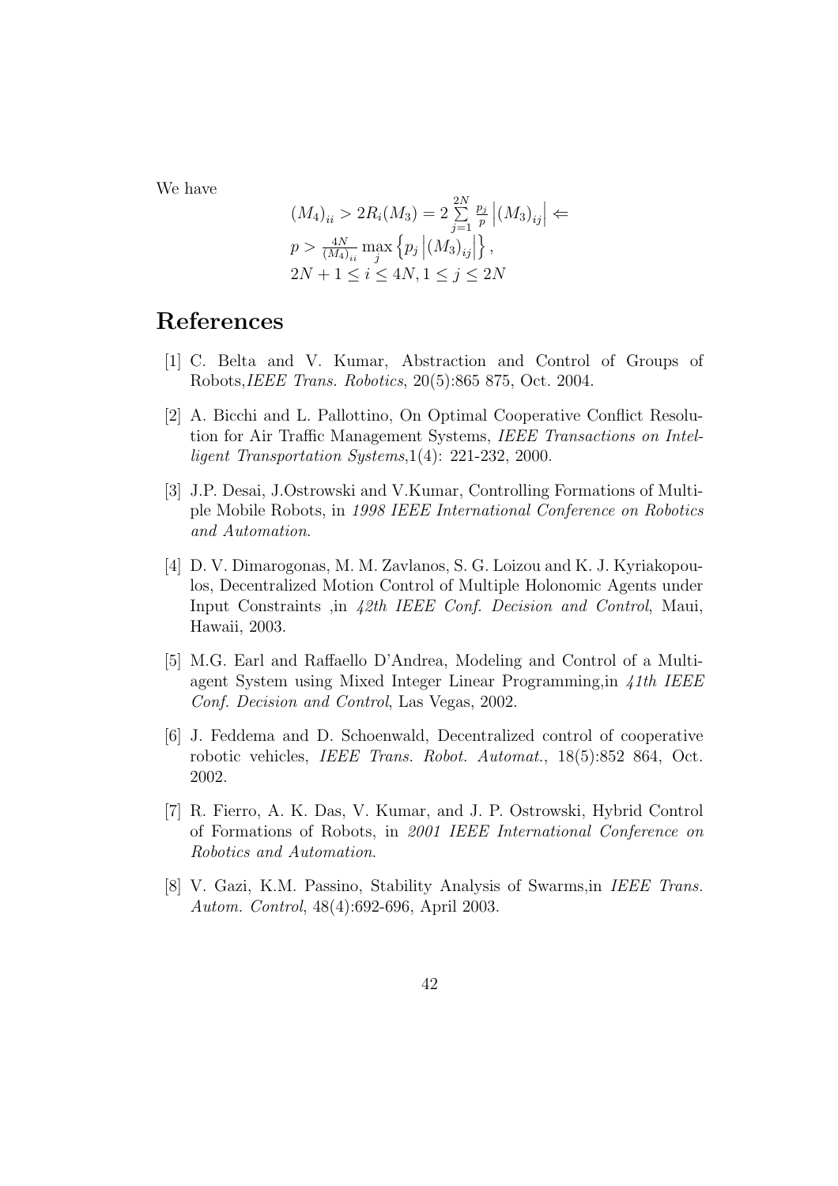We have

$$
\begin{aligned}
&(M_4)_{ii} > 2R_i(M_3) = 2\sum_{j=1}^{2N} \tfrac{p_j}{p} \left|(M_3)_{ij}\right| \Leftarrow \\
&p > \tfrac{4N}{(M_4)_{ii}} \max_j \left\{ p_j \left|(M_3)_{ij}\right| \right\}, \\
&2N+1 \le i \le 4N, 1 \le j \le 2N
\end{aligned}
$$

# References

[1] C. Belta and V. Kumar, Abstraction and Control of Groups of Robots,*IEEE Trans. Robotics*, 20(5):865 875, Oct. 2004.

[2] A. Bicchi and L. Pallottino, On Optimal Cooperative Conflict Resolution for Air Traffic Management Systems, *IEEE Transactions on Intelligent Transportation Systems*,1(4): 221-232, 2000.

[3] J.P. Desai, J.Ostrowski and V.Kumar, Controlling Formations of Multiple Mobile Robots, in *1998 IEEE International Conference on Robotics and Automation*.

[4] D. V. Dimarogonas, M. M. Zavlanos, S. G. Loizou and K. J. Kyriakopoulos, Decentralized Motion Control of Multiple Holonomic Agents under Input Constraints ,in *42th IEEE Conf. Decision and Control*, Maui, Hawaii, 2003.

[5] M.G. Earl and Raffaello D'Andrea, Modeling and Control of a Multi-agent System using Mixed Integer Linear Programming,in *41th IEEE Conf. Decision and Control*, Las Vegas, 2002.

[6] J. Feddema and D. Schoenwald, Decentralized control of cooperative robotic vehicles, *IEEE Trans. Robot. Automat.*, 18(5):852 864, Oct. 2002.

[7] R. Fierro, A. K. Das, V. Kumar, and J. P. Ostrowski, Hybrid Control of Formations of Robots, in *2001 IEEE International Conference on Robotics and Automation*.

[8] V. Gazi, K.M. Passino, Stability Analysis of Swarms,in *IEEE Trans. Autom. Control*, 48(4):692-696, April 2003.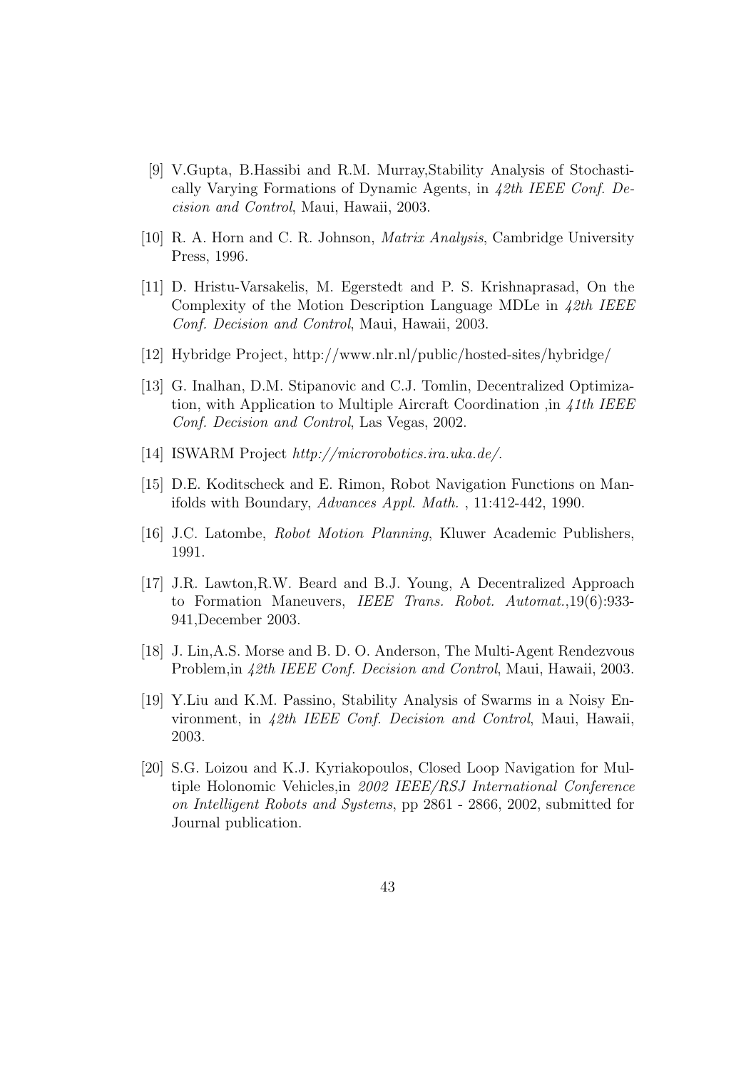[9] V.Gupta, B.Hassibi and R.M. Murray,Stability Analysis of Stochastically Varying Formations of Dynamic Agents, in *42th IEEE Conf. Decision and Control*, Maui, Hawaii, 2003.

[10] R. A. Horn and C. R. Johnson, *Matrix Analysis*, Cambridge University Press, 1996.

[11] D. Hristu-Varsakelis, M. Egerstedt and P. S. Krishnaprasad, On the Complexity of the Motion Description Language MDLe in *42th IEEE Conf. Decision and Control*, Maui, Hawaii, 2003.

[12] Hybridge Project, http://www.nlr.nl/public/hosted-sites/hybridge/

[13] G. Inalhan, D.M. Stipanovic and C.J. Tomlin, Decentralized Optimization, with Application to Multiple Aircraft Coordination ,in *41th IEEE Conf. Decision and Control*, Las Vegas, 2002.

[14] ISWARM Project *http://microrobotics.ira.uka.de/*.

[15] D.E. Koditscheck and E. Rimon, Robot Navigation Functions on Manifolds with Boundary, *Advances Appl. Math.* , 11:412-442, 1990.

[16] J.C. Latombe, *Robot Motion Planning*, Kluwer Academic Publishers, 1991.

[17] J.R. Lawton,R.W. Beard and B.J. Young, A Decentralized Approach to Formation Maneuvers, *IEEE Trans. Robot. Automat.*,19(6):933-941,December 2003.

[18] J. Lin,A.S. Morse and B. D. O. Anderson, The Multi-Agent Rendezvous Problem,in *42th IEEE Conf. Decision and Control*, Maui, Hawaii, 2003.

[19] Y.Liu and K.M. Passino, Stability Analysis of Swarms in a Noisy Environment, in *42th IEEE Conf. Decision and Control*, Maui, Hawaii, 2003.

[20] S.G. Loizou and K.J. Kyriakopoulos, Closed Loop Navigation for Multiple Holonomic Vehicles,in *2002 IEEE/RSJ International Conference on Intelligent Robots and Systems*, pp 2861 - 2866, 2002, submitted for Journal publication.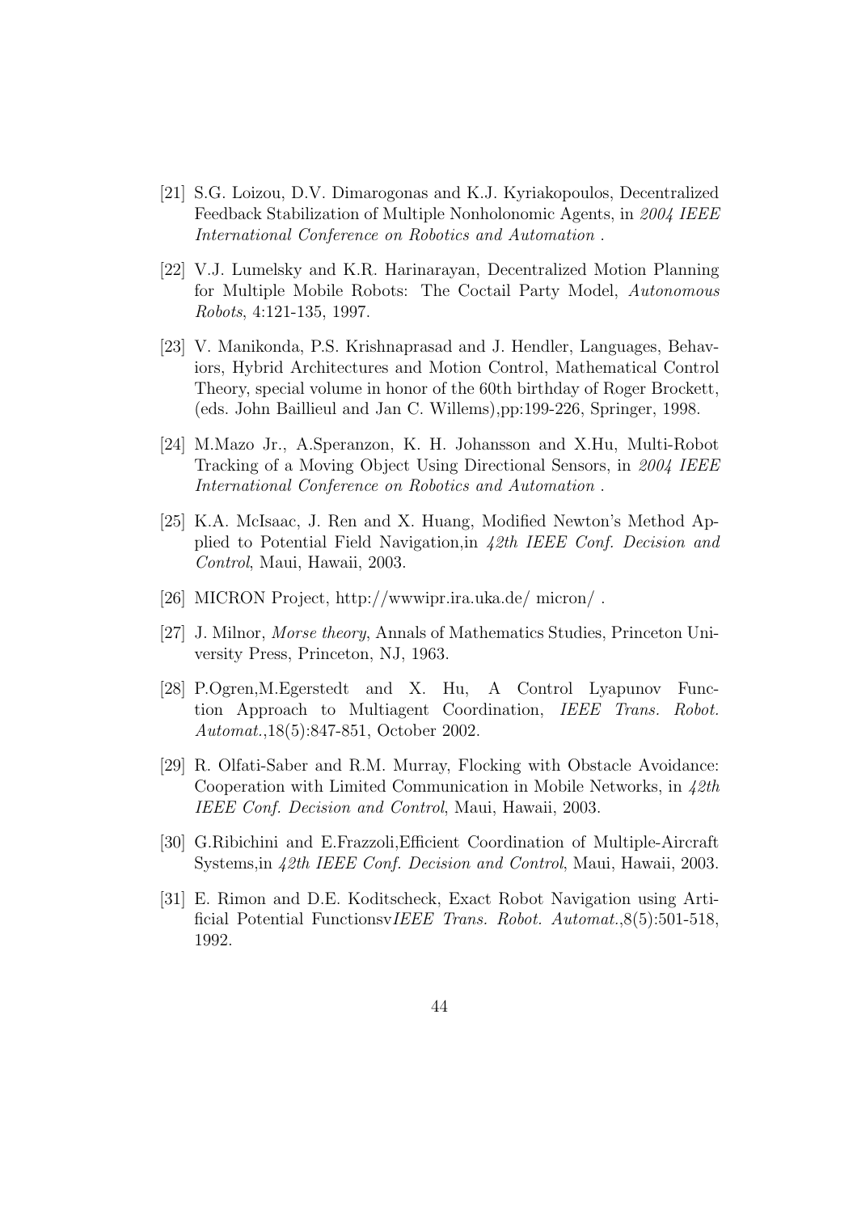[21] S.G. Loizou, D.V. Dimarogonas and K.J. Kyriakopoulos, Decentralized Feedback Stabilization of Multiple Nonholonomic Agents, in *2004 IEEE International Conference on Robotics and Automation* .

[22] V.J. Lumelsky and K.R. Harinarayan, Decentralized Motion Planning for Multiple Mobile Robots: The Coctail Party Model, *Autonomous Robots*, 4:121-135, 1997.

[23] V. Manikonda, P.S. Krishnaprasad and J. Hendler, Languages, Behaviors, Hybrid Architectures and Motion Control, Mathematical Control Theory, special volume in honor of the 60th birthday of Roger Brockett, (eds. John Baillieul and Jan C. Willems),pp:199-226, Springer, 1998.

[24] M.Mazo Jr., A.Speranzon, K. H. Johansson and X.Hu, Multi-Robot Tracking of a Moving Object Using Directional Sensors, in *2004 IEEE International Conference on Robotics and Automation* .

[25] K.A. McIsaac, J. Ren and X. Huang, Modified Newton's Method Applied to Potential Field Navigation,in *42th IEEE Conf. Decision and Control*, Maui, Hawaii, 2003.

[26] MICRON Project, http://wwwipr.ira.uka.de/ micron/ .

[27] J. Milnor, *Morse theory*, Annals of Mathematics Studies, Princeton University Press, Princeton, NJ, 1963.

[28] P.Ogren,M.Egerstedt and X. Hu, A Control Lyapunov Function Approach to Multiagent Coordination, *IEEE Trans. Robot. Automat.*,18(5):847-851, October 2002.

[29] R. Olfati-Saber and R.M. Murray, Flocking with Obstacle Avoidance: Cooperation with Limited Communication in Mobile Networks, in *42th IEEE Conf. Decision and Control*, Maui, Hawaii, 2003.

[30] G.Ribichini and E.Frazzoli,Efficient Coordination of Multiple-Aircraft Systems,in *42th IEEE Conf. Decision and Control*, Maui, Hawaii, 2003.

[31] E. Rimon and D.E. Koditscheck, Exact Robot Navigation using Artificial Potential Functionsv*IEEE Trans. Robot. Automat.*,8(5):501-518, 1992.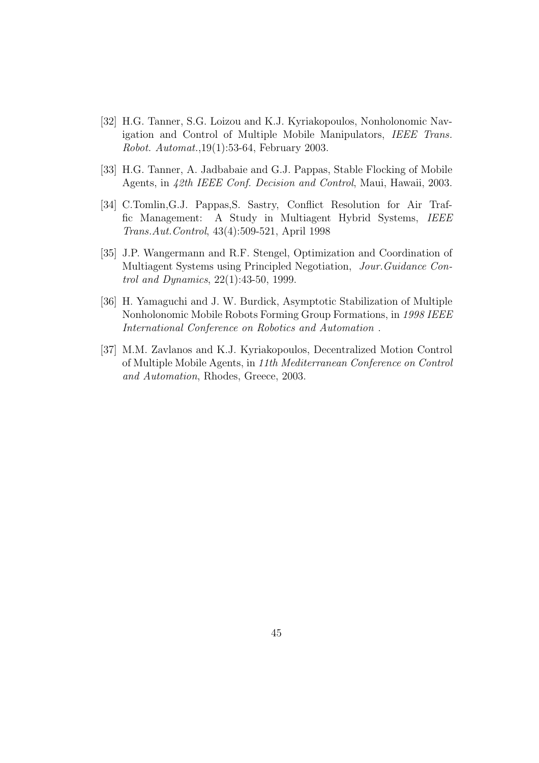[32] H.G. Tanner, S.G. Loizou and K.J. Kyriakopoulos, Nonholonomic Navigation and Control of Multiple Mobile Manipulators, *IEEE Trans. Robot. Automat.*,19(1):53-64, February 2003.

[33] H.G. Tanner, A. Jadbabaie and G.J. Pappas, Stable Flocking of Mobile Agents, in *42th IEEE Conf. Decision and Control*, Maui, Hawaii, 2003.

[34] C.Tomlin,G.J. Pappas,S. Sastry, Conflict Resolution for Air Traffic Management: A Study in Multiagent Hybrid Systems, *IEEE Trans.Aut.Control*, 43(4):509-521, April 1998

[35] J.P. Wangermann and R.F. Stengel, Optimization and Coordination of Multiagent Systems using Principled Negotiation, *Jour.Guidance Control and Dynamics*, 22(1):43-50, 1999.

[36] H. Yamaguchi and J. W. Burdick, Asymptotic Stabilization of Multiple Nonholonomic Mobile Robots Forming Group Formations, in *1998 IEEE International Conference on Robotics and Automation* .

[37] M.M. Zavlanos and K.J. Kyriakopoulos, Decentralized Motion Control of Multiple Mobile Agents, in *11th Mediterranean Conference on Control and Automation*, Rhodes, Greece, 2003.